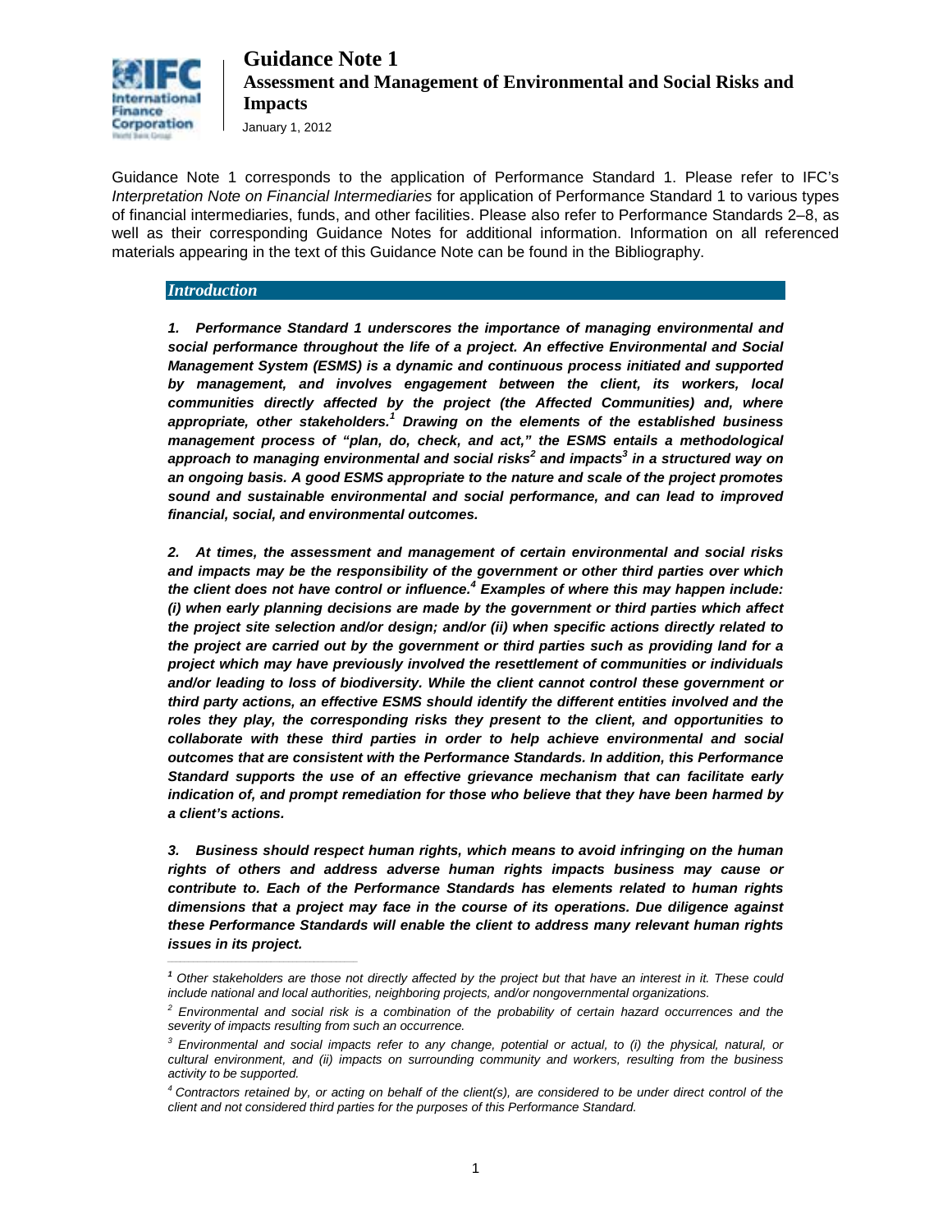# Guidance Note 1

## Assessment and Management of Environmental and Social Risks and Impacts

January 1, 2012

Guidance Note 1 corresponds to the application of Performance Standard 1. Please refer to IFC's *Interpretation Note on Financial Intermediaries* for application of Performance Standard 1 to various types of financial intermediaries, funds, and other facilities. Please also refer to Performance Standards 2–8, as well as their corresponding Guidance Notes for additional information. Information on all referenced materials appearing in the text of this Guidance Note can be found in the Bibliography.

### *Introduction*

***1. Performance Standard 1 underscores the importance of managing environmental and social performance throughout the life of a project. An effective Environmental and Social Management System (ESMS) is a dynamic and continuous process initiated and supported by management, and involves engagement between the client, its workers, local communities directly affected by the project (the Affected Communities) and, where appropriate, other stakeholders.[1] Drawing on the elements of the established business management process of "plan, do, check, and act," the ESMS entails a methodological approach to managing environmental and social risks[2] and impacts[3] in a structured way on an ongoing basis. A good ESMS appropriate to the nature and scale of the project promotes sound and sustainable environmental and social performance, and can lead to improved financial, social, and environmental outcomes.***

***2. At times, the assessment and management of certain environmental and social risks and impacts may be the responsibility of the government or other third parties over which the client does not have control or influence.[4] Examples of where this may happen include: (i) when early planning decisions are made by the government or third parties which affect the project site selection and/or design; and/or (ii) when specific actions directly related to the project are carried out by the government or third parties such as providing land for a project which may have previously involved the resettlement of communities or individuals and/or leading to loss of biodiversity. While the client cannot control these government or third party actions, an effective ESMS should identify the different entities involved and the roles they play, the corresponding risks they present to the client, and opportunities to collaborate with these third parties in order to help achieve environmental and social outcomes that are consistent with the Performance Standards. In addition, this Performance Standard supports the use of an effective grievance mechanism that can facilitate early indication of, and prompt remediation for those who believe that they have been harmed by a client's actions.***

***3. Business should respect human rights, which means to avoid infringing on the human rights of others and address adverse human rights impacts business may cause or contribute to. Each of the Performance Standards has elements related to human rights dimensions that a project may face in the course of its operations. Due diligence against these Performance Standards will enable the client to address many relevant human rights issues in its project.***

---

*[1] Other stakeholders are those not directly affected by the project but that have an interest in it. These could include national and local authorities, neighboring projects, and/or nongovernmental organizations.*

*[2] Environmental and social risk is a combination of the probability of certain hazard occurrences and the severity of impacts resulting from such an occurrence.*

*[3] Environmental and social impacts refer to any change, potential or actual, to (i) the physical, natural, or cultural environment, and (ii) impacts on surrounding community and workers, resulting from the business activity to be supported.*

*[4] Contractors retained by, or acting on behalf of the client(s), are considered to be under direct control of the client and not considered third parties for the purposes of this Performance Standard.*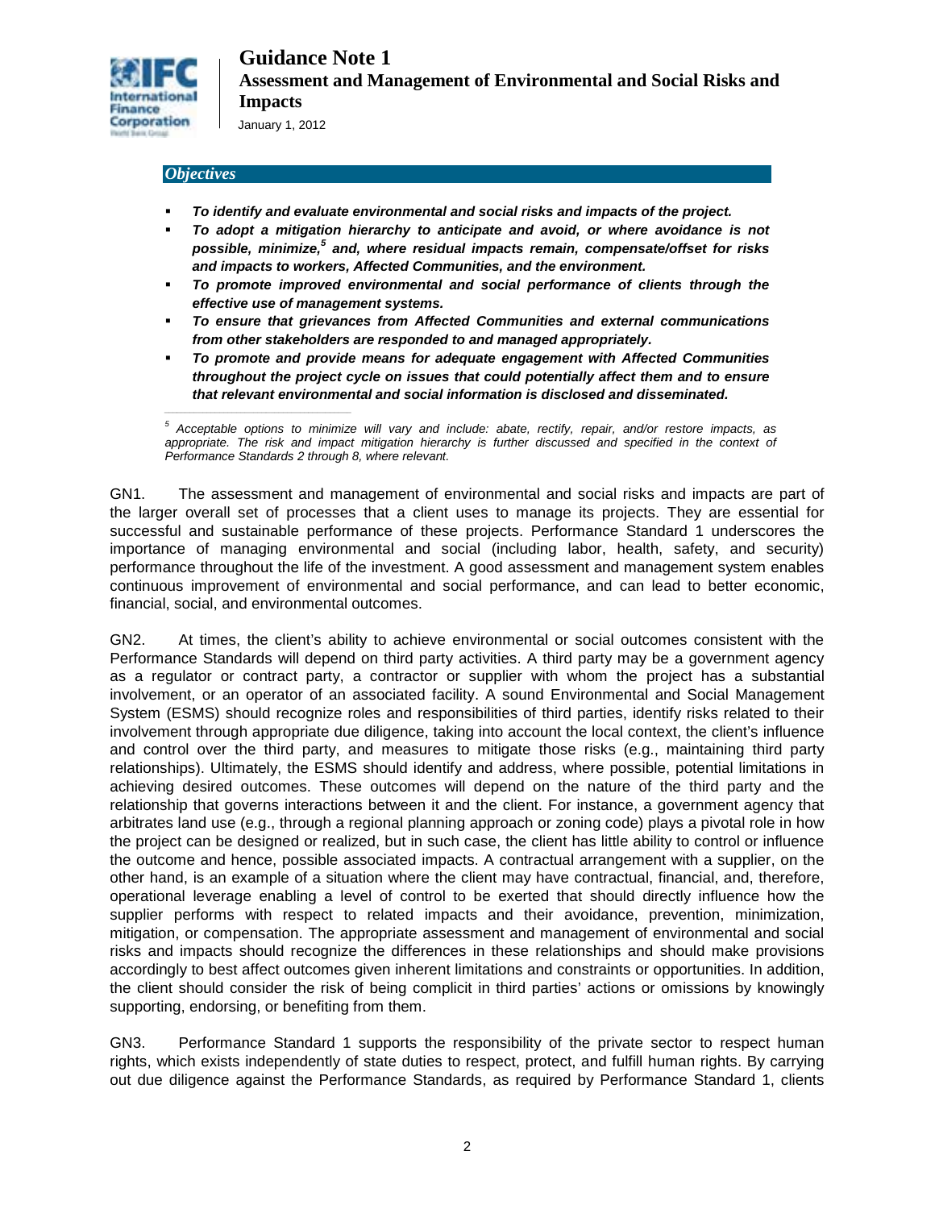### *Objectives*

- ***To identify and evaluate environmental and social risks and impacts of the project.***
- ***To adopt a mitigation hierarchy to anticipate and avoid, or where avoidance is not possible, minimize,[5] and, where residual impacts remain, compensate/offset for risks and impacts to workers, Affected Communities, and the environment.***
- ***To promote improved environmental and social performance of clients through the effective use of management systems.***
- ***To ensure that grievances from Affected Communities and external communications from other stakeholders are responded to and managed appropriately.***
- ***To promote and provide means for adequate engagement with Affected Communities throughout the project cycle on issues that could potentially affect them and to ensure that relevant environmental and social information is disclosed and disseminated.***

*[5] Acceptable options to minimize will vary and include: abate, rectify, repair, and/or restore impacts, as appropriate. The risk and impact mitigation hierarchy is further discussed and specified in the context of Performance Standards 2 through 8, where relevant.*

GN1. The assessment and management of environmental and social risks and impacts are part of the larger overall set of processes that a client uses to manage its projects. They are essential for successful and sustainable performance of these projects. Performance Standard 1 underscores the importance of managing environmental and social (including labor, health, safety, and security) performance throughout the life of the investment. A good assessment and management system enables continuous improvement of environmental and social performance, and can lead to better economic, financial, social, and environmental outcomes.

GN2. At times, the client's ability to achieve environmental or social outcomes consistent with the Performance Standards will depend on third party activities. A third party may be a government agency as a regulator or contract party, a contractor or supplier with whom the project has a substantial involvement, or an operator of an associated facility. A sound Environmental and Social Management System (ESMS) should recognize roles and responsibilities of third parties, identify risks related to their involvement through appropriate due diligence, taking into account the local context, the client's influence and control over the third party, and measures to mitigate those risks (e.g., maintaining third party relationships). Ultimately, the ESMS should identify and address, where possible, potential limitations in achieving desired outcomes. These outcomes will depend on the nature of the third party and the relationship that governs interactions between it and the client. For instance, a government agency that arbitrates land use (e.g., through a regional planning approach or zoning code) plays a pivotal role in how the project can be designed or realized, but in such case, the client has little ability to control or influence the outcome and hence, possible associated impacts. A contractual arrangement with a supplier, on the other hand, is an example of a situation where the client may have contractual, financial, and, therefore, operational leverage enabling a level of control to be exerted that should directly influence how the supplier performs with respect to related impacts and their avoidance, prevention, minimization, mitigation, or compensation. The appropriate assessment and management of environmental and social risks and impacts should recognize the differences in these relationships and should make provisions accordingly to best affect outcomes given inherent limitations and constraints or opportunities. In addition, the client should consider the risk of being complicit in third parties' actions or omissions by knowingly supporting, endorsing, or benefiting from them.

GN3. Performance Standard 1 supports the responsibility of the private sector to respect human rights, which exists independently of state duties to respect, protect, and fulfill human rights. By carrying out due diligence against the Performance Standards, as required by Performance Standard 1, clients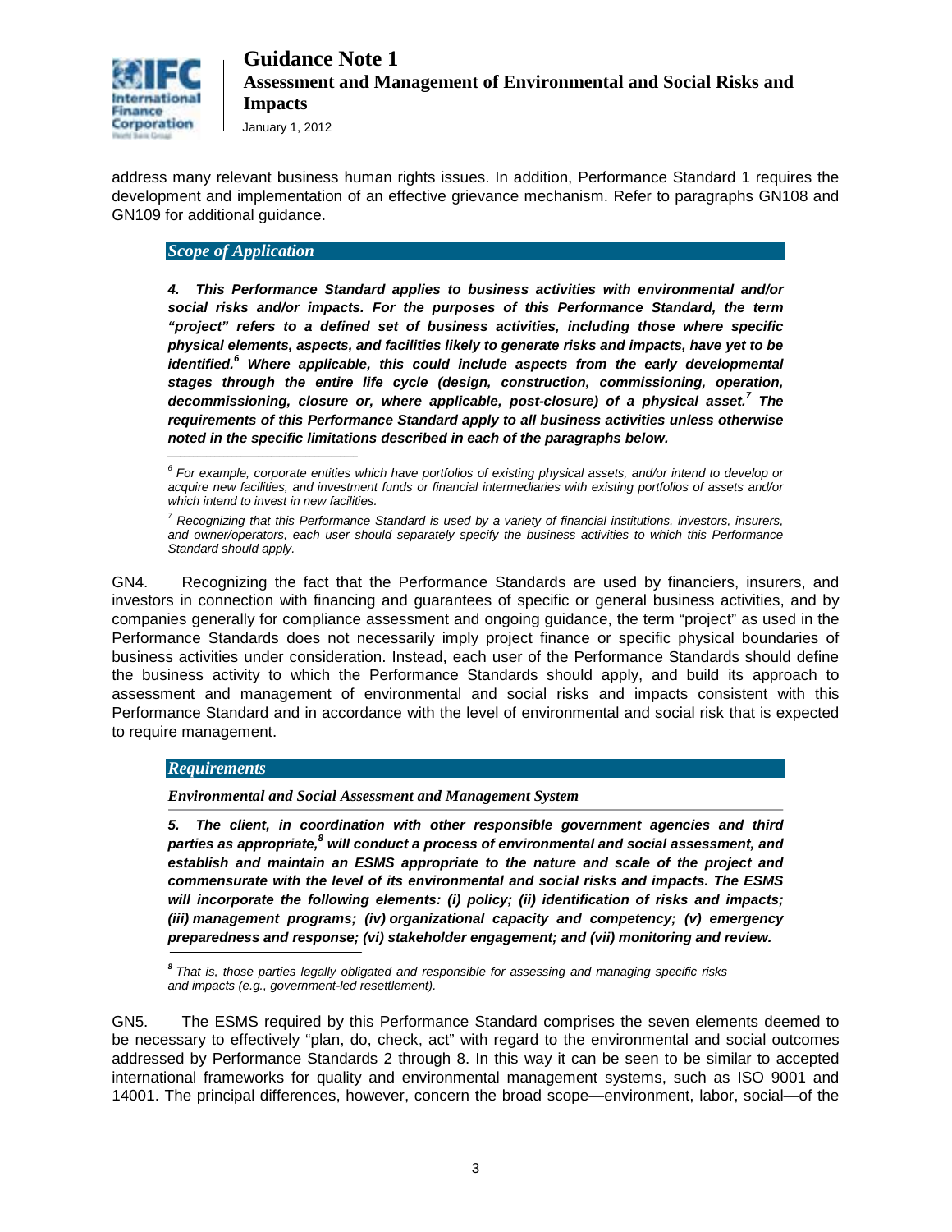address many relevant business human rights issues. In addition, Performance Standard 1 requires the development and implementation of an effective grievance mechanism. Refer to paragraphs GN108 and GN109 for additional guidance.

### *Scope of Application*

***4. This Performance Standard applies to business activities with environmental and/or social risks and/or impacts. For the purposes of this Performance Standard, the term "project" refers to a defined set of business activities, including those where specific physical elements, aspects, and facilities likely to generate risks and impacts, have yet to be identified.[6] Where applicable, this could include aspects from the early developmental stages through the entire life cycle (design, construction, commissioning, operation, decommissioning, closure or, where applicable, post-closure) of a physical asset.[7] The requirements of this Performance Standard apply to all business activities unless otherwise noted in the specific limitations described in each of the paragraphs below.***

*[6] For example, corporate entities which have portfolios of existing physical assets, and/or intend to develop or acquire new facilities, and investment funds or financial intermediaries with existing portfolios of assets and/or which intend to invest in new facilities.*

*[7] Recognizing that this Performance Standard is used by a variety of financial institutions, investors, insurers, and owner/operators, each user should separately specify the business activities to which this Performance Standard should apply.*

GN4. Recognizing the fact that the Performance Standards are used by financiers, insurers, and investors in connection with financing and guarantees of specific or general business activities, and by companies generally for compliance assessment and ongoing guidance, the term "project" as used in the Performance Standards does not necessarily imply project finance or specific physical boundaries of business activities under consideration. Instead, each user of the Performance Standards should define the business activity to which the Performance Standards should apply, and build its approach to assessment and management of environmental and social risks and impacts consistent with this Performance Standard and in accordance with the level of environmental and social risk that is expected to require management.

### *Requirements*

#### *Environmental and Social Assessment and Management System*

***5. The client, in coordination with other responsible government agencies and third parties as appropriate,[8] will conduct a process of environmental and social assessment, and establish and maintain an ESMS appropriate to the nature and scale of the project and commensurate with the level of its environmental and social risks and impacts. The ESMS will incorporate the following elements: (i) policy; (ii) identification of risks and impacts; (iii) management programs; (iv) organizational capacity and competency; (v) emergency preparedness and response; (vi) stakeholder engagement; and (vii) monitoring and review.***

*[8] That is, those parties legally obligated and responsible for assessing and managing specific risks and impacts (e.g., government-led resettlement).*

GN5. The ESMS required by this Performance Standard comprises the seven elements deemed to be necessary to effectively "plan, do, check, act" with regard to the environmental and social outcomes addressed by Performance Standards 2 through 8. In this way it can be seen to be similar to accepted international frameworks for quality and environmental management systems, such as ISO 9001 and 14001. The principal differences, however, concern the broad scope—environment, labor, social—of the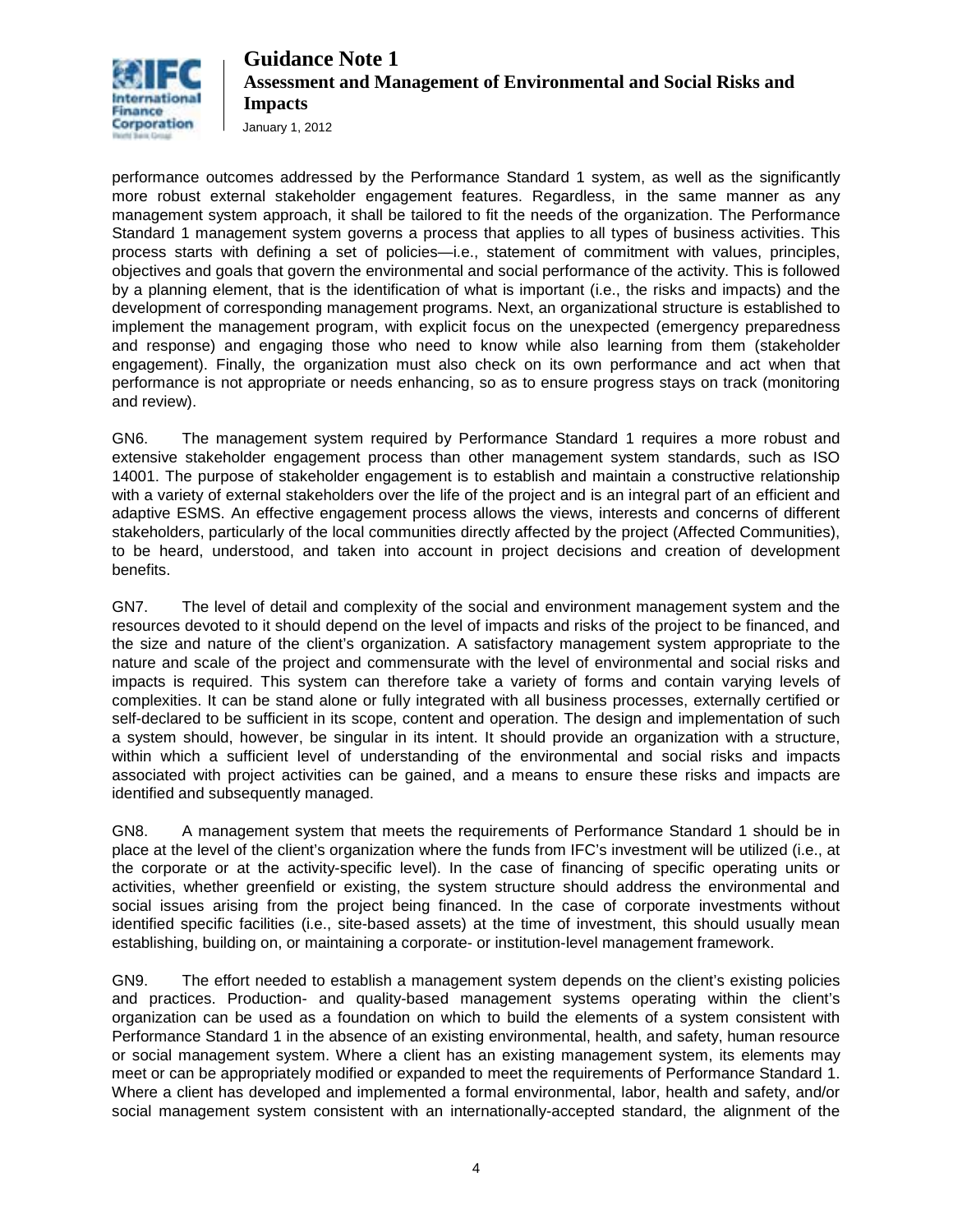performance outcomes addressed by the Performance Standard 1 system, as well as the significantly more robust external stakeholder engagement features. Regardless, in the same manner as any management system approach, it shall be tailored to fit the needs of the organization. The Performance Standard 1 management system governs a process that applies to all types of business activities. This process starts with defining a set of policies—i.e., statement of commitment with values, principles, objectives and goals that govern the environmental and social performance of the activity. This is followed by a planning element, that is the identification of what is important (i.e., the risks and impacts) and the development of corresponding management programs. Next, an organizational structure is established to implement the management program, with explicit focus on the unexpected (emergency preparedness and response) and engaging those who need to know while also learning from them (stakeholder engagement). Finally, the organization must also check on its own performance and act when that performance is not appropriate or needs enhancing, so as to ensure progress stays on track (monitoring and review).

GN6. The management system required by Performance Standard 1 requires a more robust and extensive stakeholder engagement process than other management system standards, such as ISO 14001. The purpose of stakeholder engagement is to establish and maintain a constructive relationship with a variety of external stakeholders over the life of the project and is an integral part of an efficient and adaptive ESMS. An effective engagement process allows the views, interests and concerns of different stakeholders, particularly of the local communities directly affected by the project (Affected Communities), to be heard, understood, and taken into account in project decisions and creation of development benefits.

GN7. The level of detail and complexity of the social and environment management system and the resources devoted to it should depend on the level of impacts and risks of the project to be financed, and the size and nature of the client's organization. A satisfactory management system appropriate to the nature and scale of the project and commensurate with the level of environmental and social risks and impacts is required. This system can therefore take a variety of forms and contain varying levels of complexities. It can be stand alone or fully integrated with all business processes, externally certified or self-declared to be sufficient in its scope, content and operation. The design and implementation of such a system should, however, be singular in its intent. It should provide an organization with a structure, within which a sufficient level of understanding of the environmental and social risks and impacts associated with project activities can be gained, and a means to ensure these risks and impacts are identified and subsequently managed.

GN8. A management system that meets the requirements of Performance Standard 1 should be in place at the level of the client's organization where the funds from IFC's investment will be utilized (i.e., at the corporate or at the activity-specific level). In the case of financing of specific operating units or activities, whether greenfield or existing, the system structure should address the environmental and social issues arising from the project being financed. In the case of corporate investments without identified specific facilities (i.e., site-based assets) at the time of investment, this should usually mean establishing, building on, or maintaining a corporate- or institution-level management framework.

GN9. The effort needed to establish a management system depends on the client's existing policies and practices. Production- and quality-based management systems operating within the client's organization can be used as a foundation on which to build the elements of a system consistent with Performance Standard 1 in the absence of an existing environmental, health, and safety, human resource or social management system. Where a client has an existing management system, its elements may meet or can be appropriately modified or expanded to meet the requirements of Performance Standard 1. Where a client has developed and implemented a formal environmental, labor, health and safety, and/or social management system consistent with an internationally-accepted standard, the alignment of the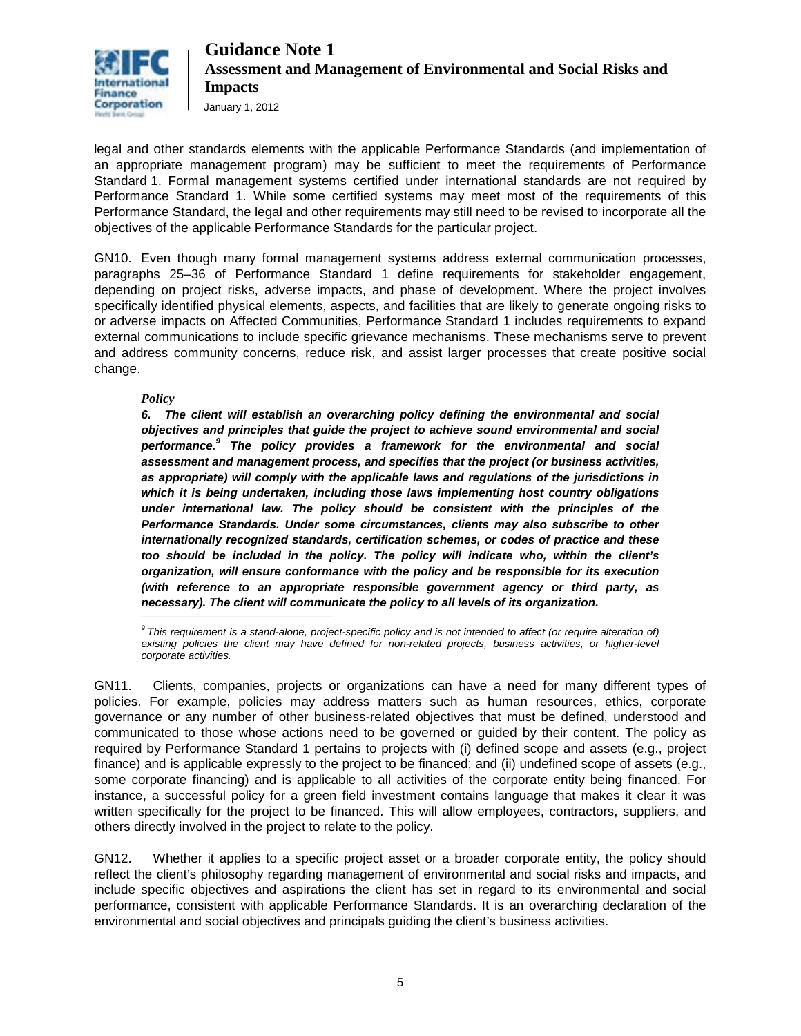legal and other standards elements with the applicable Performance Standards (and implementation of an appropriate management program) may be sufficient to meet the requirements of Performance Standard 1. Formal management systems certified under international standards are not required by Performance Standard 1. While some certified systems may meet most of the requirements of this Performance Standard, the legal and other requirements may still need to be revised to incorporate all the objectives of the applicable Performance Standards for the particular project.

GN10. Even though many formal management systems address external communication processes, paragraphs 25–36 of Performance Standard 1 define requirements for stakeholder engagement, depending on project risks, adverse impacts, and phase of development. Where the project involves specifically identified physical elements, aspects, and facilities that are likely to generate ongoing risks to or adverse impacts on Affected Communities, Performance Standard 1 includes requirements to expand external communications to include specific grievance mechanisms. These mechanisms serve to prevent and address community concerns, reduce risk, and assist larger processes that create positive social change.

***Policy***

***6. The client will establish an overarching policy defining the environmental and social objectives and principles that guide the project to achieve sound environmental and social performance.[9] The policy provides a framework for the environmental and social assessment and management process, and specifies that the project (or business activities, as appropriate) will comply with the applicable laws and regulations of the jurisdictions in which it is being undertaken, including those laws implementing host country obligations under international law. The policy should be consistent with the principles of the Performance Standards. Under some circumstances, clients may also subscribe to other internationally recognized standards, certification schemes, or codes of practice and these too should be included in the policy. The policy will indicate who, within the client's organization, will ensure conformance with the policy and be responsible for its execution (with reference to an appropriate responsible government agency or third party, as necessary). The client will communicate the policy to all levels of its organization.***

*[9] This requirement is a stand-alone, project-specific policy and is not intended to affect (or require alteration of) existing policies the client may have defined for non-related projects, business activities, or higher-level corporate activities.*

GN11. Clients, companies, projects or organizations can have a need for many different types of policies. For example, policies may address matters such as human resources, ethics, corporate governance or any number of other business-related objectives that must be defined, understood and communicated to those whose actions need to be governed or guided by their content. The policy as required by Performance Standard 1 pertains to projects with (i) defined scope and assets (e.g., project finance) and is applicable expressly to the project to be financed; and (ii) undefined scope of assets (e.g., some corporate financing) and is applicable to all activities of the corporate entity being financed. For instance, a successful policy for a green field investment contains language that makes it clear it was written specifically for the project to be financed. This will allow employees, contractors, suppliers, and others directly involved in the project to relate to the policy.

GN12. Whether it applies to a specific project asset or a broader corporate entity, the policy should reflect the client's philosophy regarding management of environmental and social risks and impacts, and include specific objectives and aspirations the client has set in regard to its environmental and social performance, consistent with applicable Performance Standards. It is an overarching declaration of the environmental and social objectives and principals guiding the client's business activities.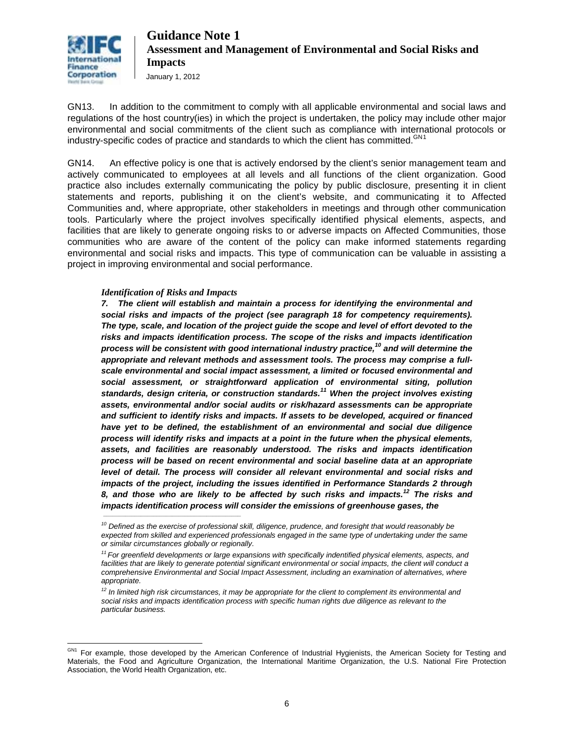GN13. In addition to the commitment to comply with all applicable environmental and social laws and regulations of the host country(ies) in which the project is undertaken, the policy may include other major environmental and social commitments of the client such as compliance with international protocols or industry-specific codes of practice and standards to which the client has committed.[GN1]

GN14. An effective policy is one that is actively endorsed by the client's senior management team and actively communicated to employees at all levels and all functions of the client organization. Good practice also includes externally communicating the policy by public disclosure, presenting it in client statements and reports, publishing it on the client's website, and communicating it to Affected Communities and, where appropriate, other stakeholders in meetings and through other communication tools. Particularly where the project involves specifically identified physical elements, aspects, and facilities that are likely to generate ongoing risks to or adverse impacts on Affected Communities, those communities who are aware of the content of the policy can make informed statements regarding environmental and social risks and impacts. This type of communication can be valuable in assisting a project in improving environmental and social performance.

*Identification of Risks and Impacts*

***7. The client will establish and maintain a process for identifying the environmental and social risks and impacts of the project (see paragraph 18 for competency requirements). The type, scale, and location of the project guide the scope and level of effort devoted to the risks and impacts identification process. The scope of the risks and impacts identification process will be consistent with good international industry practice,[10] and will determine the appropriate and relevant methods and assessment tools. The process may comprise a full-scale environmental and social impact assessment, a limited or focused environmental and social assessment, or straightforward application of environmental siting, pollution standards, design criteria, or construction standards.[11] When the project involves existing assets, environmental and/or social audits or risk/hazard assessments can be appropriate and sufficient to identify risks and impacts. If assets to be developed, acquired or financed have yet to be defined, the establishment of an environmental and social due diligence process will identify risks and impacts at a point in the future when the physical elements, assets, and facilities are reasonably understood. The risks and impacts identification process will be based on recent environmental and social baseline data at an appropriate level of detail. The process will consider all relevant environmental and social risks and impacts of the project, including the issues identified in Performance Standards 2 through 8, and those who are likely to be affected by such risks and impacts.[12] The risks and impacts identification process will consider the emissions of greenhouse gases, the***

*[10] Defined as the exercise of professional skill, diligence, prudence, and foresight that would reasonably be expected from skilled and experienced professionals engaged in the same type of undertaking under the same or similar circumstances globally or regionally.*

*[11] For greenfield developments or large expansions with specifically indentified physical elements, aspects, and facilities that are likely to generate potential significant environmental or social impacts, the client will conduct a comprehensive Environmental and Social Impact Assessment, including an examination of alternatives, where appropriate.*

*[12] In limited high risk circumstances, it may be appropriate for the client to complement its environmental and social risks and impacts identification process with specific human rights due diligence as relevant to the particular business.*

[GN1] For example, those developed by the American Conference of Industrial Hygienists, the American Society for Testing and Materials, the Food and Agriculture Organization, the International Maritime Organization, the U.S. National Fire Protection Association, the World Health Organization, etc.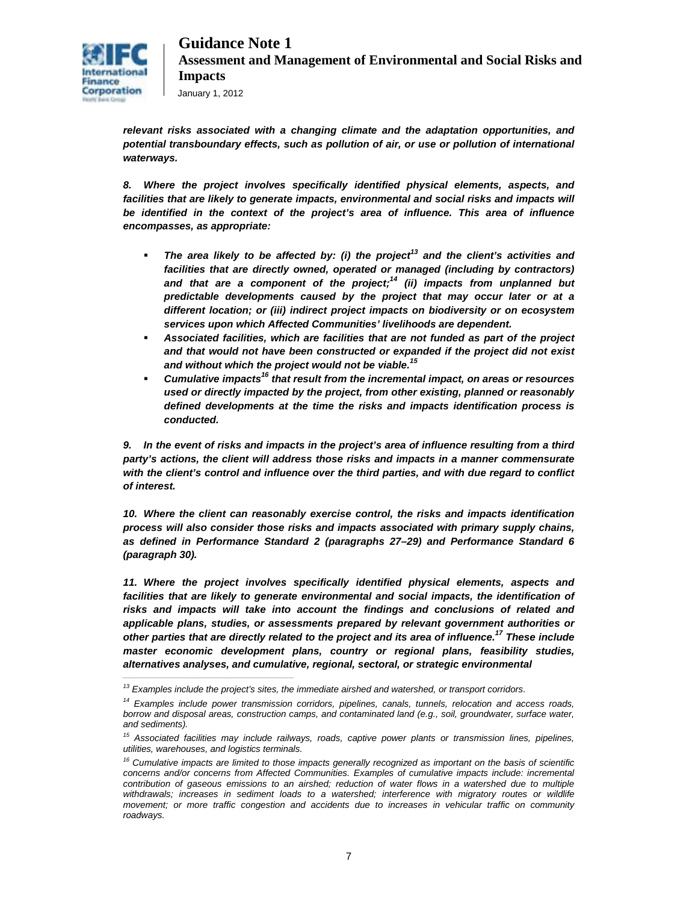***relevant risks associated with a changing climate and the adaptation opportunities, and potential transboundary effects, such as pollution of air, or use or pollution of international waterways.***

***8. Where the project involves specifically identified physical elements, aspects, and facilities that are likely to generate impacts, environmental and social risks and impacts will be identified in the context of the project's area of influence. This area of influence encompasses, as appropriate:***

- ***The area likely to be affected by: (i) the project[13] and the client's activities and facilities that are directly owned, operated or managed (including by contractors) and that are a component of the project;[14] (ii) impacts from unplanned but predictable developments caused by the project that may occur later or at a different location; or (iii) indirect project impacts on biodiversity or on ecosystem services upon which Affected Communities' livelihoods are dependent.***
- ***Associated facilities, which are facilities that are not funded as part of the project and that would not have been constructed or expanded if the project did not exist and without which the project would not be viable.[15]***
- ***Cumulative impacts[16] that result from the incremental impact, on areas or resources used or directly impacted by the project, from other existing, planned or reasonably defined developments at the time the risks and impacts identification process is conducted.***

***9. In the event of risks and impacts in the project's area of influence resulting from a third party's actions, the client will address those risks and impacts in a manner commensurate with the client's control and influence over the third parties, and with due regard to conflict of interest.***

***10. Where the client can reasonably exercise control, the risks and impacts identification process will also consider those risks and impacts associated with primary supply chains, as defined in Performance Standard 2 (paragraphs 27–29) and Performance Standard 6 (paragraph 30).***

***11. Where the project involves specifically identified physical elements, aspects and facilities that are likely to generate environmental and social impacts, the identification of risks and impacts will take into account the findings and conclusions of related and applicable plans, studies, or assessments prepared by relevant government authorities or other parties that are directly related to the project and its area of influence.[17] These include master economic development plans, country or regional plans, feasibility studies, alternatives analyses, and cumulative, regional, sectoral, or strategic environmental***

---

*[13] Examples include the project's sites, the immediate airshed and watershed, or transport corridors.*

*[14] Examples include power transmission corridors, pipelines, canals, tunnels, relocation and access roads, borrow and disposal areas, construction camps, and contaminated land (e.g., soil, groundwater, surface water, and sediments).*

*[15] Associated facilities may include railways, roads, captive power plants or transmission lines, pipelines, utilities, warehouses, and logistics terminals.*

*[16] Cumulative impacts are limited to those impacts generally recognized as important on the basis of scientific concerns and/or concerns from Affected Communities. Examples of cumulative impacts include: incremental contribution of gaseous emissions to an airshed; reduction of water flows in a watershed due to multiple withdrawals; increases in sediment loads to a watershed; interference with migratory routes or wildlife movement; or more traffic congestion and accidents due to increases in vehicular traffic on community roadways.*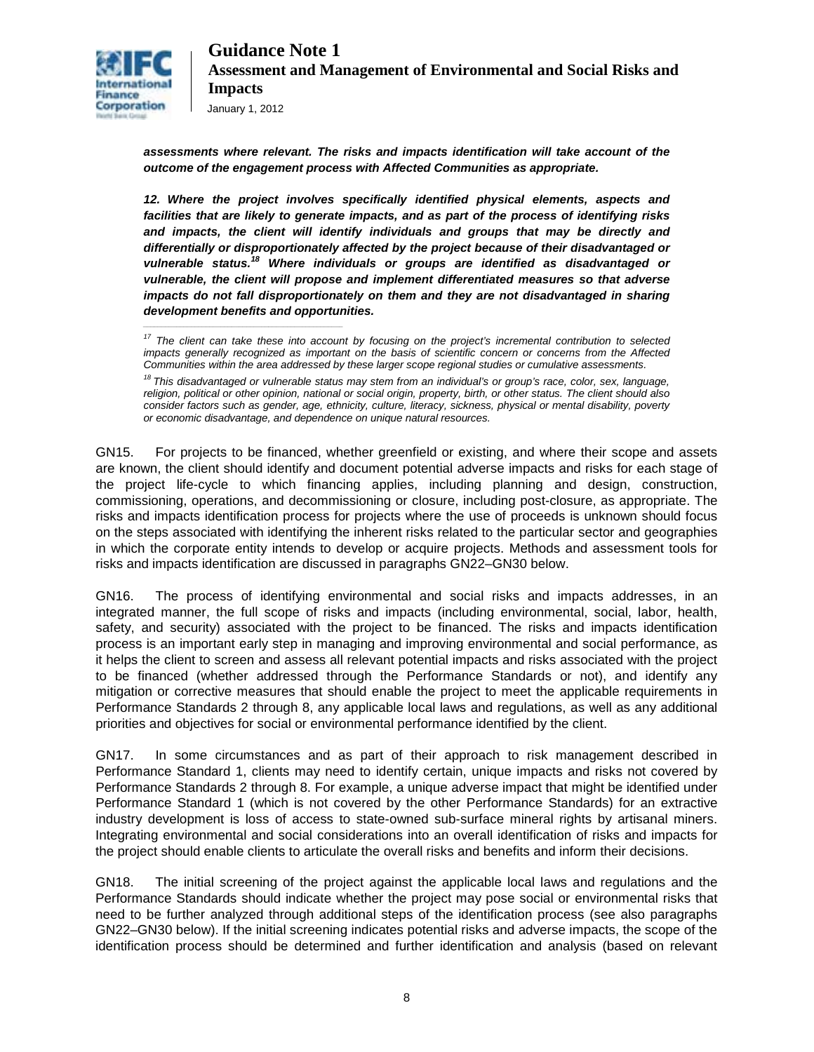***assessments where relevant. The risks and impacts identification will take account of the outcome of the engagement process with Affected Communities as appropriate.***

***12. Where the project involves specifically identified physical elements, aspects and facilities that are likely to generate impacts, and as part of the process of identifying risks and impacts, the client will identify individuals and groups that may be directly and differentially or disproportionately affected by the project because of their disadvantaged or vulnerable status.[18] Where individuals or groups are identified as disadvantaged or vulnerable, the client will propose and implement differentiated measures so that adverse impacts do not fall disproportionately on them and they are not disadvantaged in sharing development benefits and opportunities.***

---

*[17] The client can take these into account by focusing on the project's incremental contribution to selected impacts generally recognized as important on the basis of scientific concern or concerns from the Affected Communities within the area addressed by these larger scope regional studies or cumulative assessments.*

*[18] This disadvantaged or vulnerable status may stem from an individual's or group's race, color, sex, language, religion, political or other opinion, national or social origin, property, birth, or other status. The client should also consider factors such as gender, age, ethnicity, culture, literacy, sickness, physical or mental disability, poverty or economic disadvantage, and dependence on unique natural resources.*

GN15. For projects to be financed, whether greenfield or existing, and where their scope and assets are known, the client should identify and document potential adverse impacts and risks for each stage of the project life-cycle to which financing applies, including planning and design, construction, commissioning, operations, and decommissioning or closure, including post-closure, as appropriate. The risks and impacts identification process for projects where the use of proceeds is unknown should focus on the steps associated with identifying the inherent risks related to the particular sector and geographies in which the corporate entity intends to develop or acquire projects. Methods and assessment tools for risks and impacts identification are discussed in paragraphs GN22–GN30 below.

GN16. The process of identifying environmental and social risks and impacts addresses, in an integrated manner, the full scope of risks and impacts (including environmental, social, labor, health, safety, and security) associated with the project to be financed. The risks and impacts identification process is an important early step in managing and improving environmental and social performance, as it helps the client to screen and assess all relevant potential impacts and risks associated with the project to be financed (whether addressed through the Performance Standards or not), and identify any mitigation or corrective measures that should enable the project to meet the applicable requirements in Performance Standards 2 through 8, any applicable local laws and regulations, as well as any additional priorities and objectives for social or environmental performance identified by the client.

GN17. In some circumstances and as part of their approach to risk management described in Performance Standard 1, clients may need to identify certain, unique impacts and risks not covered by Performance Standards 2 through 8. For example, a unique adverse impact that might be identified under Performance Standard 1 (which is not covered by the other Performance Standards) for an extractive industry development is loss of access to state-owned sub-surface mineral rights by artisanal miners. Integrating environmental and social considerations into an overall identification of risks and impacts for the project should enable clients to articulate the overall risks and benefits and inform their decisions.

GN18. The initial screening of the project against the applicable local laws and regulations and the Performance Standards should indicate whether the project may pose social or environmental risks that need to be further analyzed through additional steps of the identification process (see also paragraphs GN22–GN30 below). If the initial screening indicates potential risks and adverse impacts, the scope of the identification process should be determined and further identification and analysis (based on relevant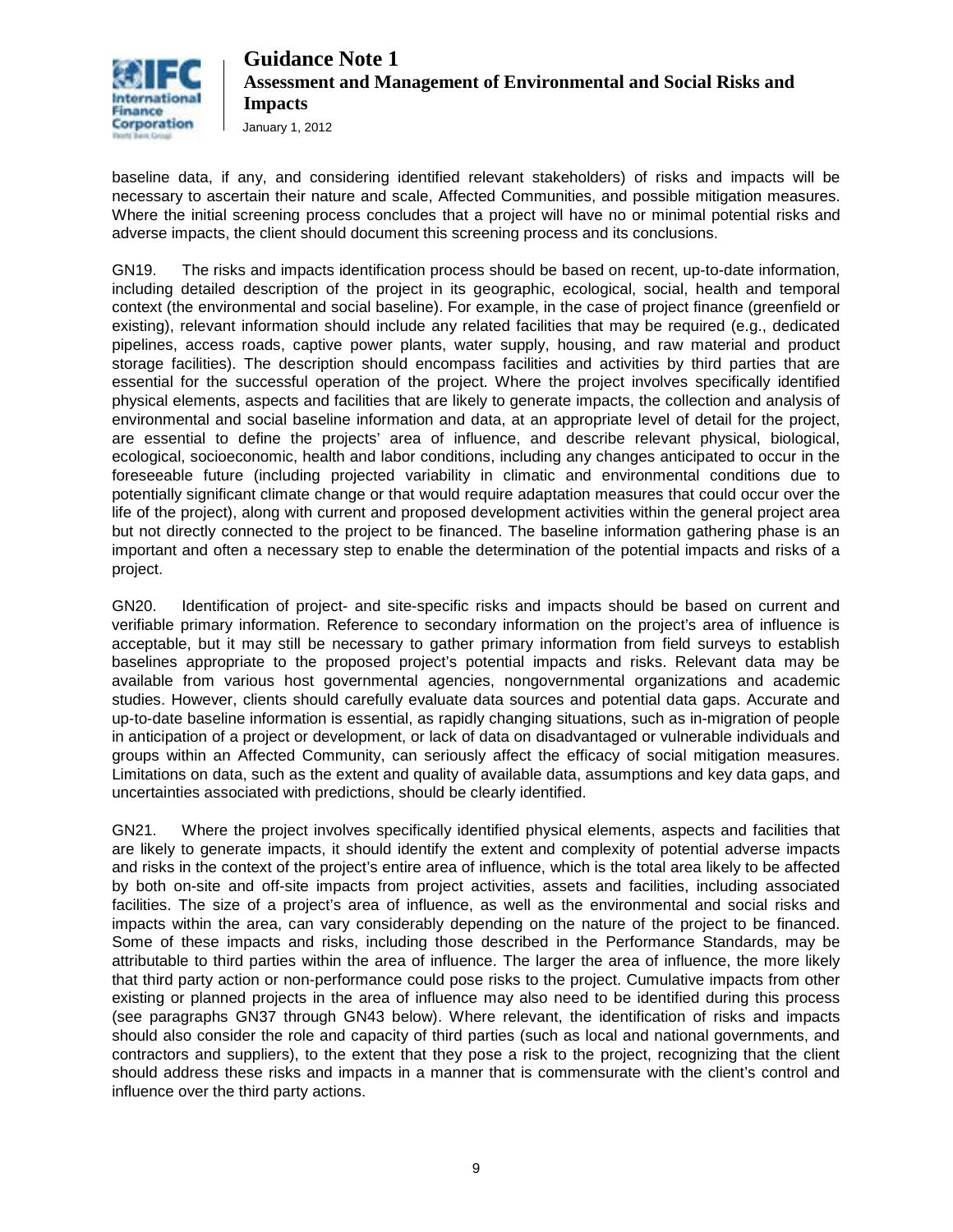baseline data, if any, and considering identified relevant stakeholders) of risks and impacts will be necessary to ascertain their nature and scale, Affected Communities, and possible mitigation measures. Where the initial screening process concludes that a project will have no or minimal potential risks and adverse impacts, the client should document this screening process and its conclusions.

GN19. The risks and impacts identification process should be based on recent, up-to-date information, including detailed description of the project in its geographic, ecological, social, health and temporal context (the environmental and social baseline). For example, in the case of project finance (greenfield or existing), relevant information should include any related facilities that may be required (e.g., dedicated pipelines, access roads, captive power plants, water supply, housing, and raw material and product storage facilities). The description should encompass facilities and activities by third parties that are essential for the successful operation of the project. Where the project involves specifically identified physical elements, aspects and facilities that are likely to generate impacts, the collection and analysis of environmental and social baseline information and data, at an appropriate level of detail for the project, are essential to define the projects' area of influence, and describe relevant physical, biological, ecological, socioeconomic, health and labor conditions, including any changes anticipated to occur in the foreseeable future (including projected variability in climatic and environmental conditions due to potentially significant climate change or that would require adaptation measures that could occur over the life of the project), along with current and proposed development activities within the general project area but not directly connected to the project to be financed. The baseline information gathering phase is an important and often a necessary step to enable the determination of the potential impacts and risks of a project.

GN20. Identification of project- and site-specific risks and impacts should be based on current and verifiable primary information. Reference to secondary information on the project's area of influence is acceptable, but it may still be necessary to gather primary information from field surveys to establish baselines appropriate to the proposed project's potential impacts and risks. Relevant data may be available from various host governmental agencies, nongovernmental organizations and academic studies. However, clients should carefully evaluate data sources and potential data gaps. Accurate and up-to-date baseline information is essential, as rapidly changing situations, such as in-migration of people in anticipation of a project or development, or lack of data on disadvantaged or vulnerable individuals and groups within an Affected Community, can seriously affect the efficacy of social mitigation measures. Limitations on data, such as the extent and quality of available data, assumptions and key data gaps, and uncertainties associated with predictions, should be clearly identified.

GN21. Where the project involves specifically identified physical elements, aspects and facilities that are likely to generate impacts, it should identify the extent and complexity of potential adverse impacts and risks in the context of the project's entire area of influence, which is the total area likely to be affected by both on-site and off-site impacts from project activities, assets and facilities, including associated facilities. The size of a project's area of influence, as well as the environmental and social risks and impacts within the area, can vary considerably depending on the nature of the project to be financed. Some of these impacts and risks, including those described in the Performance Standards, may be attributable to third parties within the area of influence. The larger the area of influence, the more likely that third party action or non-performance could pose risks to the project. Cumulative impacts from other existing or planned projects in the area of influence may also need to be identified during this process (see paragraphs GN37 through GN43 below). Where relevant, the identification of risks and impacts should also consider the role and capacity of third parties (such as local and national governments, and contractors and suppliers), to the extent that they pose a risk to the project, recognizing that the client should address these risks and impacts in a manner that is commensurate with the client's control and influence over the third party actions.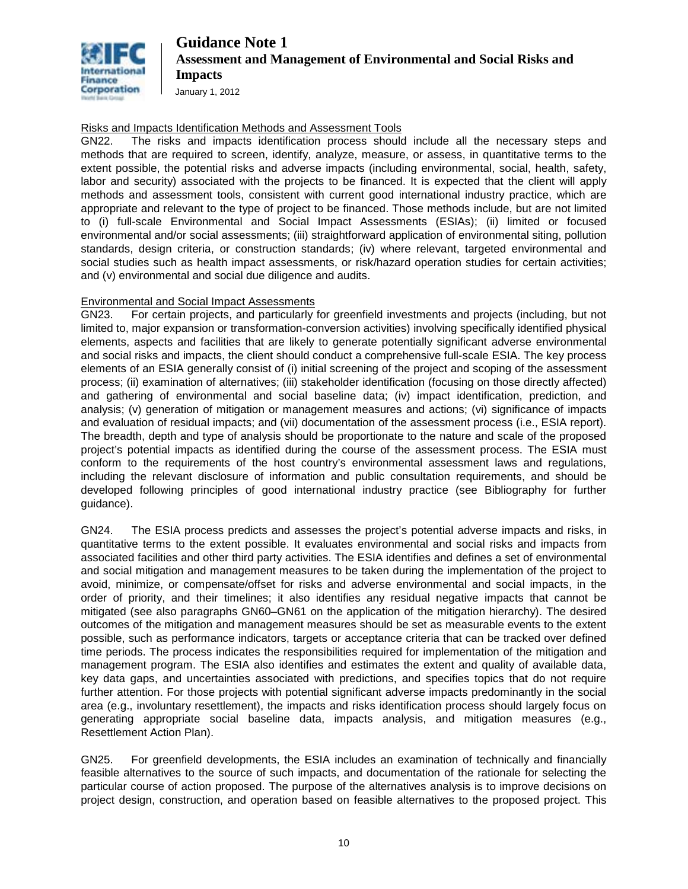Risks and Impacts Identification Methods and Assessment Tools

GN22. The risks and impacts identification process should include all the necessary steps and methods that are required to screen, identify, analyze, measure, or assess, in quantitative terms to the extent possible, the potential risks and adverse impacts (including environmental, social, health, safety, labor and security) associated with the projects to be financed. It is expected that the client will apply methods and assessment tools, consistent with current good international industry practice, which are appropriate and relevant to the type of project to be financed. Those methods include, but are not limited to (i) full-scale Environmental and Social Impact Assessments (ESIAs); (ii) limited or focused environmental and/or social assessments; (iii) straightforward application of environmental siting, pollution standards, design criteria, or construction standards; (iv) where relevant, targeted environmental and social studies such as health impact assessments, or risk/hazard operation studies for certain activities; and (v) environmental and social due diligence and audits.

Environmental and Social Impact Assessments

GN23. For certain projects, and particularly for greenfield investments and projects (including, but not limited to, major expansion or transformation-conversion activities) involving specifically identified physical elements, aspects and facilities that are likely to generate potentially significant adverse environmental and social risks and impacts, the client should conduct a comprehensive full-scale ESIA. The key process elements of an ESIA generally consist of (i) initial screening of the project and scoping of the assessment process; (ii) examination of alternatives; (iii) stakeholder identification (focusing on those directly affected) and gathering of environmental and social baseline data; (iv) impact identification, prediction, and analysis; (v) generation of mitigation or management measures and actions; (vi) significance of impacts and evaluation of residual impacts; and (vii) documentation of the assessment process (i.e., ESIA report). The breadth, depth and type of analysis should be proportionate to the nature and scale of the proposed project's potential impacts as identified during the course of the assessment process. The ESIA must conform to the requirements of the host country's environmental assessment laws and regulations, including the relevant disclosure of information and public consultation requirements, and should be developed following principles of good international industry practice (see Bibliography for further guidance).

GN24. The ESIA process predicts and assesses the project's potential adverse impacts and risks, in quantitative terms to the extent possible. It evaluates environmental and social risks and impacts from associated facilities and other third party activities. The ESIA identifies and defines a set of environmental and social mitigation and management measures to be taken during the implementation of the project to avoid, minimize, or compensate/offset for risks and adverse environmental and social impacts, in the order of priority, and their timelines; it also identifies any residual negative impacts that cannot be mitigated (see also paragraphs GN60–GN61 on the application of the mitigation hierarchy). The desired outcomes of the mitigation and management measures should be set as measurable events to the extent possible, such as performance indicators, targets or acceptance criteria that can be tracked over defined time periods. The process indicates the responsibilities required for implementation of the mitigation and management program. The ESIA also identifies and estimates the extent and quality of available data, key data gaps, and uncertainties associated with predictions, and specifies topics that do not require further attention. For those projects with potential significant adverse impacts predominantly in the social area (e.g., involuntary resettlement), the impacts and risks identification process should largely focus on generating appropriate social baseline data, impacts analysis, and mitigation measures (e.g., Resettlement Action Plan).

GN25. For greenfield developments, the ESIA includes an examination of technically and financially feasible alternatives to the source of such impacts, and documentation of the rationale for selecting the particular course of action proposed. The purpose of the alternatives analysis is to improve decisions on project design, construction, and operation based on feasible alternatives to the proposed project. This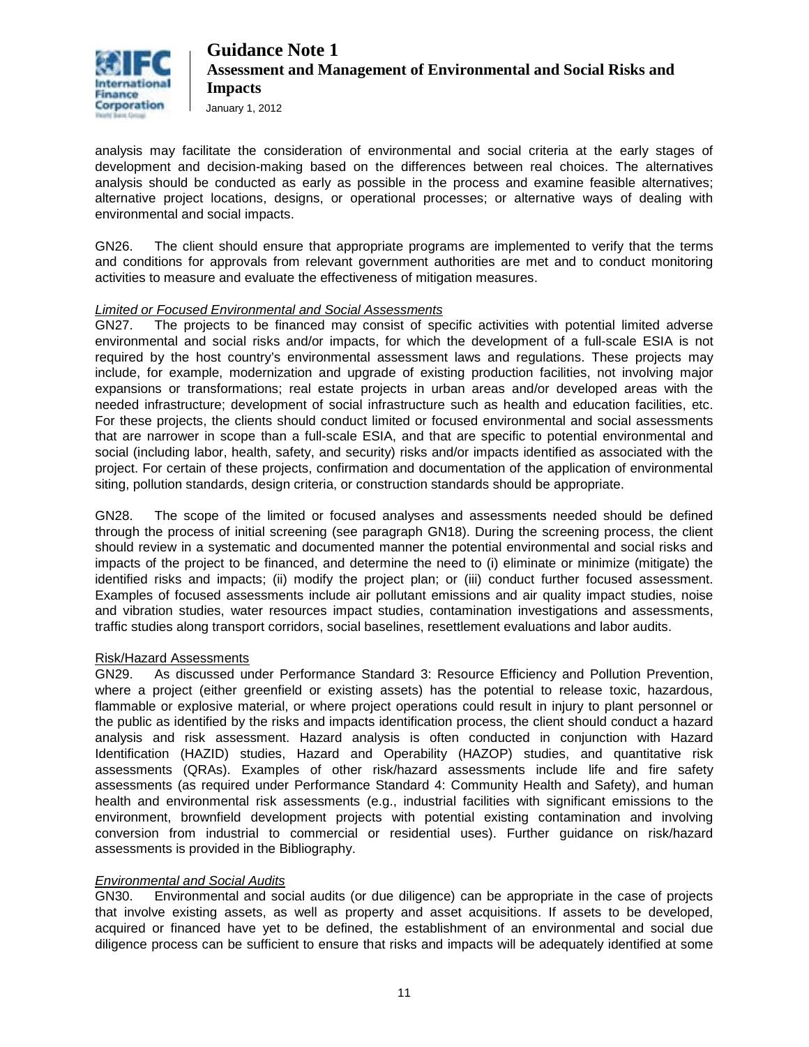analysis may facilitate the consideration of environmental and social criteria at the early stages of development and decision-making based on the differences between real choices. The alternatives analysis should be conducted as early as possible in the process and examine feasible alternatives; alternative project locations, designs, or operational processes; or alternative ways of dealing with environmental and social impacts.

GN26. The client should ensure that appropriate programs are implemented to verify that the terms and conditions for approvals from relevant government authorities are met and to conduct monitoring activities to measure and evaluate the effectiveness of mitigation measures.

*Limited or Focused Environmental and Social Assessments*

GN27. The projects to be financed may consist of specific activities with potential limited adverse environmental and social risks and/or impacts, for which the development of a full-scale ESIA is not required by the host country's environmental assessment laws and regulations. These projects may include, for example, modernization and upgrade of existing production facilities, not involving major expansions or transformations; real estate projects in urban areas and/or developed areas with the needed infrastructure; development of social infrastructure such as health and education facilities, etc. For these projects, the clients should conduct limited or focused environmental and social assessments that are narrower in scope than a full-scale ESIA, and that are specific to potential environmental and social (including labor, health, safety, and security) risks and/or impacts identified as associated with the project. For certain of these projects, confirmation and documentation of the application of environmental siting, pollution standards, design criteria, or construction standards should be appropriate.

GN28. The scope of the limited or focused analyses and assessments needed should be defined through the process of initial screening (see paragraph GN18). During the screening process, the client should review in a systematic and documented manner the potential environmental and social risks and impacts of the project to be financed, and determine the need to (i) eliminate or minimize (mitigate) the identified risks and impacts; (ii) modify the project plan; or (iii) conduct further focused assessment. Examples of focused assessments include air pollutant emissions and air quality impact studies, noise and vibration studies, water resources impact studies, contamination investigations and assessments, traffic studies along transport corridors, social baselines, resettlement evaluations and labor audits.

Risk/Hazard Assessments

GN29. As discussed under Performance Standard 3: Resource Efficiency and Pollution Prevention, where a project (either greenfield or existing assets) has the potential to release toxic, hazardous, flammable or explosive material, or where project operations could result in injury to plant personnel or the public as identified by the risks and impacts identification process, the client should conduct a hazard analysis and risk assessment. Hazard analysis is often conducted in conjunction with Hazard Identification (HAZID) studies, Hazard and Operability (HAZOP) studies, and quantitative risk assessments (QRAs). Examples of other risk/hazard assessments include life and fire safety assessments (as required under Performance Standard 4: Community Health and Safety), and human health and environmental risk assessments (e.g., industrial facilities with significant emissions to the environment, brownfield development projects with potential existing contamination and involving conversion from industrial to commercial or residential uses). Further guidance on risk/hazard assessments is provided in the Bibliography.

*Environmental and Social Audits*

GN30. Environmental and social audits (or due diligence) can be appropriate in the case of projects that involve existing assets, as well as property and asset acquisitions. If assets to be developed, acquired or financed have yet to be defined, the establishment of an environmental and social due diligence process can be sufficient to ensure that risks and impacts will be adequately identified at some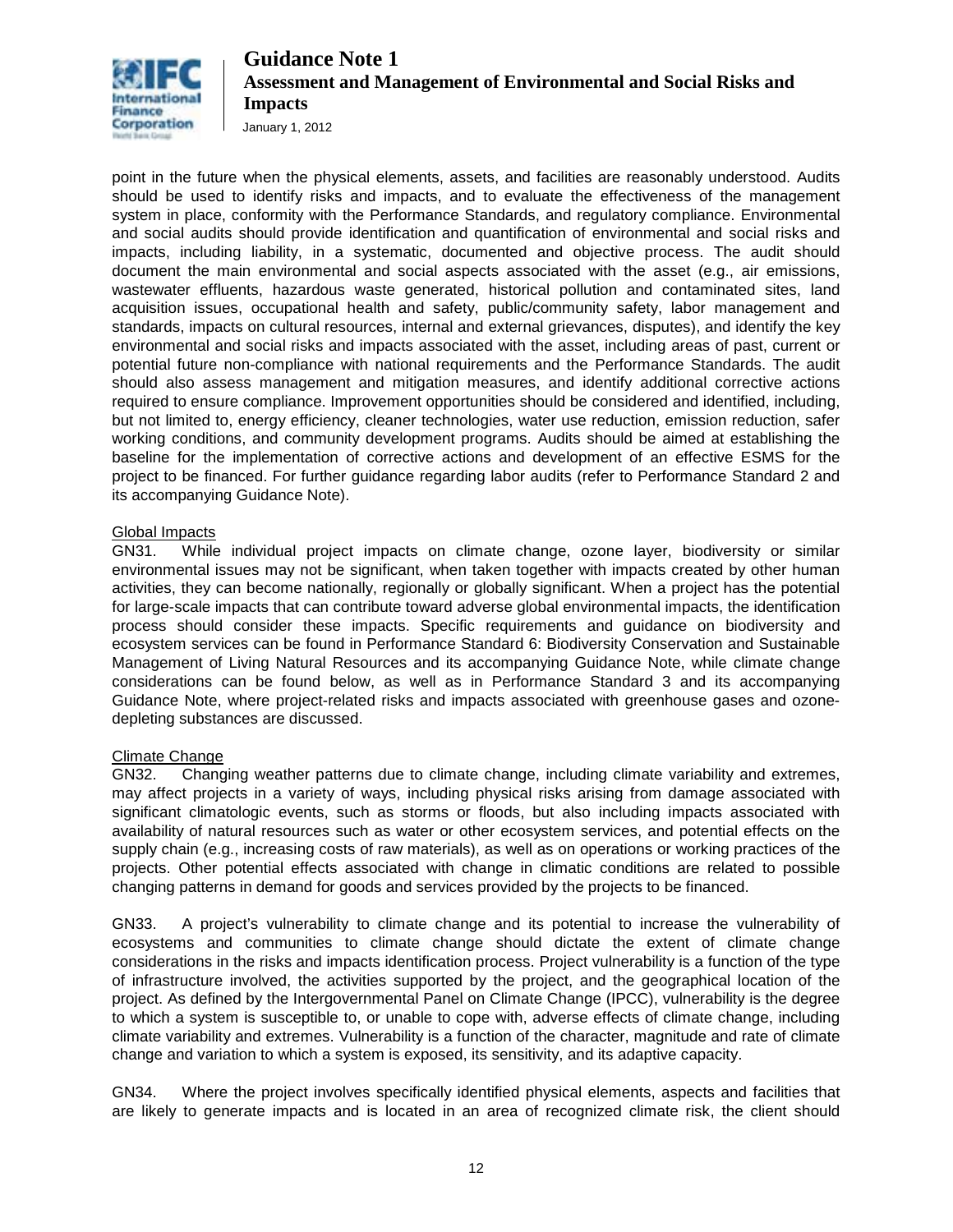point in the future when the physical elements, assets, and facilities are reasonably understood. Audits should be used to identify risks and impacts, and to evaluate the effectiveness of the management system in place, conformity with the Performance Standards, and regulatory compliance. Environmental and social audits should provide identification and quantification of environmental and social risks and impacts, including liability, in a systematic, documented and objective process. The audit should document the main environmental and social aspects associated with the asset (e.g., air emissions, wastewater effluents, hazardous waste generated, historical pollution and contaminated sites, land acquisition issues, occupational health and safety, public/community safety, labor management and standards, impacts on cultural resources, internal and external grievances, disputes), and identify the key environmental and social risks and impacts associated with the asset, including areas of past, current or potential future non-compliance with national requirements and the Performance Standards. The audit should also assess management and mitigation measures, and identify additional corrective actions required to ensure compliance. Improvement opportunities should be considered and identified, including, but not limited to, energy efficiency, cleaner technologies, water use reduction, emission reduction, safer working conditions, and community development programs. Audits should be aimed at establishing the baseline for the implementation of corrective actions and development of an effective ESMS for the project to be financed. For further guidance regarding labor audits (refer to Performance Standard 2 and its accompanying Guidance Note).

Global Impacts

GN31. While individual project impacts on climate change, ozone layer, biodiversity or similar environmental issues may not be significant, when taken together with impacts created by other human activities, they can become nationally, regionally or globally significant. When a project has the potential for large-scale impacts that can contribute toward adverse global environmental impacts, the identification process should consider these impacts. Specific requirements and guidance on biodiversity and ecosystem services can be found in Performance Standard 6: Biodiversity Conservation and Sustainable Management of Living Natural Resources and its accompanying Guidance Note, while climate change considerations can be found below, as well as in Performance Standard 3 and its accompanying Guidance Note, where project-related risks and impacts associated with greenhouse gases and ozone-depleting substances are discussed.

Climate Change

GN32. Changing weather patterns due to climate change, including climate variability and extremes, may affect projects in a variety of ways, including physical risks arising from damage associated with significant climatologic events, such as storms or floods, but also including impacts associated with availability of natural resources such as water or other ecosystem services, and potential effects on the supply chain (e.g., increasing costs of raw materials), as well as on operations or working practices of the projects. Other potential effects associated with change in climatic conditions are related to possible changing patterns in demand for goods and services provided by the projects to be financed.

GN33. A project's vulnerability to climate change and its potential to increase the vulnerability of ecosystems and communities to climate change should dictate the extent of climate change considerations in the risks and impacts identification process. Project vulnerability is a function of the type of infrastructure involved, the activities supported by the project, and the geographical location of the project. As defined by the Intergovernmental Panel on Climate Change (IPCC), vulnerability is the degree to which a system is susceptible to, or unable to cope with, adverse effects of climate change, including climate variability and extremes. Vulnerability is a function of the character, magnitude and rate of climate change and variation to which a system is exposed, its sensitivity, and its adaptive capacity.

GN34. Where the project involves specifically identified physical elements, aspects and facilities that are likely to generate impacts and is located in an area of recognized climate risk, the client should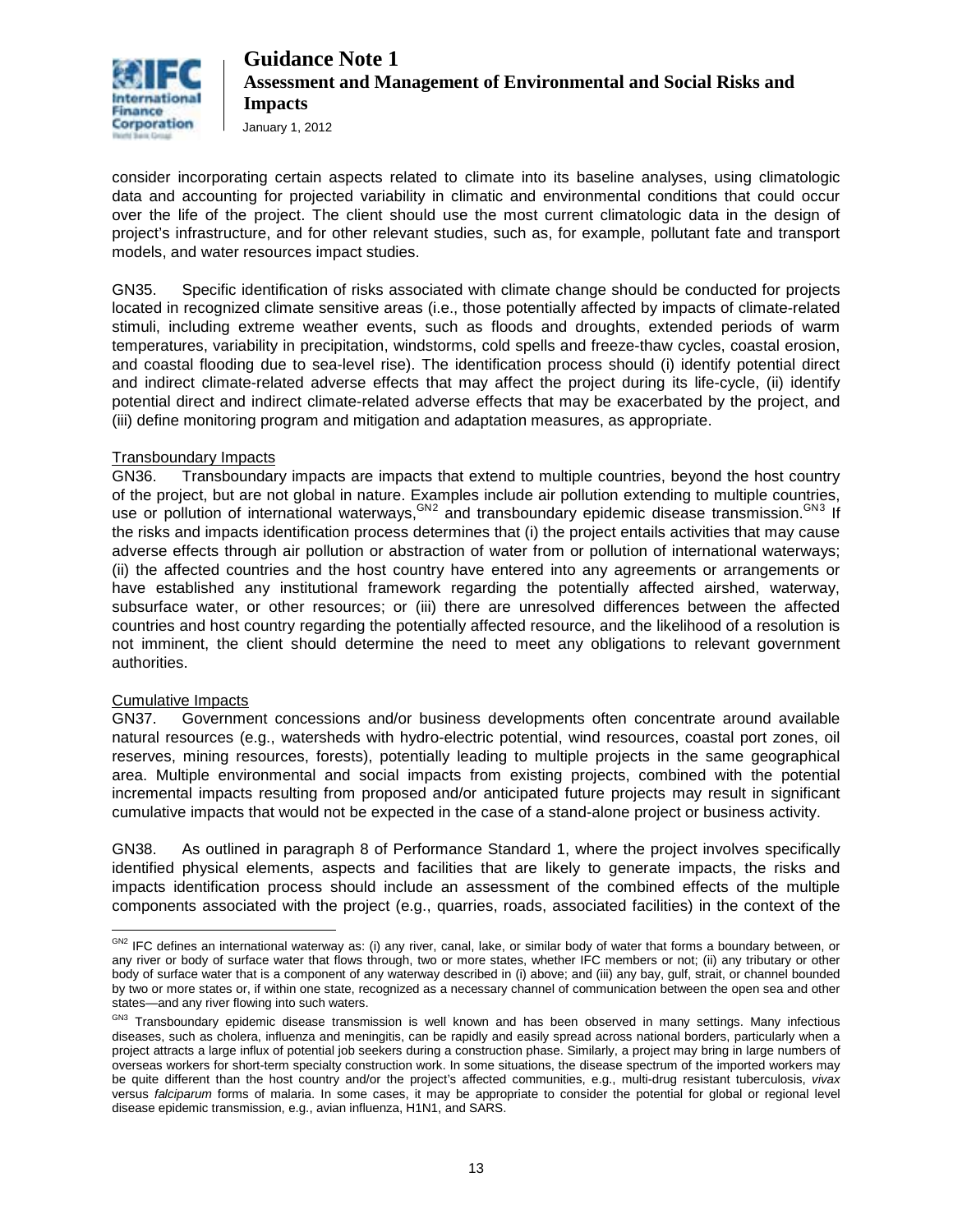consider incorporating certain aspects related to climate into its baseline analyses, using climatologic data and accounting for projected variability in climatic and environmental conditions that could occur over the life of the project. The client should use the most current climatologic data in the design of project's infrastructure, and for other relevant studies, such as, for example, pollutant fate and transport models, and water resources impact studies.

GN35. Specific identification of risks associated with climate change should be conducted for projects located in recognized climate sensitive areas (i.e., those potentially affected by impacts of climate-related stimuli, including extreme weather events, such as floods and droughts, extended periods of warm temperatures, variability in precipitation, windstorms, cold spells and freeze-thaw cycles, coastal erosion, and coastal flooding due to sea-level rise). The identification process should (i) identify potential direct and indirect climate-related adverse effects that may affect the project during its life-cycle, (ii) identify potential direct and indirect climate-related adverse effects that may be exacerbated by the project, and (iii) define monitoring program and mitigation and adaptation measures, as appropriate.

Transboundary Impacts

GN36. Transboundary impacts are impacts that extend to multiple countries, beyond the host country of the project, but are not global in nature. Examples include air pollution extending to multiple countries, use or pollution of international waterways,[GN2] and transboundary epidemic disease transmission.[GN3] If the risks and impacts identification process determines that (i) the project entails activities that may cause adverse effects through air pollution or abstraction of water from or pollution of international waterways; (ii) the affected countries and the host country have entered into any agreements or arrangements or have established any institutional framework regarding the potentially affected airshed, waterway, subsurface water, or other resources; or (iii) there are unresolved differences between the affected countries and host country regarding the potentially affected resource, and the likelihood of a resolution is not imminent, the client should determine the need to meet any obligations to relevant government authorities.

Cumulative Impacts

GN37. Government concessions and/or business developments often concentrate around available natural resources (e.g., watersheds with hydro-electric potential, wind resources, coastal port zones, oil reserves, mining resources, forests), potentially leading to multiple projects in the same geographical area. Multiple environmental and social impacts from existing projects, combined with the potential incremental impacts resulting from proposed and/or anticipated future projects may result in significant cumulative impacts that would not be expected in the case of a stand-alone project or business activity.

GN38. As outlined in paragraph 8 of Performance Standard 1, where the project involves specifically identified physical elements, aspects and facilities that are likely to generate impacts, the risks and impacts identification process should include an assessment of the combined effects of the multiple components associated with the project (e.g., quarries, roads, associated facilities) in the context of the

---

[GN2] IFC defines an international waterway as: (i) any river, canal, lake, or similar body of water that forms a boundary between, or any river or body of surface water that flows through, two or more states, whether IFC members or not; (ii) any tributary or other body of surface water that is a component of any waterway described in (i) above; and (iii) any bay, gulf, strait, or channel bounded by two or more states or, if within one state, recognized as a necessary channel of communication between the open sea and other states—and any river flowing into such waters.

[GN3] Transboundary epidemic disease transmission is well known and has been observed in many settings. Many infectious diseases, such as cholera, influenza and meningitis, can be rapidly and easily spread across national borders, particularly when a project attracts a large influx of potential job seekers during a construction phase. Similarly, a project may bring in large numbers of overseas workers for short-term specialty construction work. In some situations, the disease spectrum of the imported workers may be quite different than the host country and/or the project's affected communities, e.g., multi-drug resistant tuberculosis, *vivax* versus *falciparum* forms of malaria. In some cases, it may be appropriate to consider the potential for global or regional level disease epidemic transmission, e.g., avian influenza, H1N1, and SARS.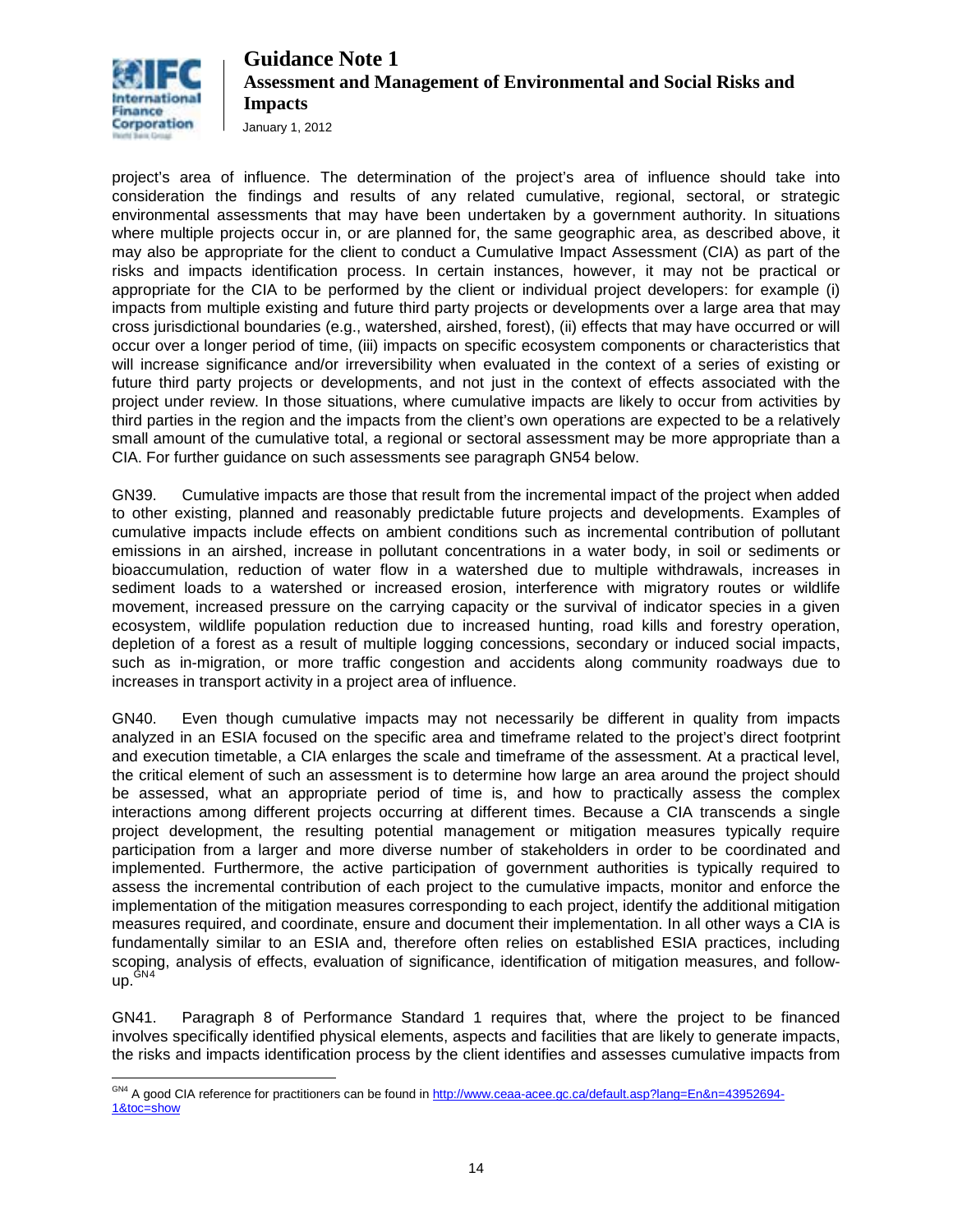project's area of influence. The determination of the project's area of influence should take into consideration the findings and results of any related cumulative, regional, sectoral, or strategic environmental assessments that may have been undertaken by a government authority. In situations where multiple projects occur in, or are planned for, the same geographic area, as described above, it may also be appropriate for the client to conduct a Cumulative Impact Assessment (CIA) as part of the risks and impacts identification process. In certain instances, however, it may not be practical or appropriate for the CIA to be performed by the client or individual project developers: for example (i) impacts from multiple existing and future third party projects or developments over a large area that may cross jurisdictional boundaries (e.g., watershed, airshed, forest), (ii) effects that may have occurred or will occur over a longer period of time, (iii) impacts on specific ecosystem components or characteristics that will increase significance and/or irreversibility when evaluated in the context of a series of existing or future third party projects or developments, and not just in the context of effects associated with the project under review. In those situations, where cumulative impacts are likely to occur from activities by third parties in the region and the impacts from the client's own operations are expected to be a relatively small amount of the cumulative total, a regional or sectoral assessment may be more appropriate than a CIA. For further guidance on such assessments see paragraph GN54 below.

GN39. Cumulative impacts are those that result from the incremental impact of the project when added to other existing, planned and reasonably predictable future projects and developments. Examples of cumulative impacts include effects on ambient conditions such as incremental contribution of pollutant emissions in an airshed, increase in pollutant concentrations in a water body, in soil or sediments or bioaccumulation, reduction of water flow in a watershed due to multiple withdrawals, increases in sediment loads to a watershed or increased erosion, interference with migratory routes or wildlife movement, increased pressure on the carrying capacity or the survival of indicator species in a given ecosystem, wildlife population reduction due to increased hunting, road kills and forestry operation, depletion of a forest as a result of multiple logging concessions, secondary or induced social impacts, such as in-migration, or more traffic congestion and accidents along community roadways due to increases in transport activity in a project area of influence.

GN40. Even though cumulative impacts may not necessarily be different in quality from impacts analyzed in an ESIA focused on the specific area and timeframe related to the project's direct footprint and execution timetable, a CIA enlarges the scale and timeframe of the assessment. At a practical level, the critical element of such an assessment is to determine how large an area around the project should be assessed, what an appropriate period of time is, and how to practically assess the complex interactions among different projects occurring at different times. Because a CIA transcends a single project development, the resulting potential management or mitigation measures typically require participation from a larger and more diverse number of stakeholders in order to be coordinated and implemented. Furthermore, the active participation of government authorities is typically required to assess the incremental contribution of each project to the cumulative impacts, monitor and enforce the implementation of the mitigation measures corresponding to each project, identify the additional mitigation measures required, and coordinate, ensure and document their implementation. In all other ways a CIA is fundamentally similar to an ESIA and, therefore often relies on established ESIA practices, including scoping, analysis of effects, evaluation of significance, identification of mitigation measures, and follow-up.[GN4]

GN41. Paragraph 8 of Performance Standard 1 requires that, where the project to be financed involves specifically identified physical elements, aspects and facilities that are likely to generate impacts, the risks and impacts identification process by the client identifies and assesses cumulative impacts from

---

[GN4] A good CIA reference for practitioners can be found in http://www.ceaa-acee.gc.ca/default.asp?lang=En&n=43952694-1&toc=show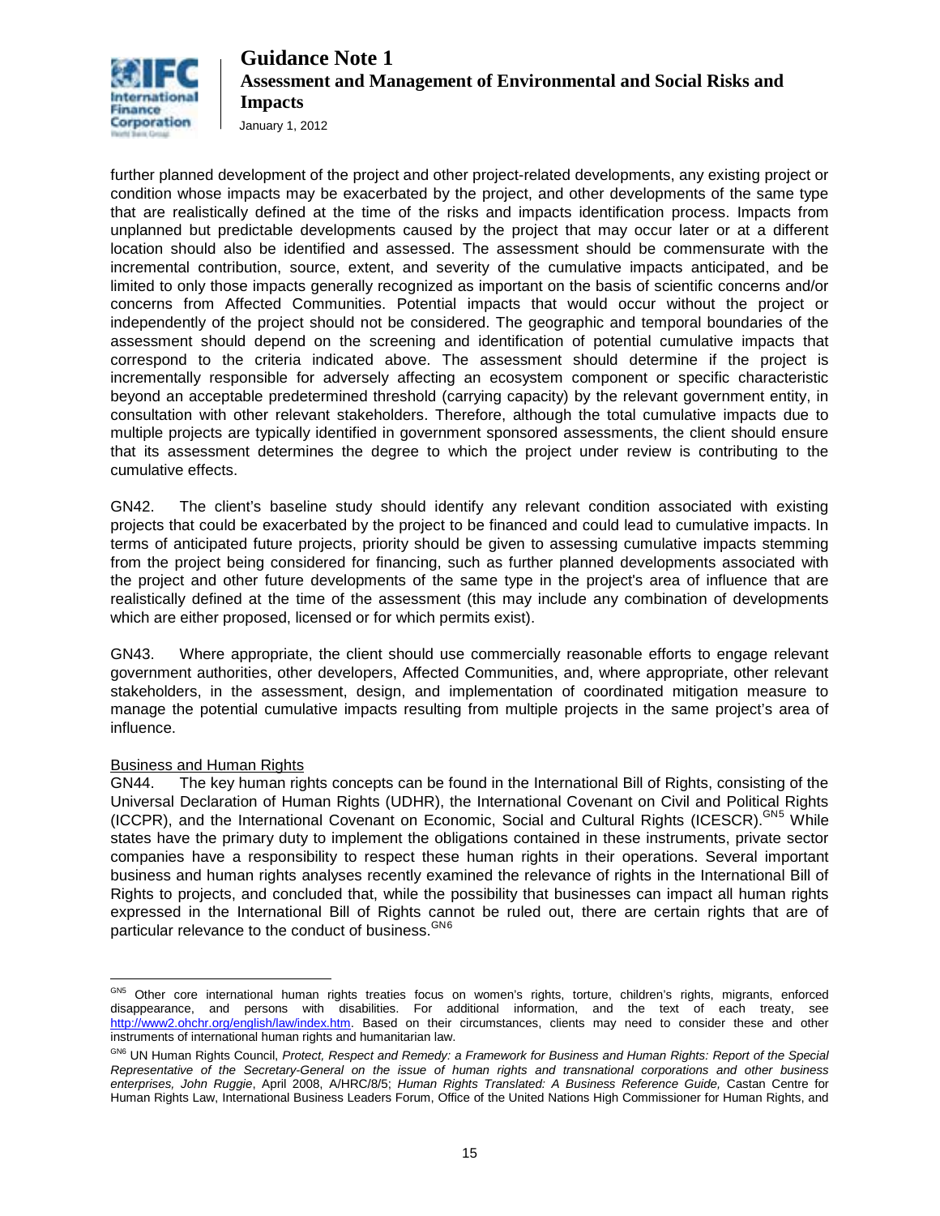further planned development of the project and other project-related developments, any existing project or condition whose impacts may be exacerbated by the project, and other developments of the same type that are realistically defined at the time of the risks and impacts identification process. Impacts from unplanned but predictable developments caused by the project that may occur later or at a different location should also be identified and assessed. The assessment should be commensurate with the incremental contribution, source, extent, and severity of the cumulative impacts anticipated, and be limited to only those impacts generally recognized as important on the basis of scientific concerns and/or concerns from Affected Communities. Potential impacts that would occur without the project or independently of the project should not be considered. The geographic and temporal boundaries of the assessment should depend on the screening and identification of potential cumulative impacts that correspond to the criteria indicated above. The assessment should determine if the project is incrementally responsible for adversely affecting an ecosystem component or specific characteristic beyond an acceptable predetermined threshold (carrying capacity) by the relevant government entity, in consultation with other relevant stakeholders. Therefore, although the total cumulative impacts due to multiple projects are typically identified in government sponsored assessments, the client should ensure that its assessment determines the degree to which the project under review is contributing to the cumulative effects.

GN42. The client's baseline study should identify any relevant condition associated with existing projects that could be exacerbated by the project to be financed and could lead to cumulative impacts. In terms of anticipated future projects, priority should be given to assessing cumulative impacts stemming from the project being considered for financing, such as further planned developments associated with the project and other future developments of the same type in the project's area of influence that are realistically defined at the time of the assessment (this may include any combination of developments which are either proposed, licensed or for which permits exist).

GN43. Where appropriate, the client should use commercially reasonable efforts to engage relevant government authorities, other developers, Affected Communities, and, where appropriate, other relevant stakeholders, in the assessment, design, and implementation of coordinated mitigation measure to manage the potential cumulative impacts resulting from multiple projects in the same project's area of influence.

<u>Business and Human Rights</u>

GN44. The key human rights concepts can be found in the International Bill of Rights, consisting of the Universal Declaration of Human Rights (UDHR), the International Covenant on Civil and Political Rights (ICCPR), and the International Covenant on Economic, Social and Cultural Rights (ICESCR).[GN5] While states have the primary duty to implement the obligations contained in these instruments, private sector companies have a responsibility to respect these human rights in their operations. Several important business and human rights analyses recently examined the relevance of rights in the International Bill of Rights to projects, and concluded that, while the possibility that businesses can impact all human rights expressed in the International Bill of Rights cannot be ruled out, there are certain rights that are of particular relevance to the conduct of business.[GN6]

---

[GN5] Other core international human rights treaties focus on women's rights, torture, children's rights, migrants, enforced disappearance, and persons with disabilities. For additional information, and the text of each treaty, see http://www2.ohchr.org/english/law/index.htm. Based on their circumstances, clients may need to consider these and other instruments of international human rights and humanitarian law.

[GN6] UN Human Rights Council, *Protect, Respect and Remedy: a Framework for Business and Human Rights: Report of the Special Representative of the Secretary-General on the issue of human rights and transnational corporations and other business enterprises, John Ruggie*, April 2008, A/HRC/8/5; *Human Rights Translated: A Business Reference Guide,* Castan Centre for Human Rights Law, International Business Leaders Forum, Office of the United Nations High Commissioner for Human Rights, and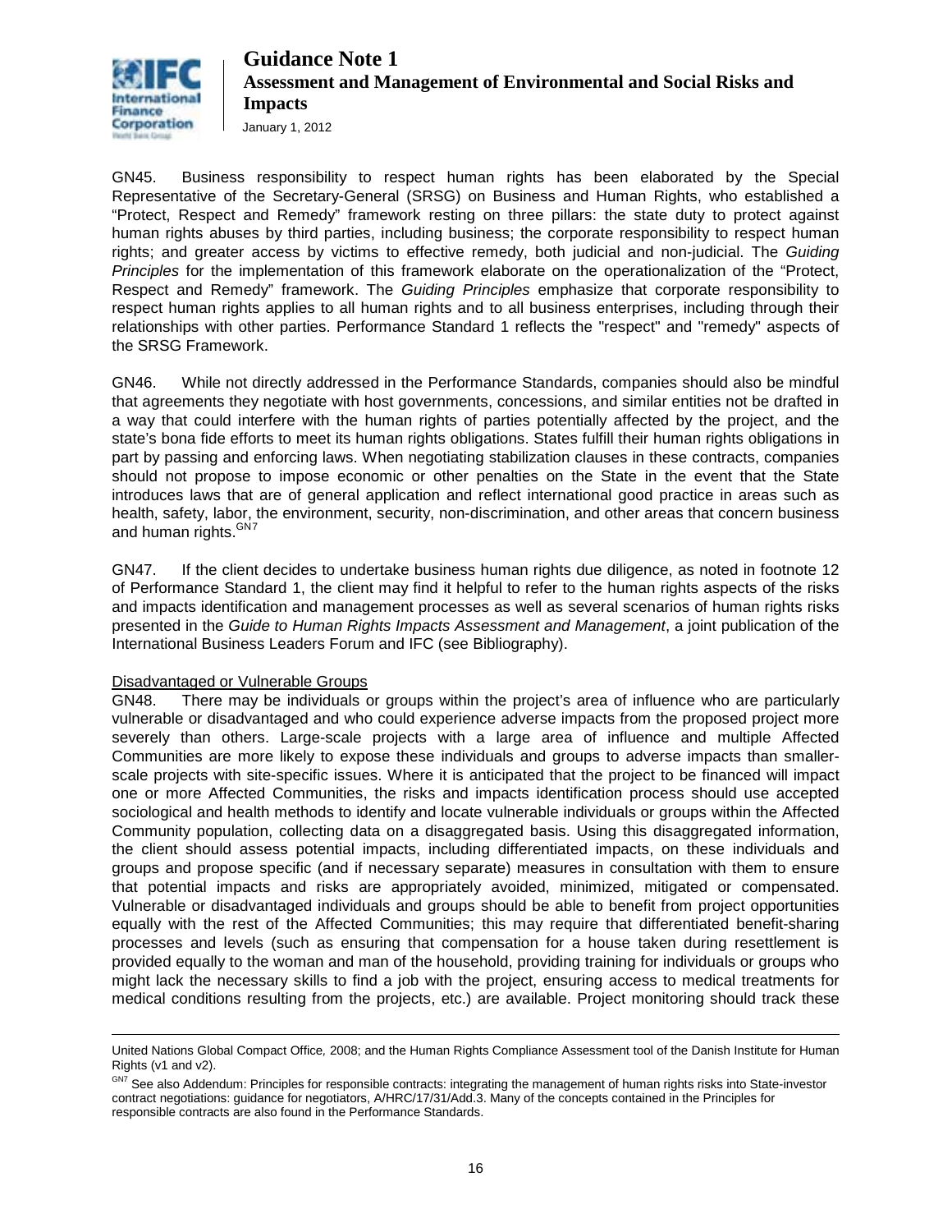GN45. Business responsibility to respect human rights has been elaborated by the Special Representative of the Secretary-General (SRSG) on Business and Human Rights, who established a "Protect, Respect and Remedy" framework resting on three pillars: the state duty to protect against human rights abuses by third parties, including business; the corporate responsibility to respect human rights; and greater access by victims to effective remedy, both judicial and non-judicial. The *Guiding Principles* for the implementation of this framework elaborate on the operationalization of the "Protect, Respect and Remedy" framework. The *Guiding Principles* emphasize that corporate responsibility to respect human rights applies to all human rights and to all business enterprises, including through their relationships with other parties. Performance Standard 1 reflects the "respect" and "remedy" aspects of the SRSG Framework.

GN46. While not directly addressed in the Performance Standards, companies should also be mindful that agreements they negotiate with host governments, concessions, and similar entities not be drafted in a way that could interfere with the human rights of parties potentially affected by the project, and the state's bona fide efforts to meet its human rights obligations. States fulfill their human rights obligations in part by passing and enforcing laws. When negotiating stabilization clauses in these contracts, companies should not propose to impose economic or other penalties on the State in the event that the State introduces laws that are of general application and reflect international good practice in areas such as health, safety, labor, the environment, security, non-discrimination, and other areas that concern business and human rights.[GN7]

GN47. If the client decides to undertake business human rights due diligence, as noted in footnote 12 of Performance Standard 1, the client may find it helpful to refer to the human rights aspects of the risks and impacts identification and management processes as well as several scenarios of human rights risks presented in the *Guide to Human Rights Impacts Assessment and Management*, a joint publication of the International Business Leaders Forum and IFC (see Bibliography).

<u>Disadvantaged or Vulnerable Groups</u>

GN48. There may be individuals or groups within the project's area of influence who are particularly vulnerable or disadvantaged and who could experience adverse impacts from the proposed project more severely than others. Large-scale projects with a large area of influence and multiple Affected Communities are more likely to expose these individuals and groups to adverse impacts than smaller-scale projects with site-specific issues. Where it is anticipated that the project to be financed will impact one or more Affected Communities, the risks and impacts identification process should use accepted sociological and health methods to identify and locate vulnerable individuals or groups within the Affected Community population, collecting data on a disaggregated basis. Using this disaggregated information, the client should assess potential impacts, including differentiated impacts, on these individuals and groups and propose specific (and if necessary separate) measures in consultation with them to ensure that potential impacts and risks are appropriately avoided, minimized, mitigated or compensated. Vulnerable or disadvantaged individuals and groups should be able to benefit from project opportunities equally with the rest of the Affected Communities; this may require that differentiated benefit-sharing processes and levels (such as ensuring that compensation for a house taken during resettlement is provided equally to the woman and man of the household, providing training for individuals or groups who might lack the necessary skills to find a job with the project, ensuring access to medical treatments for medical conditions resulting from the projects, etc.) are available. Project monitoring should track these

---

United Nations Global Compact Office, 2008; and the Human Rights Compliance Assessment tool of the Danish Institute for Human Rights (v1 and v2).

[GN7] See also Addendum: Principles for responsible contracts: integrating the management of human rights risks into State-investor contract negotiations: guidance for negotiators, A/HRC/17/31/Add.3. Many of the concepts contained in the Principles for responsible contracts are also found in the Performance Standards.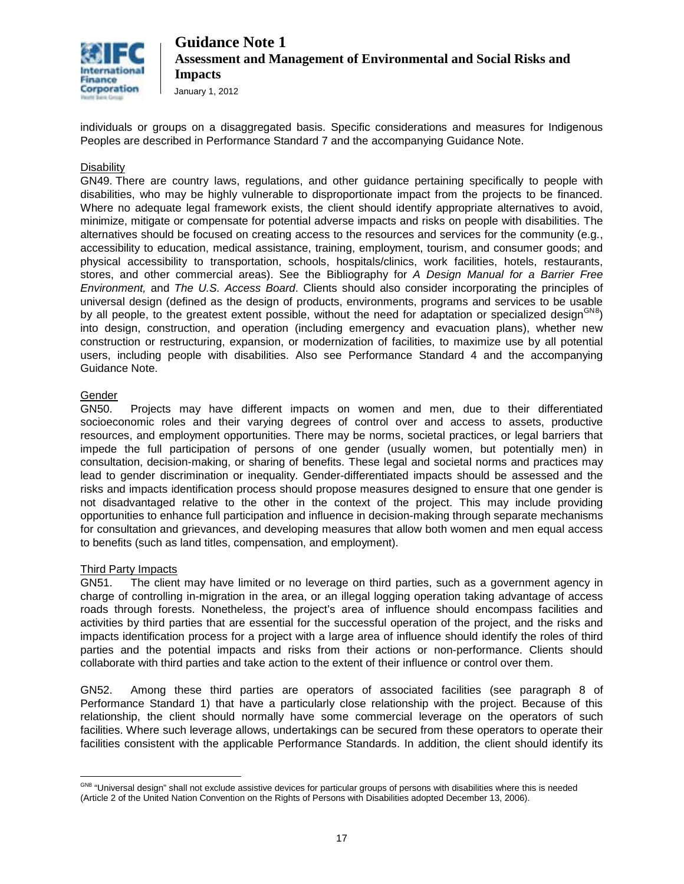individuals or groups on a disaggregated basis. Specific considerations and measures for Indigenous Peoples are described in Performance Standard 7 and the accompanying Guidance Note.

Disability

GN49. There are country laws, regulations, and other guidance pertaining specifically to people with disabilities, who may be highly vulnerable to disproportionate impact from the projects to be financed. Where no adequate legal framework exists, the client should identify appropriate alternatives to avoid, minimize, mitigate or compensate for potential adverse impacts and risks on people with disabilities. The alternatives should be focused on creating access to the resources and services for the community (e.g., accessibility to education, medical assistance, training, employment, tourism, and consumer goods; and physical accessibility to transportation, schools, hospitals/clinics, work facilities, hotels, restaurants, stores, and other commercial areas). See the Bibliography for *A Design Manual for a Barrier Free Environment,* and *The U.S. Access Board*. Clients should also consider incorporating the principles of universal design (defined as the design of products, environments, programs and services to be usable by all people, to the greatest extent possible, without the need for adaptation or specialized design[GN8]) into design, construction, and operation (including emergency and evacuation plans), whether new construction or restructuring, expansion, or modernization of facilities, to maximize use by all potential users, including people with disabilities. Also see Performance Standard 4 and the accompanying Guidance Note.

Gender

GN50. Projects may have different impacts on women and men, due to their differentiated socioeconomic roles and their varying degrees of control over and access to assets, productive resources, and employment opportunities. There may be norms, societal practices, or legal barriers that impede the full participation of persons of one gender (usually women, but potentially men) in consultation, decision-making, or sharing of benefits. These legal and societal norms and practices may lead to gender discrimination or inequality. Gender-differentiated impacts should be assessed and the risks and impacts identification process should propose measures designed to ensure that one gender is not disadvantaged relative to the other in the context of the project. This may include providing opportunities to enhance full participation and influence in decision-making through separate mechanisms for consultation and grievances, and developing measures that allow both women and men equal access to benefits (such as land titles, compensation, and employment).

Third Party Impacts

GN51. The client may have limited or no leverage on third parties, such as a government agency in charge of controlling in-migration in the area, or an illegal logging operation taking advantage of access roads through forests. Nonetheless, the project's area of influence should encompass facilities and activities by third parties that are essential for the successful operation of the project, and the risks and impacts identification process for a project with a large area of influence should identify the roles of third parties and the potential impacts and risks from their actions or non-performance. Clients should collaborate with third parties and take action to the extent of their influence or control over them.

GN52. Among these third parties are operators of associated facilities (see paragraph 8 of Performance Standard 1) that have a particularly close relationship with the project. Because of this relationship, the client should normally have some commercial leverage on the operators of such facilities. Where such leverage allows, undertakings can be secured from these operators to operate their facilities consistent with the applicable Performance Standards. In addition, the client should identify its

---

[GN8] "Universal design" shall not exclude assistive devices for particular groups of persons with disabilities where this is needed (Article 2 of the United Nation Convention on the Rights of Persons with Disabilities adopted December 13, 2006).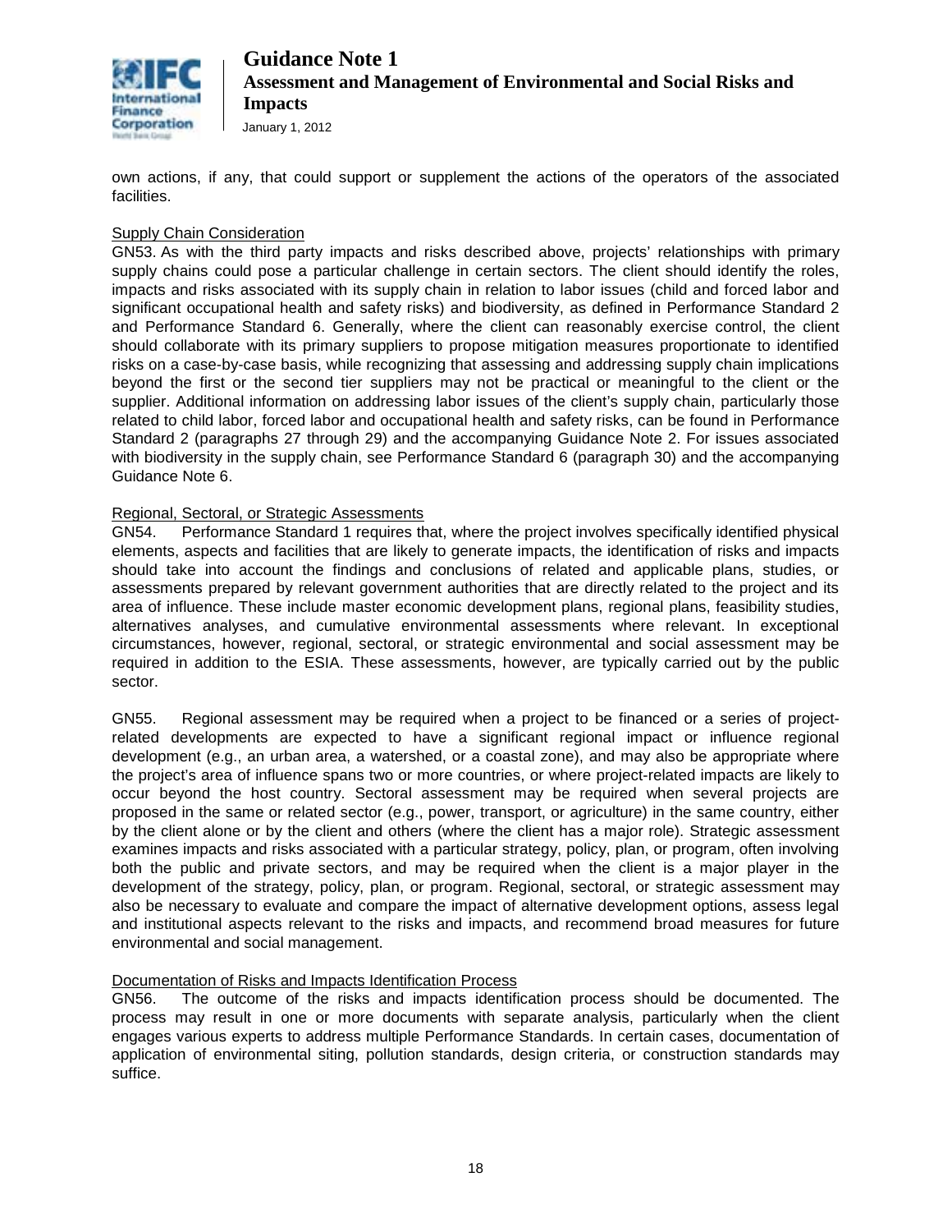own actions, if any, that could support or supplement the actions of the operators of the associated facilities.

Supply Chain Consideration

GN53. As with the third party impacts and risks described above, projects' relationships with primary supply chains could pose a particular challenge in certain sectors. The client should identify the roles, impacts and risks associated with its supply chain in relation to labor issues (child and forced labor and significant occupational health and safety risks) and biodiversity, as defined in Performance Standard 2 and Performance Standard 6. Generally, where the client can reasonably exercise control, the client should collaborate with its primary suppliers to propose mitigation measures proportionate to identified risks on a case-by-case basis, while recognizing that assessing and addressing supply chain implications beyond the first or the second tier suppliers may not be practical or meaningful to the client or the supplier. Additional information on addressing labor issues of the client's supply chain, particularly those related to child labor, forced labor and occupational health and safety risks, can be found in Performance Standard 2 (paragraphs 27 through 29) and the accompanying Guidance Note 2. For issues associated with biodiversity in the supply chain, see Performance Standard 6 (paragraph 30) and the accompanying Guidance Note 6.

Regional, Sectoral, or Strategic Assessments

GN54. Performance Standard 1 requires that, where the project involves specifically identified physical elements, aspects and facilities that are likely to generate impacts, the identification of risks and impacts should take into account the findings and conclusions of related and applicable plans, studies, or assessments prepared by relevant government authorities that are directly related to the project and its area of influence. These include master economic development plans, regional plans, feasibility studies, alternatives analyses, and cumulative environmental assessments where relevant. In exceptional circumstances, however, regional, sectoral, or strategic environmental and social assessment may be required in addition to the ESIA. These assessments, however, are typically carried out by the public sector.

GN55. Regional assessment may be required when a project to be financed or a series of project-related developments are expected to have a significant regional impact or influence regional development (e.g., an urban area, a watershed, or a coastal zone), and may also be appropriate where the project's area of influence spans two or more countries, or where project-related impacts are likely to occur beyond the host country. Sectoral assessment may be required when several projects are proposed in the same or related sector (e.g., power, transport, or agriculture) in the same country, either by the client alone or by the client and others (where the client has a major role). Strategic assessment examines impacts and risks associated with a particular strategy, policy, plan, or program, often involving both the public and private sectors, and may be required when the client is a major player in the development of the strategy, policy, plan, or program. Regional, sectoral, or strategic assessment may also be necessary to evaluate and compare the impact of alternative development options, assess legal and institutional aspects relevant to the risks and impacts, and recommend broad measures for future environmental and social management.

Documentation of Risks and Impacts Identification Process

GN56. The outcome of the risks and impacts identification process should be documented. The process may result in one or more documents with separate analysis, particularly when the client engages various experts to address multiple Performance Standards. In certain cases, documentation of application of environmental siting, pollution standards, design criteria, or construction standards may suffice.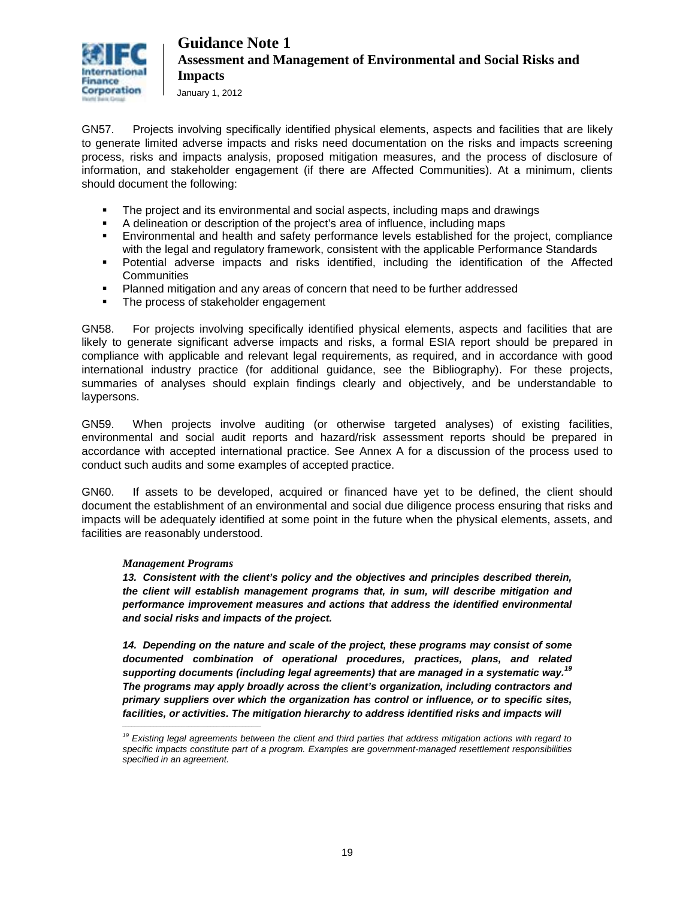GN57. Projects involving specifically identified physical elements, aspects and facilities that are likely to generate limited adverse impacts and risks need documentation on the risks and impacts screening process, risks and impacts analysis, proposed mitigation measures, and the process of disclosure of information, and stakeholder engagement (if there are Affected Communities). At a minimum, clients should document the following:

- The project and its environmental and social aspects, including maps and drawings
- A delineation or description of the project's area of influence, including maps
- Environmental and health and safety performance levels established for the project, compliance with the legal and regulatory framework, consistent with the applicable Performance Standards
- Potential adverse impacts and risks identified, including the identification of the Affected Communities
- Planned mitigation and any areas of concern that need to be further addressed
- The process of stakeholder engagement

GN58. For projects involving specifically identified physical elements, aspects and facilities that are likely to generate significant adverse impacts and risks, a formal ESIA report should be prepared in compliance with applicable and relevant legal requirements, as required, and in accordance with good international industry practice (for additional guidance, see the Bibliography). For these projects, summaries of analyses should explain findings clearly and objectively, and be understandable to laypersons.

GN59. When projects involve auditing (or otherwise targeted analyses) of existing facilities, environmental and social audit reports and hazard/risk assessment reports should be prepared in accordance with accepted international practice. See Annex A for a discussion of the process used to conduct such audits and some examples of accepted practice.

GN60. If assets to be developed, acquired or financed have yet to be defined, the client should document the establishment of an environmental and social due diligence process ensuring that risks and impacts will be adequately identified at some point in the future when the physical elements, assets, and facilities are reasonably understood.

*Management Programs*

***13. Consistent with the client's policy and the objectives and principles described therein, the client will establish management programs that, in sum, will describe mitigation and performance improvement measures and actions that address the identified environmental and social risks and impacts of the project.***

***14. Depending on the nature and scale of the project, these programs may consist of some documented combination of operational procedures, practices, plans, and related supporting documents (including legal agreements) that are managed in a systematic way.[19] The programs may apply broadly across the client's organization, including contractors and primary suppliers over which the organization has control or influence, or to specific sites, facilities, or activities. The mitigation hierarchy to address identified risks and impacts will***

---

*[19] Existing legal agreements between the client and third parties that address mitigation actions with regard to specific impacts constitute part of a program. Examples are government-managed resettlement responsibilities specified in an agreement.*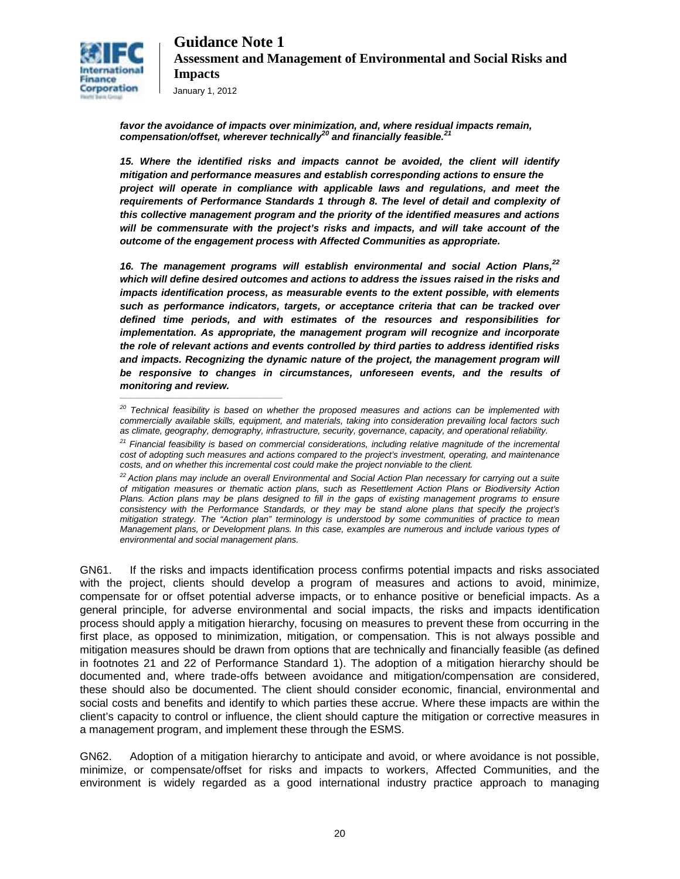***favor the avoidance of impacts over minimization, and, where residual impacts remain, compensation/offset, wherever technically[20] and financially feasible.[21]***

***15. Where the identified risks and impacts cannot be avoided, the client will identify mitigation and performance measures and establish corresponding actions to ensure the project will operate in compliance with applicable laws and regulations, and meet the requirements of Performance Standards 1 through 8. The level of detail and complexity of this collective management program and the priority of the identified measures and actions will be commensurate with the project's risks and impacts, and will take account of the outcome of the engagement process with Affected Communities as appropriate.***

***16. The management programs will establish environmental and social Action Plans,[22] which will define desired outcomes and actions to address the issues raised in the risks and impacts identification process, as measurable events to the extent possible, with elements such as performance indicators, targets, or acceptance criteria that can be tracked over defined time periods, and with estimates of the resources and responsibilities for implementation. As appropriate, the management program will recognize and incorporate the role of relevant actions and events controlled by third parties to address identified risks and impacts. Recognizing the dynamic nature of the project, the management program will be responsive to changes in circumstances, unforeseen events, and the results of monitoring and review.***

---

*[20] Technical feasibility is based on whether the proposed measures and actions can be implemented with commercially available skills, equipment, and materials, taking into consideration prevailing local factors such as climate, geography, demography, infrastructure, security, governance, capacity, and operational reliability.*

*[21] Financial feasibility is based on commercial considerations, including relative magnitude of the incremental cost of adopting such measures and actions compared to the project's investment, operating, and maintenance costs, and on whether this incremental cost could make the project nonviable to the client.*

*[22] Action plans may include an overall Environmental and Social Action Plan necessary for carrying out a suite of mitigation measures or thematic action plans, such as Resettlement Action Plans or Biodiversity Action Plans. Action plans may be plans designed to fill in the gaps of existing management programs to ensure consistency with the Performance Standards, or they may be stand alone plans that specify the project's mitigation strategy. The "Action plan" terminology is understood by some communities of practice to mean Management plans, or Development plans. In this case, examples are numerous and include various types of environmental and social management plans.*

GN61. If the risks and impacts identification process confirms potential impacts and risks associated with the project, clients should develop a program of measures and actions to avoid, minimize, compensate for or offset potential adverse impacts, or to enhance positive or beneficial impacts. As a general principle, for adverse environmental and social impacts, the risks and impacts identification process should apply a mitigation hierarchy, focusing on measures to prevent these from occurring in the first place, as opposed to minimization, mitigation, or compensation. This is not always possible and mitigation measures should be drawn from options that are technically and financially feasible (as defined in footnotes 21 and 22 of Performance Standard 1). The adoption of a mitigation hierarchy should be documented and, where trade-offs between avoidance and mitigation/compensation are considered, these should also be documented. The client should consider economic, financial, environmental and social costs and benefits and identify to which parties these accrue. Where these impacts are within the client's capacity to control or influence, the client should capture the mitigation or corrective measures in a management program, and implement these through the ESMS.

GN62. Adoption of a mitigation hierarchy to anticipate and avoid, or where avoidance is not possible, minimize, or compensate/offset for risks and impacts to workers, Affected Communities, and the environment is widely regarded as a good international industry practice approach to managing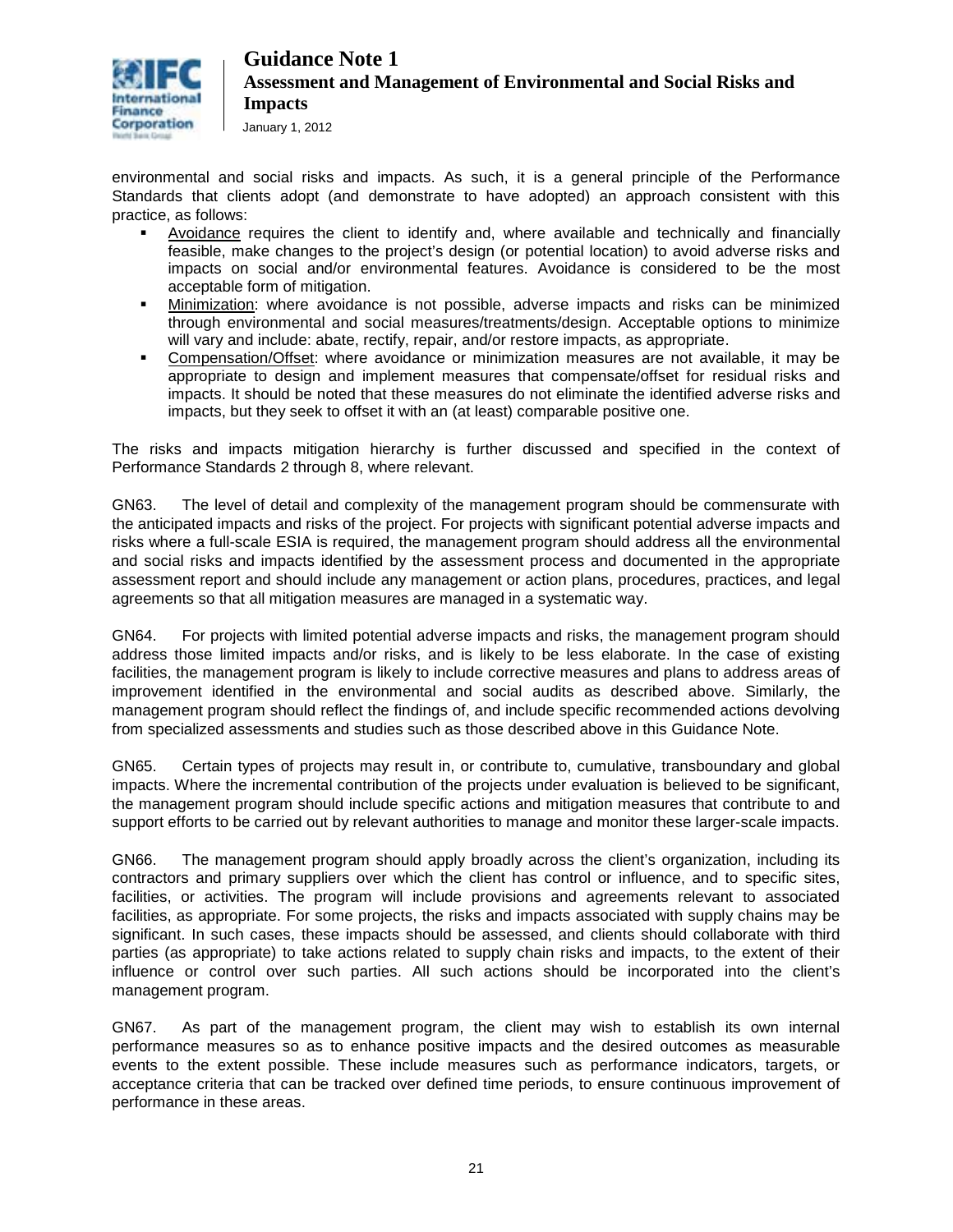environmental and social risks and impacts. As such, it is a general principle of the Performance Standards that clients adopt (and demonstrate to have adopted) an approach consistent with this practice, as follows:

- Avoidance requires the client to identify and, where available and technically and financially feasible, make changes to the project's design (or potential location) to avoid adverse risks and impacts on social and/or environmental features. Avoidance is considered to be the most acceptable form of mitigation.
- Minimization: where avoidance is not possible, adverse impacts and risks can be minimized through environmental and social measures/treatments/design. Acceptable options to minimize will vary and include: abate, rectify, repair, and/or restore impacts, as appropriate.
- Compensation/Offset: where avoidance or minimization measures are not available, it may be appropriate to design and implement measures that compensate/offset for residual risks and impacts. It should be noted that these measures do not eliminate the identified adverse risks and impacts, but they seek to offset it with an (at least) comparable positive one.

The risks and impacts mitigation hierarchy is further discussed and specified in the context of Performance Standards 2 through 8, where relevant.

GN63. The level of detail and complexity of the management program should be commensurate with the anticipated impacts and risks of the project. For projects with significant potential adverse impacts and risks where a full-scale ESIA is required, the management program should address all the environmental and social risks and impacts identified by the assessment process and documented in the appropriate assessment report and should include any management or action plans, procedures, practices, and legal agreements so that all mitigation measures are managed in a systematic way.

GN64. For projects with limited potential adverse impacts and risks, the management program should address those limited impacts and/or risks, and is likely to be less elaborate. In the case of existing facilities, the management program is likely to include corrective measures and plans to address areas of improvement identified in the environmental and social audits as described above. Similarly, the management program should reflect the findings of, and include specific recommended actions devolving from specialized assessments and studies such as those described above in this Guidance Note.

GN65. Certain types of projects may result in, or contribute to, cumulative, transboundary and global impacts. Where the incremental contribution of the projects under evaluation is believed to be significant, the management program should include specific actions and mitigation measures that contribute to and support efforts to be carried out by relevant authorities to manage and monitor these larger-scale impacts.

GN66. The management program should apply broadly across the client's organization, including its contractors and primary suppliers over which the client has control or influence, and to specific sites, facilities, or activities. The program will include provisions and agreements relevant to associated facilities, as appropriate. For some projects, the risks and impacts associated with supply chains may be significant. In such cases, these impacts should be assessed, and clients should collaborate with third parties (as appropriate) to take actions related to supply chain risks and impacts, to the extent of their influence or control over such parties. All such actions should be incorporated into the client's management program.

GN67. As part of the management program, the client may wish to establish its own internal performance measures so as to enhance positive impacts and the desired outcomes as measurable events to the extent possible. These include measures such as performance indicators, targets, or acceptance criteria that can be tracked over defined time periods, to ensure continuous improvement of performance in these areas.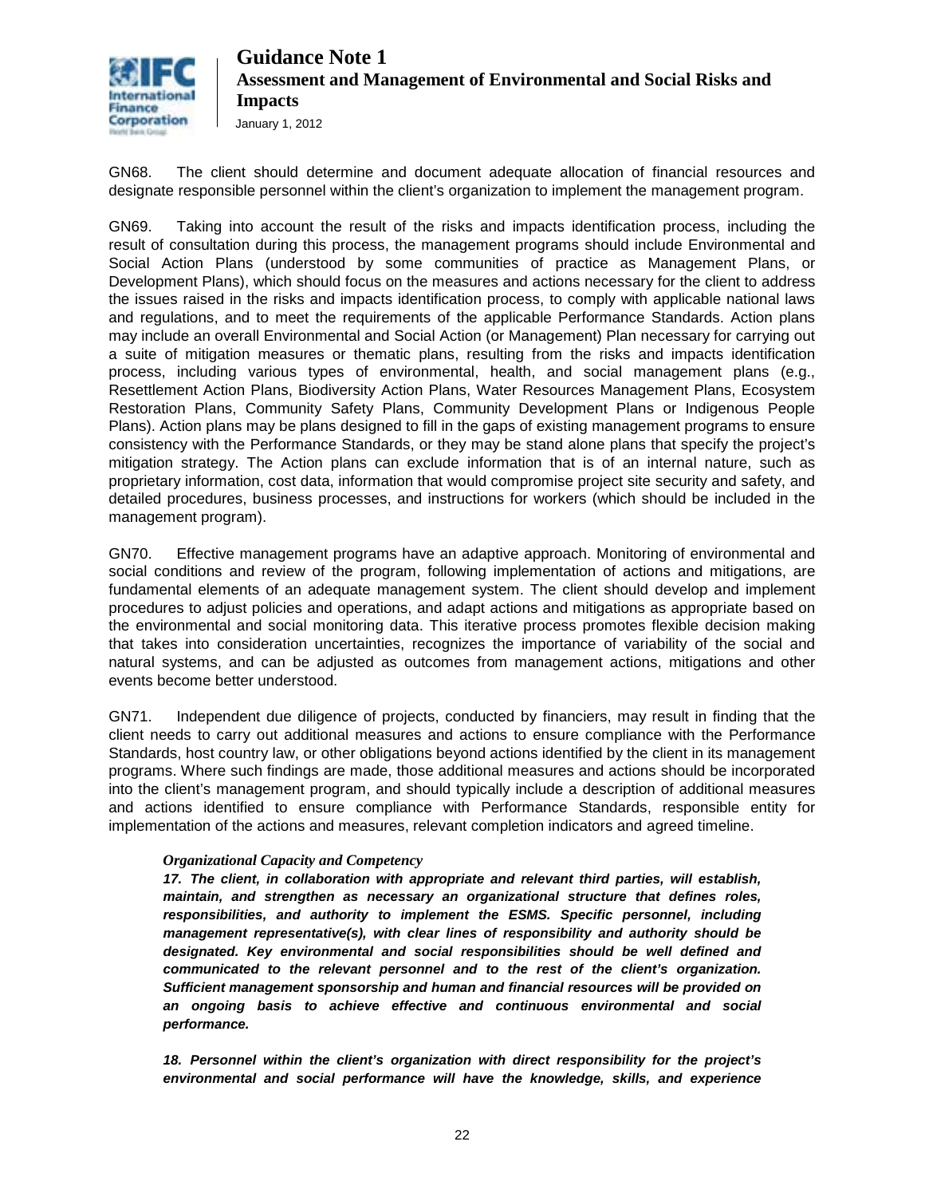GN68. The client should determine and document adequate allocation of financial resources and designate responsible personnel within the client's organization to implement the management program.

GN69. Taking into account the result of the risks and impacts identification process, including the result of consultation during this process, the management programs should include Environmental and Social Action Plans (understood by some communities of practice as Management Plans, or Development Plans), which should focus on the measures and actions necessary for the client to address the issues raised in the risks and impacts identification process, to comply with applicable national laws and regulations, and to meet the requirements of the applicable Performance Standards. Action plans may include an overall Environmental and Social Action (or Management) Plan necessary for carrying out a suite of mitigation measures or thematic plans, resulting from the risks and impacts identification process, including various types of environmental, health, and social management plans (e.g., Resettlement Action Plans, Biodiversity Action Plans, Water Resources Management Plans, Ecosystem Restoration Plans, Community Safety Plans, Community Development Plans or Indigenous People Plans). Action plans may be plans designed to fill in the gaps of existing management programs to ensure consistency with the Performance Standards, or they may be stand alone plans that specify the project's mitigation strategy. The Action plans can exclude information that is of an internal nature, such as proprietary information, cost data, information that would compromise project site security and safety, and detailed procedures, business processes, and instructions for workers (which should be included in the management program).

GN70. Effective management programs have an adaptive approach. Monitoring of environmental and social conditions and review of the program, following implementation of actions and mitigations, are fundamental elements of an adequate management system. The client should develop and implement procedures to adjust policies and operations, and adapt actions and mitigations as appropriate based on the environmental and social monitoring data. This iterative process promotes flexible decision making that takes into consideration uncertainties, recognizes the importance of variability of the social and natural systems, and can be adjusted as outcomes from management actions, mitigations and other events become better understood.

GN71. Independent due diligence of projects, conducted by financiers, may result in finding that the client needs to carry out additional measures and actions to ensure compliance with the Performance Standards, host country law, or other obligations beyond actions identified by the client in its management programs. Where such findings are made, those additional measures and actions should be incorporated into the client's management program, and should typically include a description of additional measures and actions identified to ensure compliance with Performance Standards, responsible entity for implementation of the actions and measures, relevant completion indicators and agreed timeline.

*Organizational Capacity and Competency*

***17. The client, in collaboration with appropriate and relevant third parties, will establish, maintain, and strengthen as necessary an organizational structure that defines roles, responsibilities, and authority to implement the ESMS. Specific personnel, including management representative(s), with clear lines of responsibility and authority should be designated. Key environmental and social responsibilities should be well defined and communicated to the relevant personnel and to the rest of the client's organization. Sufficient management sponsorship and human and financial resources will be provided on an ongoing basis to achieve effective and continuous environmental and social performance.***

***18. Personnel within the client's organization with direct responsibility for the project's environmental and social performance will have the knowledge, skills, and experience***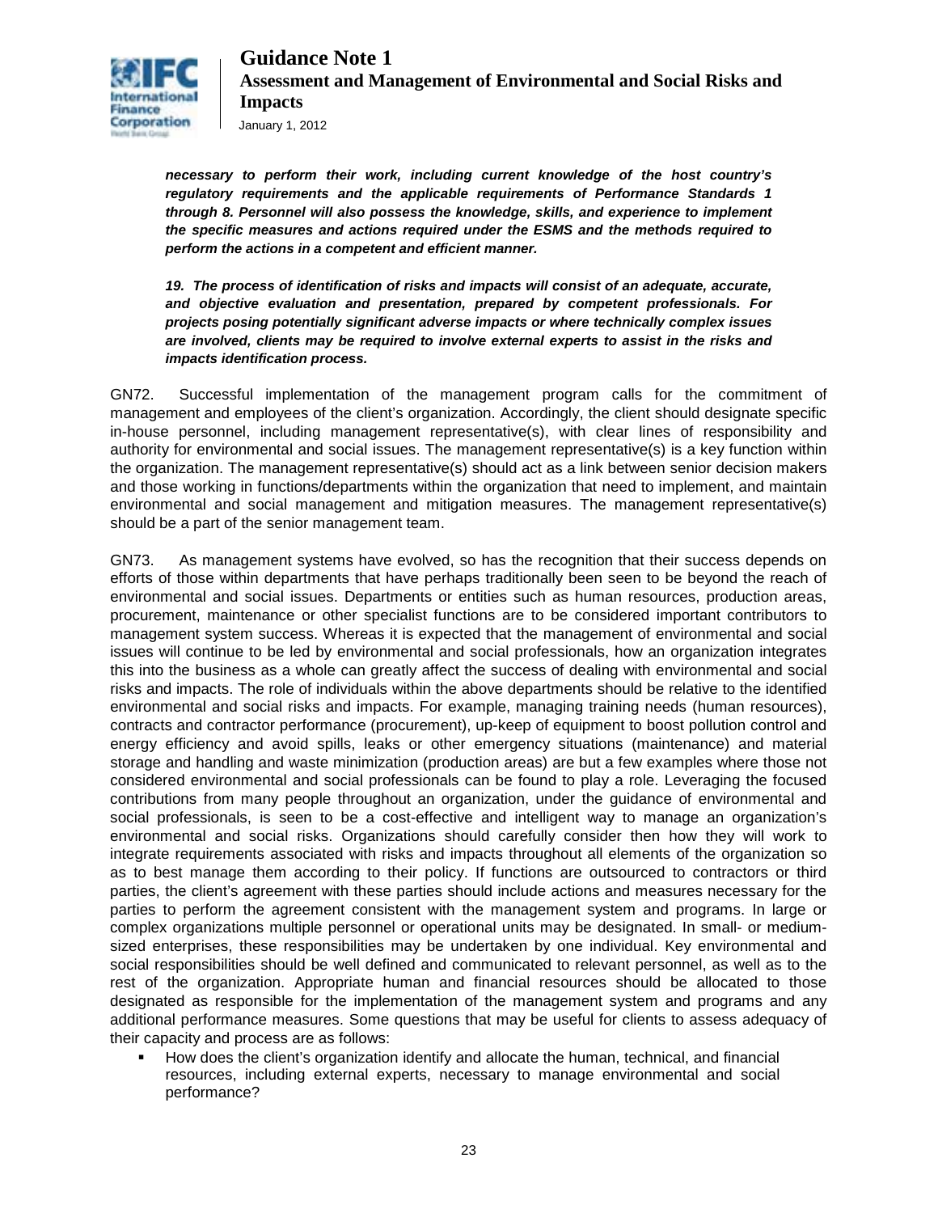***necessary to perform their work, including current knowledge of the host country's regulatory requirements and the applicable requirements of Performance Standards 1 through 8. Personnel will also possess the knowledge, skills, and experience to implement the specific measures and actions required under the ESMS and the methods required to perform the actions in a competent and efficient manner.***

***19. The process of identification of risks and impacts will consist of an adequate, accurate, and objective evaluation and presentation, prepared by competent professionals. For projects posing potentially significant adverse impacts or where technically complex issues are involved, clients may be required to involve external experts to assist in the risks and impacts identification process.***

GN72. Successful implementation of the management program calls for the commitment of management and employees of the client's organization. Accordingly, the client should designate specific in-house personnel, including management representative(s), with clear lines of responsibility and authority for environmental and social issues. The management representative(s) is a key function within the organization. The management representative(s) should act as a link between senior decision makers and those working in functions/departments within the organization that need to implement, and maintain environmental and social management and mitigation measures. The management representative(s) should be a part of the senior management team.

GN73. As management systems have evolved, so has the recognition that their success depends on efforts of those within departments that have perhaps traditionally been seen to be beyond the reach of environmental and social issues. Departments or entities such as human resources, production areas, procurement, maintenance or other specialist functions are to be considered important contributors to management system success. Whereas it is expected that the management of environmental and social issues will continue to be led by environmental and social professionals, how an organization integrates this into the business as a whole can greatly affect the success of dealing with environmental and social risks and impacts. The role of individuals within the above departments should be relative to the identified environmental and social risks and impacts. For example, managing training needs (human resources), contracts and contractor performance (procurement), up-keep of equipment to boost pollution control and energy efficiency and avoid spills, leaks or other emergency situations (maintenance) and material storage and handling and waste minimization (production areas) are but a few examples where those not considered environmental and social professionals can be found to play a role. Leveraging the focused contributions from many people throughout an organization, under the guidance of environmental and social professionals, is seen to be a cost-effective and intelligent way to manage an organization's environmental and social risks. Organizations should carefully consider then how they will work to integrate requirements associated with risks and impacts throughout all elements of the organization so as to best manage them according to their policy. If functions are outsourced to contractors or third parties, the client's agreement with these parties should include actions and measures necessary for the parties to perform the agreement consistent with the management system and programs. In large or complex organizations multiple personnel or operational units may be designated. In small- or medium-sized enterprises, these responsibilities may be undertaken by one individual. Key environmental and social responsibilities should be well defined and communicated to relevant personnel, as well as to the rest of the organization. Appropriate human and financial resources should be allocated to those designated as responsible for the implementation of the management system and programs and any additional performance measures. Some questions that may be useful for clients to assess adequacy of their capacity and process are as follows:

- How does the client's organization identify and allocate the human, technical, and financial resources, including external experts, necessary to manage environmental and social performance?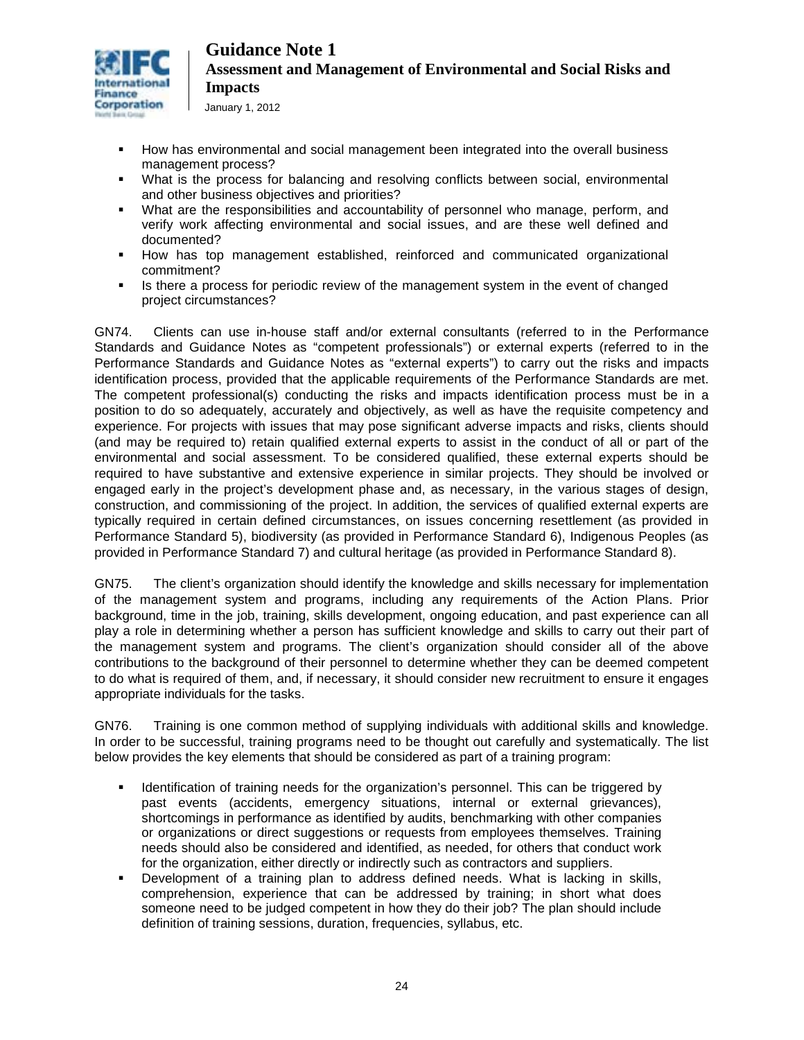- How has environmental and social management been integrated into the overall business management process?
- What is the process for balancing and resolving conflicts between social, environmental and other business objectives and priorities?
- What are the responsibilities and accountability of personnel who manage, perform, and verify work affecting environmental and social issues, and are these well defined and documented?
- How has top management established, reinforced and communicated organizational commitment?
- Is there a process for periodic review of the management system in the event of changed project circumstances?

GN74. Clients can use in-house staff and/or external consultants (referred to in the Performance Standards and Guidance Notes as "competent professionals") or external experts (referred to in the Performance Standards and Guidance Notes as "external experts") to carry out the risks and impacts identification process, provided that the applicable requirements of the Performance Standards are met. The competent professional(s) conducting the risks and impacts identification process must be in a position to do so adequately, accurately and objectively, as well as have the requisite competency and experience. For projects with issues that may pose significant adverse impacts and risks, clients should (and may be required to) retain qualified external experts to assist in the conduct of all or part of the environmental and social assessment. To be considered qualified, these external experts should be required to have substantive and extensive experience in similar projects. They should be involved or engaged early in the project's development phase and, as necessary, in the various stages of design, construction, and commissioning of the project. In addition, the services of qualified external experts are typically required in certain defined circumstances, on issues concerning resettlement (as provided in Performance Standard 5), biodiversity (as provided in Performance Standard 6), Indigenous Peoples (as provided in Performance Standard 7) and cultural heritage (as provided in Performance Standard 8).

GN75. The client's organization should identify the knowledge and skills necessary for implementation of the management system and programs, including any requirements of the Action Plans. Prior background, time in the job, training, skills development, ongoing education, and past experience can all play a role in determining whether a person has sufficient knowledge and skills to carry out their part of the management system and programs. The client's organization should consider all of the above contributions to the background of their personnel to determine whether they can be deemed competent to do what is required of them, and, if necessary, it should consider new recruitment to ensure it engages appropriate individuals for the tasks.

GN76. Training is one common method of supplying individuals with additional skills and knowledge. In order to be successful, training programs need to be thought out carefully and systematically. The list below provides the key elements that should be considered as part of a training program:

- Identification of training needs for the organization's personnel. This can be triggered by past events (accidents, emergency situations, internal or external grievances), shortcomings in performance as identified by audits, benchmarking with other companies or organizations or direct suggestions or requests from employees themselves. Training needs should also be considered and identified, as needed, for others that conduct work for the organization, either directly or indirectly such as contractors and suppliers.
- Development of a training plan to address defined needs. What is lacking in skills, comprehension, experience that can be addressed by training; in short what does someone need to be judged competent in how they do their job? The plan should include definition of training sessions, duration, frequencies, syllabus, etc.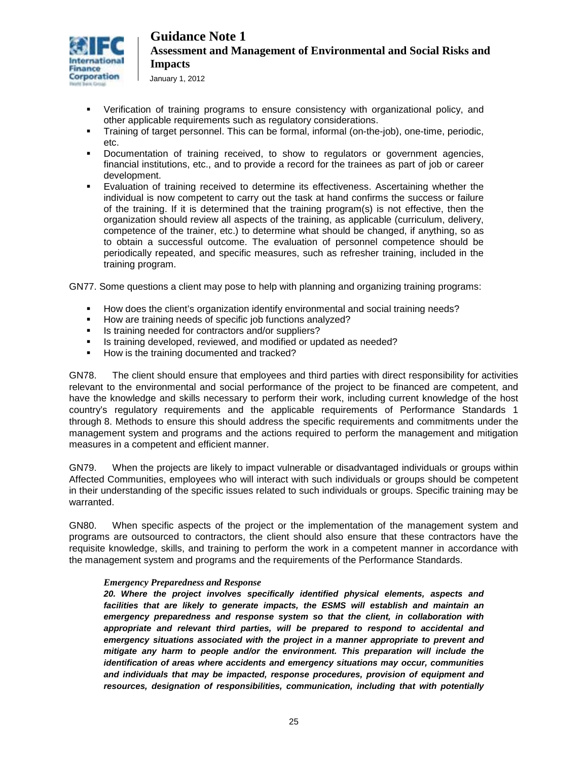- Verification of training programs to ensure consistency with organizational policy, and other applicable requirements such as regulatory considerations.
- Training of target personnel. This can be formal, informal (on-the-job), one-time, periodic, etc.
- Documentation of training received, to show to regulators or government agencies, financial institutions, etc., and to provide a record for the trainees as part of job or career development.
- Evaluation of training received to determine its effectiveness. Ascertaining whether the individual is now competent to carry out the task at hand confirms the success or failure of the training. If it is determined that the training program(s) is not effective, then the organization should review all aspects of the training, as applicable (curriculum, delivery, competence of the trainer, etc.) to determine what should be changed, if anything, so as to obtain a successful outcome. The evaluation of personnel competence should be periodically repeated, and specific measures, such as refresher training, included in the training program.

GN77. Some questions a client may pose to help with planning and organizing training programs:

- How does the client's organization identify environmental and social training needs?
- How are training needs of specific job functions analyzed?
- Is training needed for contractors and/or suppliers?
- Is training developed, reviewed, and modified or updated as needed?
- How is the training documented and tracked?

GN78. The client should ensure that employees and third parties with direct responsibility for activities relevant to the environmental and social performance of the project to be financed are competent, and have the knowledge and skills necessary to perform their work, including current knowledge of the host country's regulatory requirements and the applicable requirements of Performance Standards 1 through 8. Methods to ensure this should address the specific requirements and commitments under the management system and programs and the actions required to perform the management and mitigation measures in a competent and efficient manner.

GN79. When the projects are likely to impact vulnerable or disadvantaged individuals or groups within Affected Communities, employees who will interact with such individuals or groups should be competent in their understanding of the specific issues related to such individuals or groups. Specific training may be warranted.

GN80. When specific aspects of the project or the implementation of the management system and programs are outsourced to contractors, the client should also ensure that these contractors have the requisite knowledge, skills, and training to perform the work in a competent manner in accordance with the management system and programs and the requirements of the Performance Standards.

*Emergency Preparedness and Response*

***20. Where the project involves specifically identified physical elements, aspects and facilities that are likely to generate impacts, the ESMS will establish and maintain an emergency preparedness and response system so that the client, in collaboration with appropriate and relevant third parties, will be prepared to respond to accidental and emergency situations associated with the project in a manner appropriate to prevent and mitigate any harm to people and/or the environment. This preparation will include the identification of areas where accidents and emergency situations may occur, communities and individuals that may be impacted, response procedures, provision of equipment and resources, designation of responsibilities, communication, including that with potentially***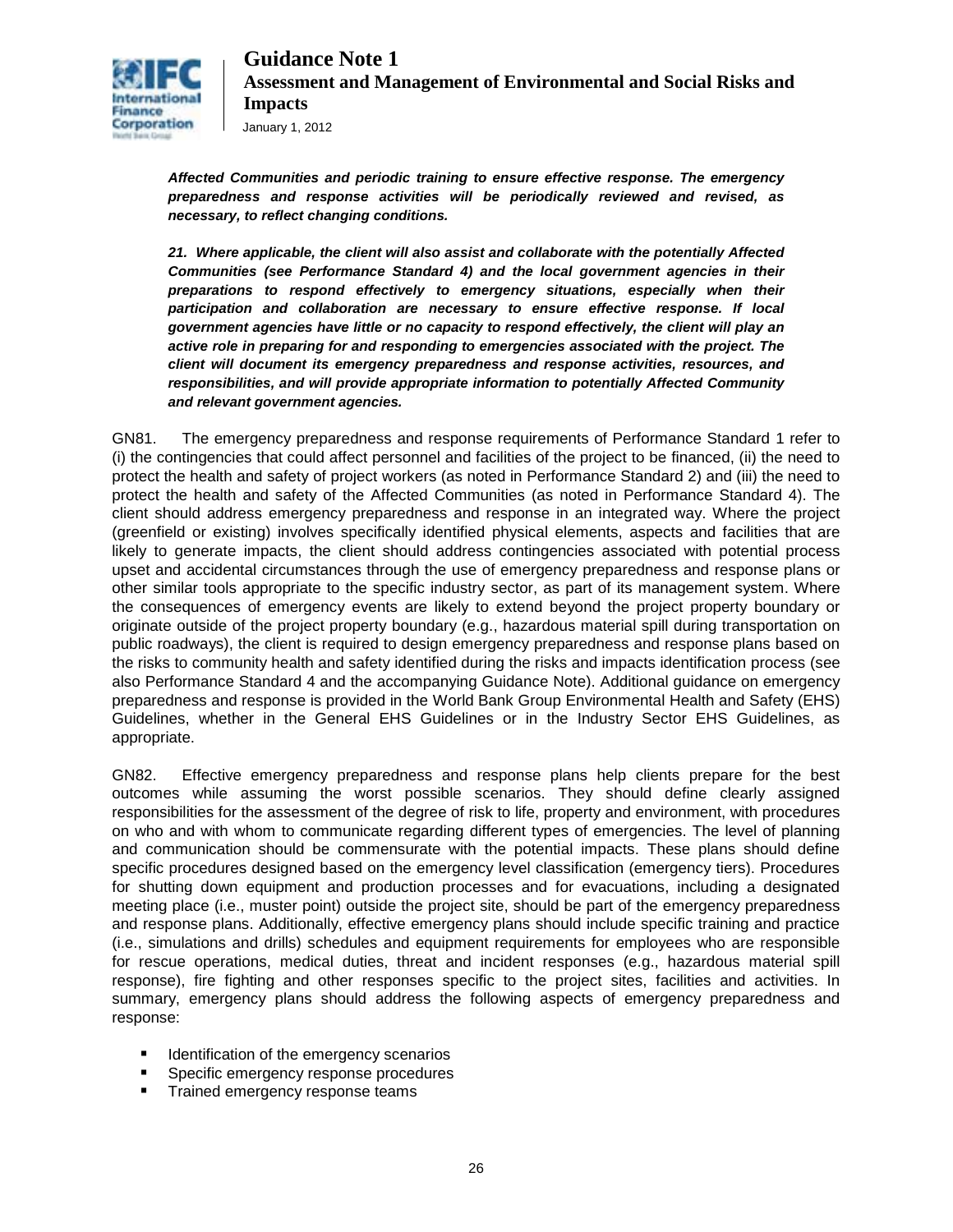***Affected Communities and periodic training to ensure effective response. The emergency preparedness and response activities will be periodically reviewed and revised, as necessary, to reflect changing conditions.***

***21. Where applicable, the client will also assist and collaborate with the potentially Affected Communities (see Performance Standard 4) and the local government agencies in their preparations to respond effectively to emergency situations, especially when their participation and collaboration are necessary to ensure effective response. If local government agencies have little or no capacity to respond effectively, the client will play an active role in preparing for and responding to emergencies associated with the project. The client will document its emergency preparedness and response activities, resources, and responsibilities, and will provide appropriate information to potentially Affected Community and relevant government agencies.***

GN81. The emergency preparedness and response requirements of Performance Standard 1 refer to (i) the contingencies that could affect personnel and facilities of the project to be financed, (ii) the need to protect the health and safety of project workers (as noted in Performance Standard 2) and (iii) the need to protect the health and safety of the Affected Communities (as noted in Performance Standard 4). The client should address emergency preparedness and response in an integrated way. Where the project (greenfield or existing) involves specifically identified physical elements, aspects and facilities that are likely to generate impacts, the client should address contingencies associated with potential process upset and accidental circumstances through the use of emergency preparedness and response plans or other similar tools appropriate to the specific industry sector, as part of its management system. Where the consequences of emergency events are likely to extend beyond the project property boundary or originate outside of the project property boundary (e.g., hazardous material spill during transportation on public roadways), the client is required to design emergency preparedness and response plans based on the risks to community health and safety identified during the risks and impacts identification process (see also Performance Standard 4 and the accompanying Guidance Note). Additional guidance on emergency preparedness and response is provided in the World Bank Group Environmental Health and Safety (EHS) Guidelines, whether in the General EHS Guidelines or in the Industry Sector EHS Guidelines, as appropriate.

GN82. Effective emergency preparedness and response plans help clients prepare for the best outcomes while assuming the worst possible scenarios. They should define clearly assigned responsibilities for the assessment of the degree of risk to life, property and environment, with procedures on who and with whom to communicate regarding different types of emergencies. The level of planning and communication should be commensurate with the potential impacts. These plans should define specific procedures designed based on the emergency level classification (emergency tiers). Procedures for shutting down equipment and production processes and for evacuations, including a designated meeting place (i.e., muster point) outside the project site, should be part of the emergency preparedness and response plans. Additionally, effective emergency plans should include specific training and practice (i.e., simulations and drills) schedules and equipment requirements for employees who are responsible for rescue operations, medical duties, threat and incident responses (e.g., hazardous material spill response), fire fighting and other responses specific to the project sites, facilities and activities. In summary, emergency plans should address the following aspects of emergency preparedness and response:

- Identification of the emergency scenarios
- Specific emergency response procedures
- Trained emergency response teams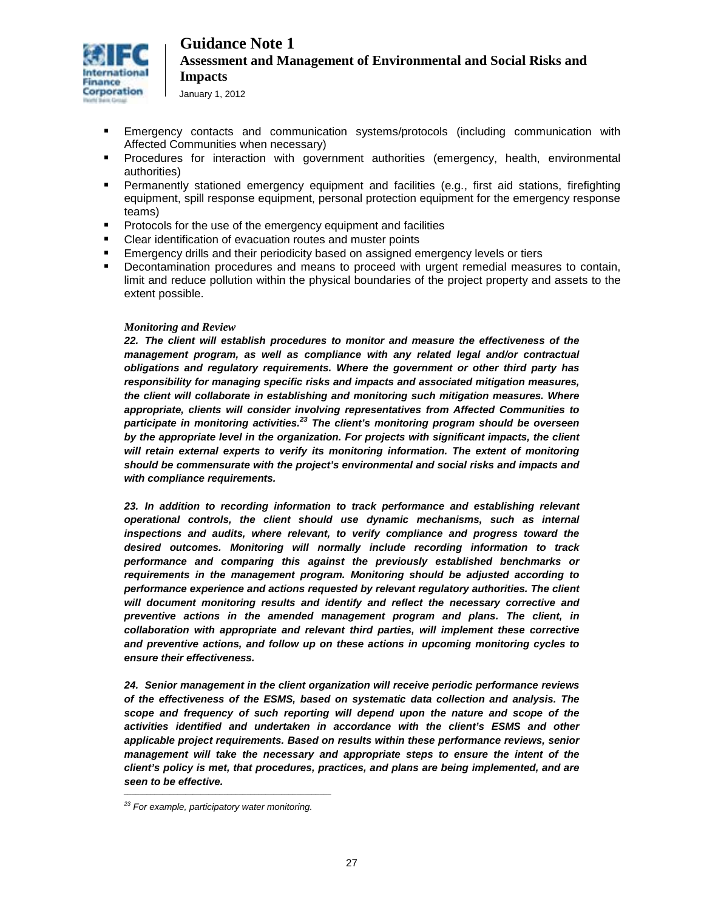- Emergency contacts and communication systems/protocols (including communication with Affected Communities when necessary)
- Procedures for interaction with government authorities (emergency, health, environmental authorities)
- Permanently stationed emergency equipment and facilities (e.g., first aid stations, firefighting equipment, spill response equipment, personal protection equipment for the emergency response teams)
- Protocols for the use of the emergency equipment and facilities
- Clear identification of evacuation routes and muster points
- Emergency drills and their periodicity based on assigned emergency levels or tiers
- Decontamination procedures and means to proceed with urgent remedial measures to contain, limit and reduce pollution within the physical boundaries of the project property and assets to the extent possible.

*Monitoring and Review*

***22. The client will establish procedures to monitor and measure the effectiveness of the management program, as well as compliance with any related legal and/or contractual obligations and regulatory requirements. Where the government or other third party has responsibility for managing specific risks and impacts and associated mitigation measures, the client will collaborate in establishing and monitoring such mitigation measures. Where appropriate, clients will consider involving representatives from Affected Communities to participate in monitoring activities.[23] The client's monitoring program should be overseen by the appropriate level in the organization. For projects with significant impacts, the client will retain external experts to verify its monitoring information. The extent of monitoring should be commensurate with the project's environmental and social risks and impacts and with compliance requirements.***

***23. In addition to recording information to track performance and establishing relevant operational controls, the client should use dynamic mechanisms, such as internal inspections and audits, where relevant, to verify compliance and progress toward the desired outcomes. Monitoring will normally include recording information to track performance and comparing this against the previously established benchmarks or requirements in the management program. Monitoring should be adjusted according to performance experience and actions requested by relevant regulatory authorities. The client will document monitoring results and identify and reflect the necessary corrective and preventive actions in the amended management program and plans. The client, in collaboration with appropriate and relevant third parties, will implement these corrective and preventive actions, and follow up on these actions in upcoming monitoring cycles to ensure their effectiveness.***

***24. Senior management in the client organization will receive periodic performance reviews of the effectiveness of the ESMS, based on systematic data collection and analysis. The scope and frequency of such reporting will depend upon the nature and scope of the activities identified and undertaken in accordance with the client's ESMS and other applicable project requirements. Based on results within these performance reviews, senior management will take the necessary and appropriate steps to ensure the intent of the client's policy is met, that procedures, practices, and plans are being implemented, and are seen to be effective.***

---

[23] *For example, participatory water monitoring.*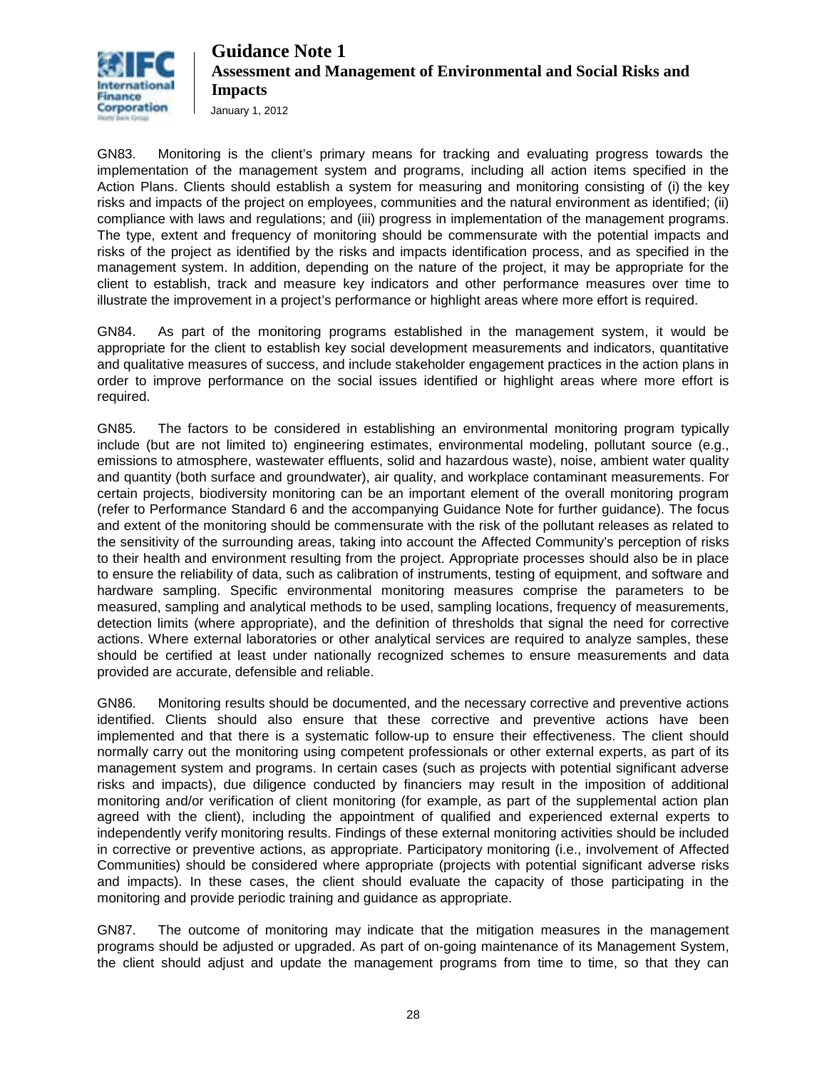GN83. Monitoring is the client's primary means for tracking and evaluating progress towards the implementation of the management system and programs, including all action items specified in the Action Plans. Clients should establish a system for measuring and monitoring consisting of (i) the key risks and impacts of the project on employees, communities and the natural environment as identified; (ii) compliance with laws and regulations; and (iii) progress in implementation of the management programs. The type, extent and frequency of monitoring should be commensurate with the potential impacts and risks of the project as identified by the risks and impacts identification process, and as specified in the management system. In addition, depending on the nature of the project, it may be appropriate for the client to establish, track and measure key indicators and other performance measures over time to illustrate the improvement in a project's performance or highlight areas where more effort is required.

GN84. As part of the monitoring programs established in the management system, it would be appropriate for the client to establish key social development measurements and indicators, quantitative and qualitative measures of success, and include stakeholder engagement practices in the action plans in order to improve performance on the social issues identified or highlight areas where more effort is required.

GN85. The factors to be considered in establishing an environmental monitoring program typically include (but are not limited to) engineering estimates, environmental modeling, pollutant source (e.g., emissions to atmosphere, wastewater effluents, solid and hazardous waste), noise, ambient water quality and quantity (both surface and groundwater), air quality, and workplace contaminant measurements. For certain projects, biodiversity monitoring can be an important element of the overall monitoring program (refer to Performance Standard 6 and the accompanying Guidance Note for further guidance). The focus and extent of the monitoring should be commensurate with the risk of the pollutant releases as related to the sensitivity of the surrounding areas, taking into account the Affected Community's perception of risks to their health and environment resulting from the project. Appropriate processes should also be in place to ensure the reliability of data, such as calibration of instruments, testing of equipment, and software and hardware sampling. Specific environmental monitoring measures comprise the parameters to be measured, sampling and analytical methods to be used, sampling locations, frequency of measurements, detection limits (where appropriate), and the definition of thresholds that signal the need for corrective actions. Where external laboratories or other analytical services are required to analyze samples, these should be certified at least under nationally recognized schemes to ensure measurements and data provided are accurate, defensible and reliable.

GN86. Monitoring results should be documented, and the necessary corrective and preventive actions identified. Clients should also ensure that these corrective and preventive actions have been implemented and that there is a systematic follow-up to ensure their effectiveness. The client should normally carry out the monitoring using competent professionals or other external experts, as part of its management system and programs. In certain cases (such as projects with potential significant adverse risks and impacts), due diligence conducted by financiers may result in the imposition of additional monitoring and/or verification of client monitoring (for example, as part of the supplemental action plan agreed with the client), including the appointment of qualified and experienced external experts to independently verify monitoring results. Findings of these external monitoring activities should be included in corrective or preventive actions, as appropriate. Participatory monitoring (i.e., involvement of Affected Communities) should be considered where appropriate (projects with potential significant adverse risks and impacts). In these cases, the client should evaluate the capacity of those participating in the monitoring and provide periodic training and guidance as appropriate.

GN87. The outcome of monitoring may indicate that the mitigation measures in the management programs should be adjusted or upgraded. As part of on-going maintenance of its Management System, the client should adjust and update the management programs from time to time, so that they can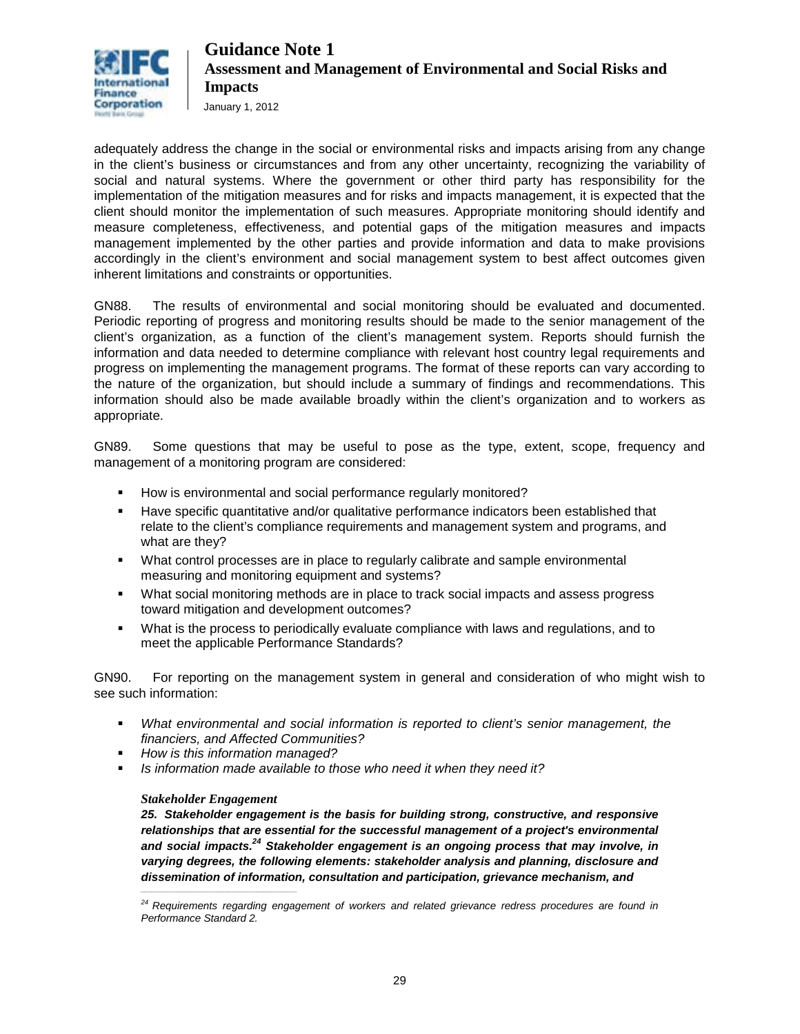adequately address the change in the social or environmental risks and impacts arising from any change in the client's business or circumstances and from any other uncertainty, recognizing the variability of social and natural systems. Where the government or other third party has responsibility for the implementation of the mitigation measures and for risks and impacts management, it is expected that the client should monitor the implementation of such measures. Appropriate monitoring should identify and measure completeness, effectiveness, and potential gaps of the mitigation measures and impacts management implemented by the other parties and provide information and data to make provisions accordingly in the client's environment and social management system to best affect outcomes given inherent limitations and constraints or opportunities.

GN88. The results of environmental and social monitoring should be evaluated and documented. Periodic reporting of progress and monitoring results should be made to the senior management of the client's organization, as a function of the client's management system. Reports should furnish the information and data needed to determine compliance with relevant host country legal requirements and progress on implementing the management programs. The format of these reports can vary according to the nature of the organization, but should include a summary of findings and recommendations. This information should also be made available broadly within the client's organization and to workers as appropriate.

GN89. Some questions that may be useful to pose as the type, extent, scope, frequency and management of a monitoring program are considered:

- How is environmental and social performance regularly monitored?
- Have specific quantitative and/or qualitative performance indicators been established that relate to the client's compliance requirements and management system and programs, and what are they?
- What control processes are in place to regularly calibrate and sample environmental measuring and monitoring equipment and systems?
- What social monitoring methods are in place to track social impacts and assess progress toward mitigation and development outcomes?
- What is the process to periodically evaluate compliance with laws and regulations, and to meet the applicable Performance Standards?

GN90. For reporting on the management system in general and consideration of who might wish to see such information:

- *What environmental and social information is reported to client's senior management, the financiers, and Affected Communities?*
- *How is this information managed?*
- *Is information made available to those who need it when they need it?*

***Stakeholder Engagement***

***25. Stakeholder engagement is the basis for building strong, constructive, and responsive relationships that are essential for the successful management of a project's environmental and social impacts.[24] Stakeholder engagement is an ongoing process that may involve, in varying degrees, the following elements: stakeholder analysis and planning, disclosure and dissemination of information, consultation and participation, grievance mechanism, and***

---

*[24] Requirements regarding engagement of workers and related grievance redress procedures are found in Performance Standard 2.*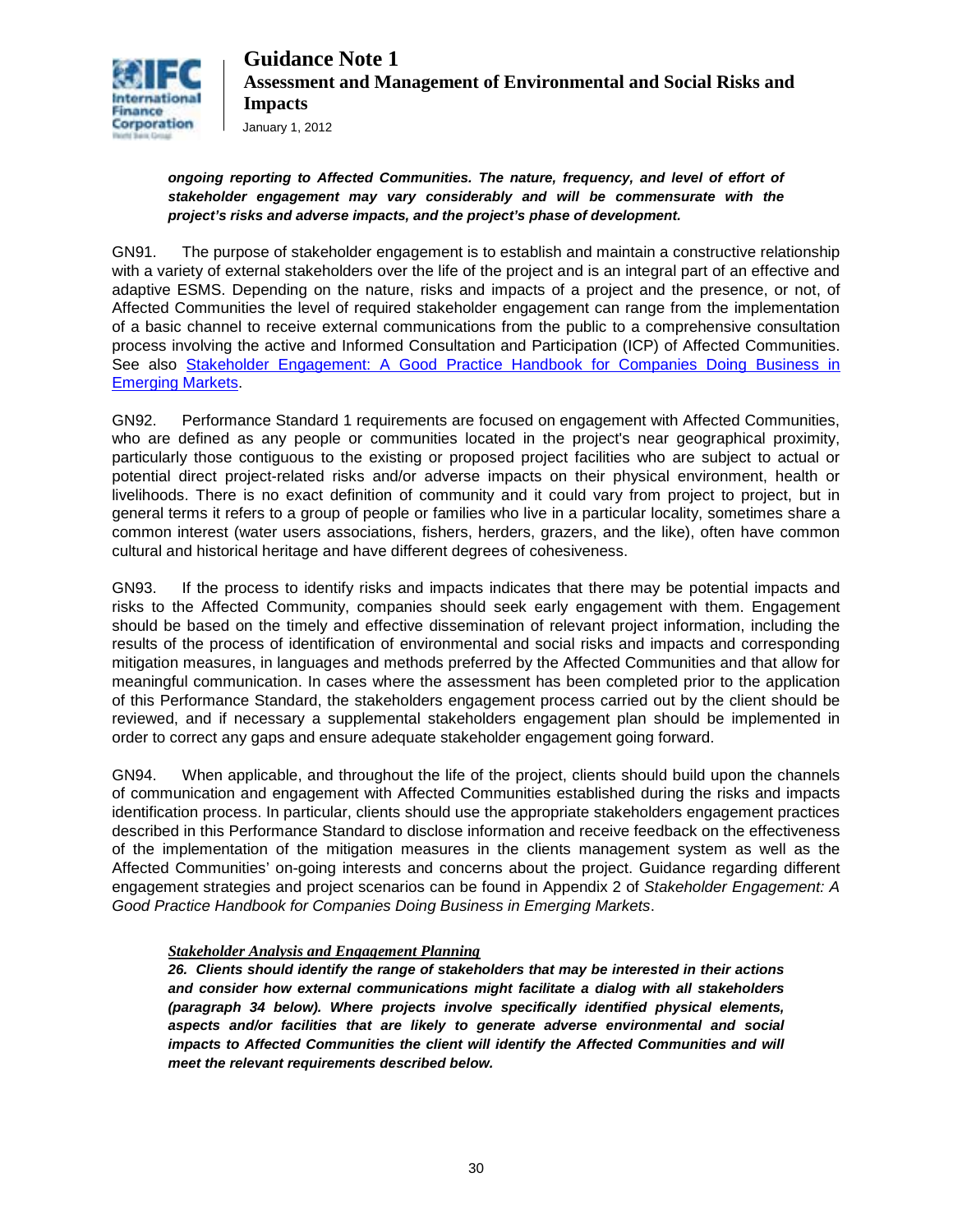***ongoing reporting to Affected Communities. The nature, frequency, and level of effort of stakeholder engagement may vary considerably and will be commensurate with the project's risks and adverse impacts, and the project's phase of development.***

GN91. The purpose of stakeholder engagement is to establish and maintain a constructive relationship with a variety of external stakeholders over the life of the project and is an integral part of an effective and adaptive ESMS. Depending on the nature, risks and impacts of a project and the presence, or not, of Affected Communities the level of required stakeholder engagement can range from the implementation of a basic channel to receive external communications from the public to a comprehensive consultation process involving the active and Informed Consultation and Participation (ICP) of Affected Communities. See also [Stakeholder Engagement: A Good Practice Handbook for Companies Doing Business in Emerging Markets](#).

GN92. Performance Standard 1 requirements are focused on engagement with Affected Communities, who are defined as any people or communities located in the project's near geographical proximity, particularly those contiguous to the existing or proposed project facilities who are subject to actual or potential direct project-related risks and/or adverse impacts on their physical environment, health or livelihoods. There is no exact definition of community and it could vary from project to project, but in general terms it refers to a group of people or families who live in a particular locality, sometimes share a common interest (water users associations, fishers, herders, grazers, and the like), often have common cultural and historical heritage and have different degrees of cohesiveness.

GN93. If the process to identify risks and impacts indicates that there may be potential impacts and risks to the Affected Community, companies should seek early engagement with them. Engagement should be based on the timely and effective dissemination of relevant project information, including the results of the process of identification of environmental and social risks and impacts and corresponding mitigation measures, in languages and methods preferred by the Affected Communities and that allow for meaningful communication. In cases where the assessment has been completed prior to the application of this Performance Standard, the stakeholders engagement process carried out by the client should be reviewed, and if necessary a supplemental stakeholders engagement plan should be implemented in order to correct any gaps and ensure adequate stakeholder engagement going forward.

GN94. When applicable, and throughout the life of the project, clients should build upon the channels of communication and engagement with Affected Communities established during the risks and impacts identification process. In particular, clients should use the appropriate stakeholders engagement practices described in this Performance Standard to disclose information and receive feedback on the effectiveness of the implementation of the mitigation measures in the clients management system as well as the Affected Communities' on-going interests and concerns about the project. Guidance regarding different engagement strategies and project scenarios can be found in Appendix 2 of *Stakeholder Engagement: A Good Practice Handbook for Companies Doing Business in Emerging Markets*.

***Stakeholder Analysis and Engagement Planning***

***26. Clients should identify the range of stakeholders that may be interested in their actions and consider how external communications might facilitate a dialog with all stakeholders (paragraph 34 below). Where projects involve specifically identified physical elements, aspects and/or facilities that are likely to generate adverse environmental and social impacts to Affected Communities the client will identify the Affected Communities and will meet the relevant requirements described below.***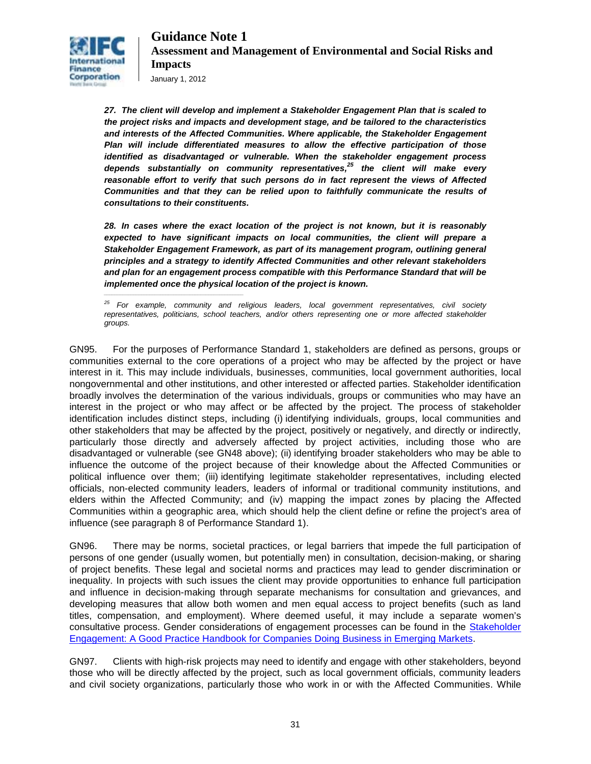***27. The client will develop and implement a Stakeholder Engagement Plan that is scaled to the project risks and impacts and development stage, and be tailored to the characteristics and interests of the Affected Communities. Where applicable, the Stakeholder Engagement Plan will include differentiated measures to allow the effective participation of those identified as disadvantaged or vulnerable. When the stakeholder engagement process depends substantially on community representatives,[25] the client will make every reasonable effort to verify that such persons do in fact represent the views of Affected Communities and that they can be relied upon to faithfully communicate the results of consultations to their constituents.***

***28. In cases where the exact location of the project is not known, but it is reasonably expected to have significant impacts on local communities, the client will prepare a Stakeholder Engagement Framework, as part of its management program, outlining general principles and a strategy to identify Affected Communities and other relevant stakeholders and plan for an engagement process compatible with this Performance Standard that will be implemented once the physical location of the project is known.***

*[25] For example, community and religious leaders, local government representatives, civil society representatives, politicians, school teachers, and/or others representing one or more affected stakeholder groups.*

GN95. For the purposes of Performance Standard 1, stakeholders are defined as persons, groups or communities external to the core operations of a project who may be affected by the project or have interest in it. This may include individuals, businesses, communities, local government authorities, local nongovernmental and other institutions, and other interested or affected parties. Stakeholder identification broadly involves the determination of the various individuals, groups or communities who may have an interest in the project or who may affect or be affected by the project. The process of stakeholder identification includes distinct steps, including (i) identifying individuals, groups, local communities and other stakeholders that may be affected by the project, positively or negatively, and directly or indirectly, particularly those directly and adversely affected by project activities, including those who are disadvantaged or vulnerable (see GN48 above); (ii) identifying broader stakeholders who may be able to influence the outcome of the project because of their knowledge about the Affected Communities or political influence over them; (iii) identifying legitimate stakeholder representatives, including elected officials, non-elected community leaders, leaders of informal or traditional community institutions, and elders within the Affected Community; and (iv) mapping the impact zones by placing the Affected Communities within a geographic area, which should help the client define or refine the project's area of influence (see paragraph 8 of Performance Standard 1).

GN96. There may be norms, societal practices, or legal barriers that impede the full participation of persons of one gender (usually women, but potentially men) in consultation, decision-making, or sharing of project benefits. These legal and societal norms and practices may lead to gender discrimination or inequality. In projects with such issues the client may provide opportunities to enhance full participation and influence in decision-making through separate mechanisms for consultation and grievances, and developing measures that allow both women and men equal access to project benefits (such as land titles, compensation, and employment). Where deemed useful, it may include a separate women's consultative process. Gender considerations of engagement processes can be found in the Stakeholder Engagement: A Good Practice Handbook for Companies Doing Business in Emerging Markets.

GN97. Clients with high-risk projects may need to identify and engage with other stakeholders, beyond those who will be directly affected by the project, such as local government officials, community leaders and civil society organizations, particularly those who work in or with the Affected Communities. While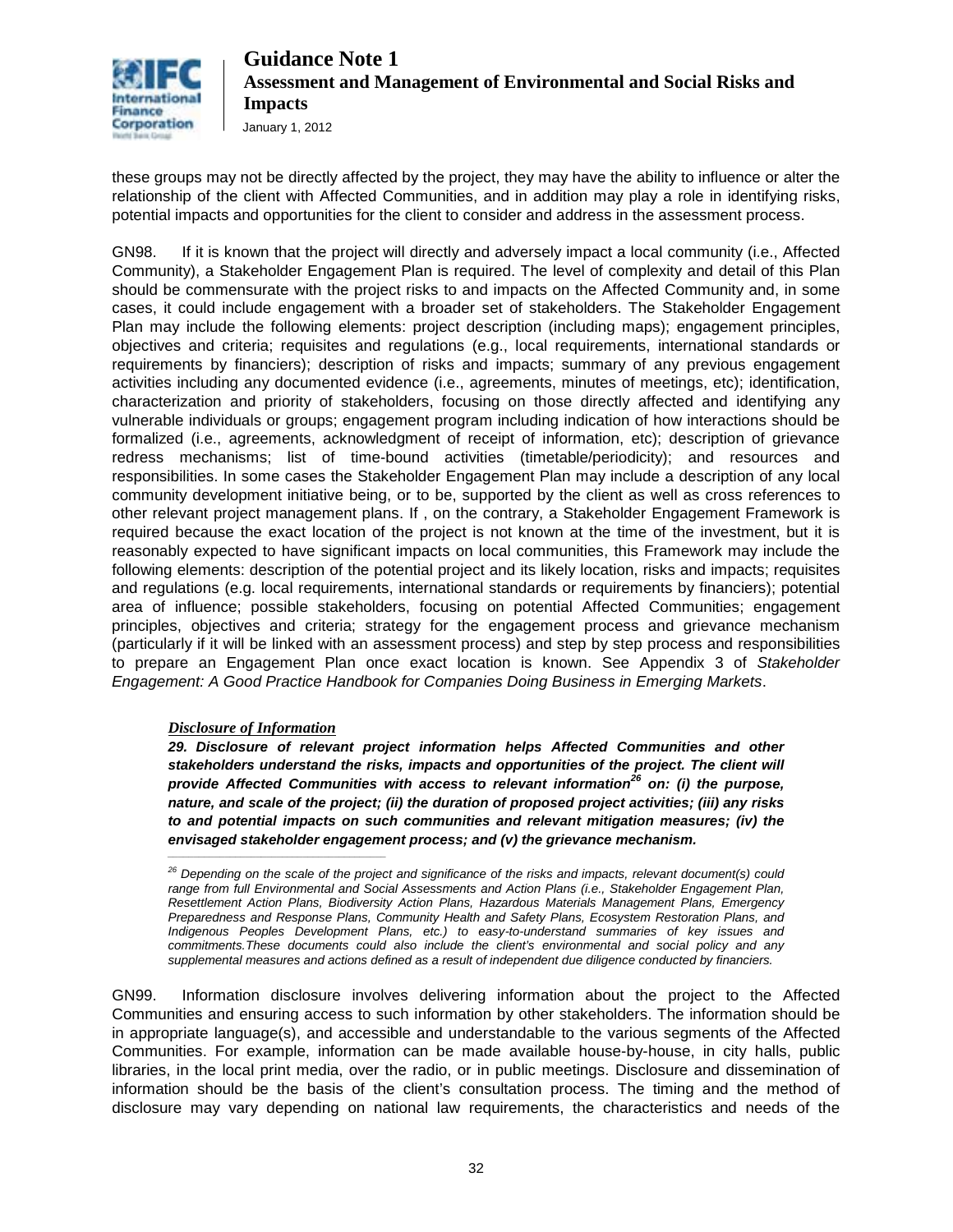these groups may not be directly affected by the project, they may have the ability to influence or alter the relationship of the client with Affected Communities, and in addition may play a role in identifying risks, potential impacts and opportunities for the client to consider and address in the assessment process.

GN98. If it is known that the project will directly and adversely impact a local community (i.e., Affected Community), a Stakeholder Engagement Plan is required. The level of complexity and detail of this Plan should be commensurate with the project risks to and impacts on the Affected Community and, in some cases, it could include engagement with a broader set of stakeholders. The Stakeholder Engagement Plan may include the following elements: project description (including maps); engagement principles, objectives and criteria; requisites and regulations (e.g., local requirements, international standards or requirements by financiers); description of risks and impacts; summary of any previous engagement activities including any documented evidence (i.e., agreements, minutes of meetings, etc); identification, characterization and priority of stakeholders, focusing on those directly affected and identifying any vulnerable individuals or groups; engagement program including indication of how interactions should be formalized (i.e., agreements, acknowledgment of receipt of information, etc); description of grievance redress mechanisms; list of time-bound activities (timetable/periodicity); and resources and responsibilities. In some cases the Stakeholder Engagement Plan may include a description of any local community development initiative being, or to be, supported by the client as well as cross references to other relevant project management plans. If , on the contrary, a Stakeholder Engagement Framework is required because the exact location of the project is not known at the time of the investment, but it is reasonably expected to have significant impacts on local communities, this Framework may include the following elements: description of the potential project and its likely location, risks and impacts; requisites and regulations (e.g. local requirements, international standards or requirements by financiers); potential area of influence; possible stakeholders, focusing on potential Affected Communities; engagement principles, objectives and criteria; strategy for the engagement process and grievance mechanism (particularly if it will be linked with an assessment process) and step by step process and responsibilities to prepare an Engagement Plan once exact location is known. See Appendix 3 of *Stakeholder Engagement: A Good Practice Handbook for Companies Doing Business in Emerging Markets*.

***Disclosure of Information***

***29. Disclosure of relevant project information helps Affected Communities and other stakeholders understand the risks, impacts and opportunities of the project. The client will provide Affected Communities with access to relevant information[26] on: (i) the purpose, nature, and scale of the project; (ii) the duration of proposed project activities; (iii) any risks to and potential impacts on such communities and relevant mitigation measures; (iv) the envisaged stakeholder engagement process; and (v) the grievance mechanism.***

*[26] Depending on the scale of the project and significance of the risks and impacts, relevant document(s) could range from full Environmental and Social Assessments and Action Plans (i.e., Stakeholder Engagement Plan, Resettlement Action Plans, Biodiversity Action Plans, Hazardous Materials Management Plans, Emergency Preparedness and Response Plans, Community Health and Safety Plans, Ecosystem Restoration Plans, and Indigenous Peoples Development Plans, etc.) to easy-to-understand summaries of key issues and commitments.These documents could also include the client's environmental and social policy and any supplemental measures and actions defined as a result of independent due diligence conducted by financiers.*

GN99. Information disclosure involves delivering information about the project to the Affected Communities and ensuring access to such information by other stakeholders. The information should be in appropriate language(s), and accessible and understandable to the various segments of the Affected Communities. For example, information can be made available house-by-house, in city halls, public libraries, in the local print media, over the radio, or in public meetings. Disclosure and dissemination of information should be the basis of the client's consultation process. The timing and the method of disclosure may vary depending on national law requirements, the characteristics and needs of the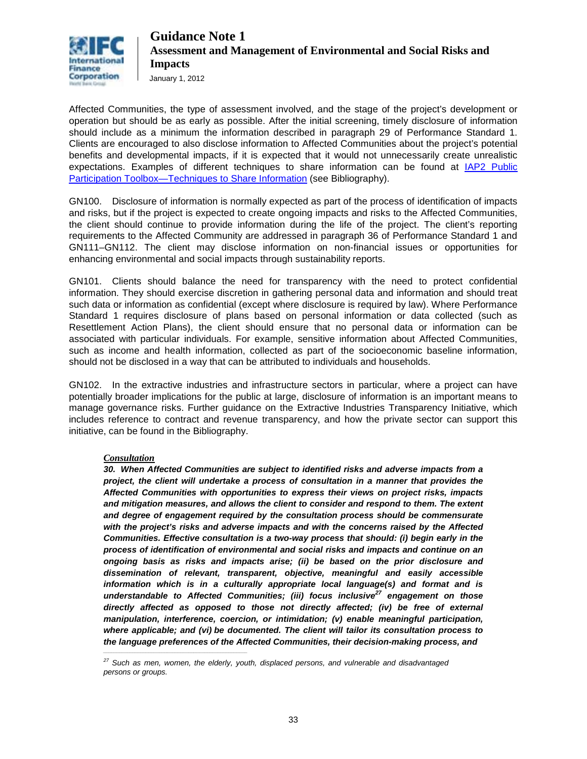Affected Communities, the type of assessment involved, and the stage of the project's development or operation but should be as early as possible. After the initial screening, timely disclosure of information should include as a minimum the information described in paragraph 29 of Performance Standard 1. Clients are encouraged to also disclose information to Affected Communities about the project's potential benefits and developmental impacts, if it is expected that it would not unnecessarily create unrealistic expectations. Examples of different techniques to share information can be found at [IAP2 Public Participation Toolbox—Techniques to Share Information] (see Bibliography).

GN100. Disclosure of information is normally expected as part of the process of identification of impacts and risks, but if the project is expected to create ongoing impacts and risks to the Affected Communities, the client should continue to provide information during the life of the project. The client's reporting requirements to the Affected Community are addressed in paragraph 36 of Performance Standard 1 and GN111–GN112. The client may disclose information on non-financial issues or opportunities for enhancing environmental and social impacts through sustainability reports.

GN101. Clients should balance the need for transparency with the need to protect confidential information. They should exercise discretion in gathering personal data and information and should treat such data or information as confidential (except where disclosure is required by law). Where Performance Standard 1 requires disclosure of plans based on personal information or data collected (such as Resettlement Action Plans), the client should ensure that no personal data or information can be associated with particular individuals. For example, sensitive information about Affected Communities, such as income and health information, collected as part of the socioeconomic baseline information, should not be disclosed in a way that can be attributed to individuals and households.

GN102. In the extractive industries and infrastructure sectors in particular, where a project can have potentially broader implications for the public at large, disclosure of information is an important means to manage governance risks. Further guidance on the Extractive Industries Transparency Initiative, which includes reference to contract and revenue transparency, and how the private sector can support this initiative, can be found in the Bibliography.

***Consultation***

***30. When Affected Communities are subject to identified risks and adverse impacts from a project, the client will undertake a process of consultation in a manner that provides the Affected Communities with opportunities to express their views on project risks, impacts and mitigation measures, and allows the client to consider and respond to them. The extent and degree of engagement required by the consultation process should be commensurate with the project's risks and adverse impacts and with the concerns raised by the Affected Communities. Effective consultation is a two-way process that should: (i) begin early in the process of identification of environmental and social risks and impacts and continue on an ongoing basis as risks and impacts arise; (ii) be based on the prior disclosure and dissemination of relevant, transparent, objective, meaningful and easily accessible information which is in a culturally appropriate local language(s) and format and is understandable to Affected Communities; (iii) focus inclusive[27] engagement on those directly affected as opposed to those not directly affected; (iv) be free of external manipulation, interference, coercion, or intimidation; (v) enable meaningful participation, where applicable; and (vi) be documented. The client will tailor its consultation process to the language preferences of the Affected Communities, their decision-making process, and***

[27] *Such as men, women, the elderly, youth, displaced persons, and vulnerable and disadvantaged persons or groups.*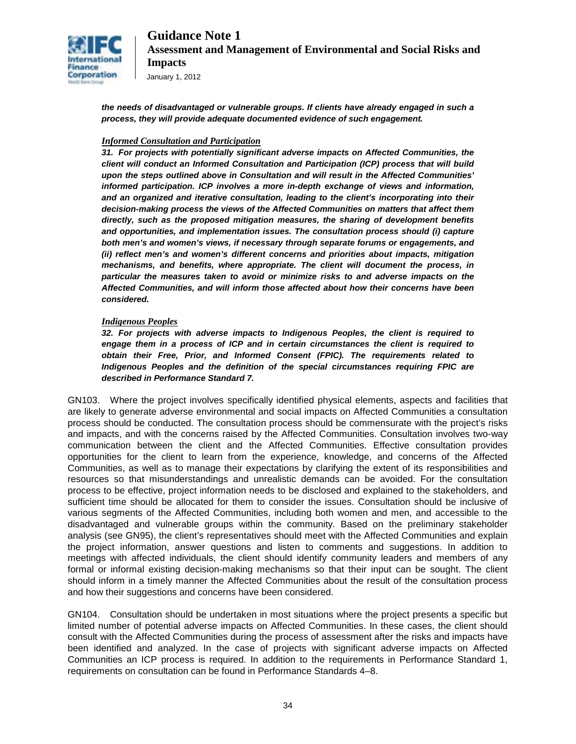***the needs of disadvantaged or vulnerable groups. If clients have already engaged in such a process, they will provide adequate documented evidence of such engagement.***

*Informed Consultation and Participation*

***31. For projects with potentially significant adverse impacts on Affected Communities, the client will conduct an Informed Consultation and Participation (ICP) process that will build upon the steps outlined above in Consultation and will result in the Affected Communities' informed participation. ICP involves a more in-depth exchange of views and information, and an organized and iterative consultation, leading to the client's incorporating into their decision-making process the views of the Affected Communities on matters that affect them directly, such as the proposed mitigation measures, the sharing of development benefits and opportunities, and implementation issues. The consultation process should (i) capture both men's and women's views, if necessary through separate forums or engagements, and (ii) reflect men's and women's different concerns and priorities about impacts, mitigation mechanisms, and benefits, where appropriate. The client will document the process, in particular the measures taken to avoid or minimize risks to and adverse impacts on the Affected Communities, and will inform those affected about how their concerns have been considered.***

*Indigenous Peoples*

***32. For projects with adverse impacts to Indigenous Peoples, the client is required to engage them in a process of ICP and in certain circumstances the client is required to obtain their Free, Prior, and Informed Consent (FPIC). The requirements related to Indigenous Peoples and the definition of the special circumstances requiring FPIC are described in Performance Standard 7.***

GN103. Where the project involves specifically identified physical elements, aspects and facilities that are likely to generate adverse environmental and social impacts on Affected Communities a consultation process should be conducted. The consultation process should be commensurate with the project's risks and impacts, and with the concerns raised by the Affected Communities. Consultation involves two-way communication between the client and the Affected Communities. Effective consultation provides opportunities for the client to learn from the experience, knowledge, and concerns of the Affected Communities, as well as to manage their expectations by clarifying the extent of its responsibilities and resources so that misunderstandings and unrealistic demands can be avoided. For the consultation process to be effective, project information needs to be disclosed and explained to the stakeholders, and sufficient time should be allocated for them to consider the issues. Consultation should be inclusive of various segments of the Affected Communities, including both women and men, and accessible to the disadvantaged and vulnerable groups within the community. Based on the preliminary stakeholder analysis (see GN95), the client's representatives should meet with the Affected Communities and explain the project information, answer questions and listen to comments and suggestions. In addition to meetings with affected individuals, the client should identify community leaders and members of any formal or informal existing decision-making mechanisms so that their input can be sought. The client should inform in a timely manner the Affected Communities about the result of the consultation process and how their suggestions and concerns have been considered.

GN104. Consultation should be undertaken in most situations where the project presents a specific but limited number of potential adverse impacts on Affected Communities. In these cases, the client should consult with the Affected Communities during the process of assessment after the risks and impacts have been identified and analyzed. In the case of projects with significant adverse impacts on Affected Communities an ICP process is required. In addition to the requirements in Performance Standard 1, requirements on consultation can be found in Performance Standards 4–8.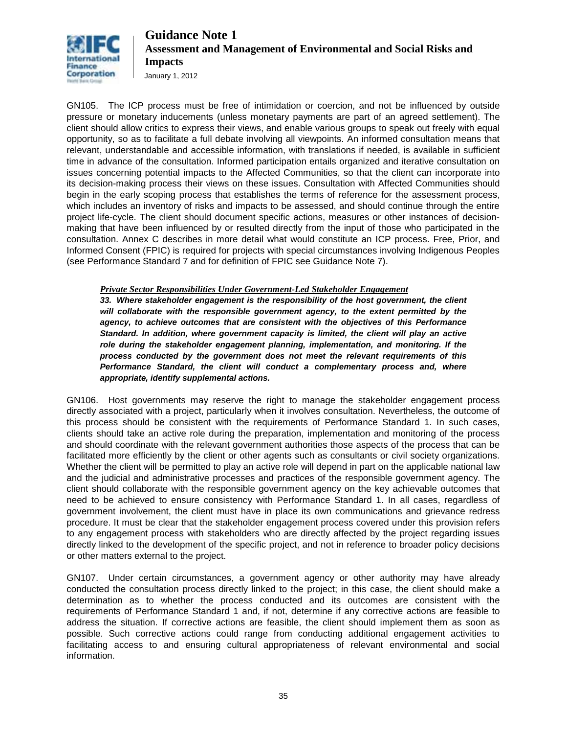GN105. The ICP process must be free of intimidation or coercion, and not be influenced by outside pressure or monetary inducements (unless monetary payments are part of an agreed settlement). The client should allow critics to express their views, and enable various groups to speak out freely with equal opportunity, so as to facilitate a full debate involving all viewpoints. An informed consultation means that relevant, understandable and accessible information, with translations if needed, is available in sufficient time in advance of the consultation. Informed participation entails organized and iterative consultation on issues concerning potential impacts to the Affected Communities, so that the client can incorporate into its decision-making process their views on these issues. Consultation with Affected Communities should begin in the early scoping process that establishes the terms of reference for the assessment process, which includes an inventory of risks and impacts to be assessed, and should continue through the entire project life-cycle. The client should document specific actions, measures or other instances of decision-making that have been influenced by or resulted directly from the input of those who participated in the consultation. Annex C describes in more detail what would constitute an ICP process. Free, Prior, and Informed Consent (FPIC) is required for projects with special circumstances involving Indigenous Peoples (see Performance Standard 7 and for definition of FPIC see Guidance Note 7).

> ***Private Sector Responsibilities Under Government-Led Stakeholder Engagement***
>
> ***33. Where stakeholder engagement is the responsibility of the host government, the client will collaborate with the responsible government agency, to the extent permitted by the agency, to achieve outcomes that are consistent with the objectives of this Performance Standard. In addition, where government capacity is limited, the client will play an active role during the stakeholder engagement planning, implementation, and monitoring. If the process conducted by the government does not meet the relevant requirements of this Performance Standard, the client will conduct a complementary process and, where appropriate, identify supplemental actions.***

GN106. Host governments may reserve the right to manage the stakeholder engagement process directly associated with a project, particularly when it involves consultation. Nevertheless, the outcome of this process should be consistent with the requirements of Performance Standard 1. In such cases, clients should take an active role during the preparation, implementation and monitoring of the process and should coordinate with the relevant government authorities those aspects of the process that can be facilitated more efficiently by the client or other agents such as consultants or civil society organizations. Whether the client will be permitted to play an active role will depend in part on the applicable national law and the judicial and administrative processes and practices of the responsible government agency. The client should collaborate with the responsible government agency on the key achievable outcomes that need to be achieved to ensure consistency with Performance Standard 1. In all cases, regardless of government involvement, the client must have in place its own communications and grievance redress procedure. It must be clear that the stakeholder engagement process covered under this provision refers to any engagement process with stakeholders who are directly affected by the project regarding issues directly linked to the development of the specific project, and not in reference to broader policy decisions or other matters external to the project.

GN107. Under certain circumstances, a government agency or other authority may have already conducted the consultation process directly linked to the project; in this case, the client should make a determination as to whether the process conducted and its outcomes are consistent with the requirements of Performance Standard 1 and, if not, determine if any corrective actions are feasible to address the situation. If corrective actions are feasible, the client should implement them as soon as possible. Such corrective actions could range from conducting additional engagement activities to facilitating access to and ensuring cultural appropriateness of relevant environmental and social information.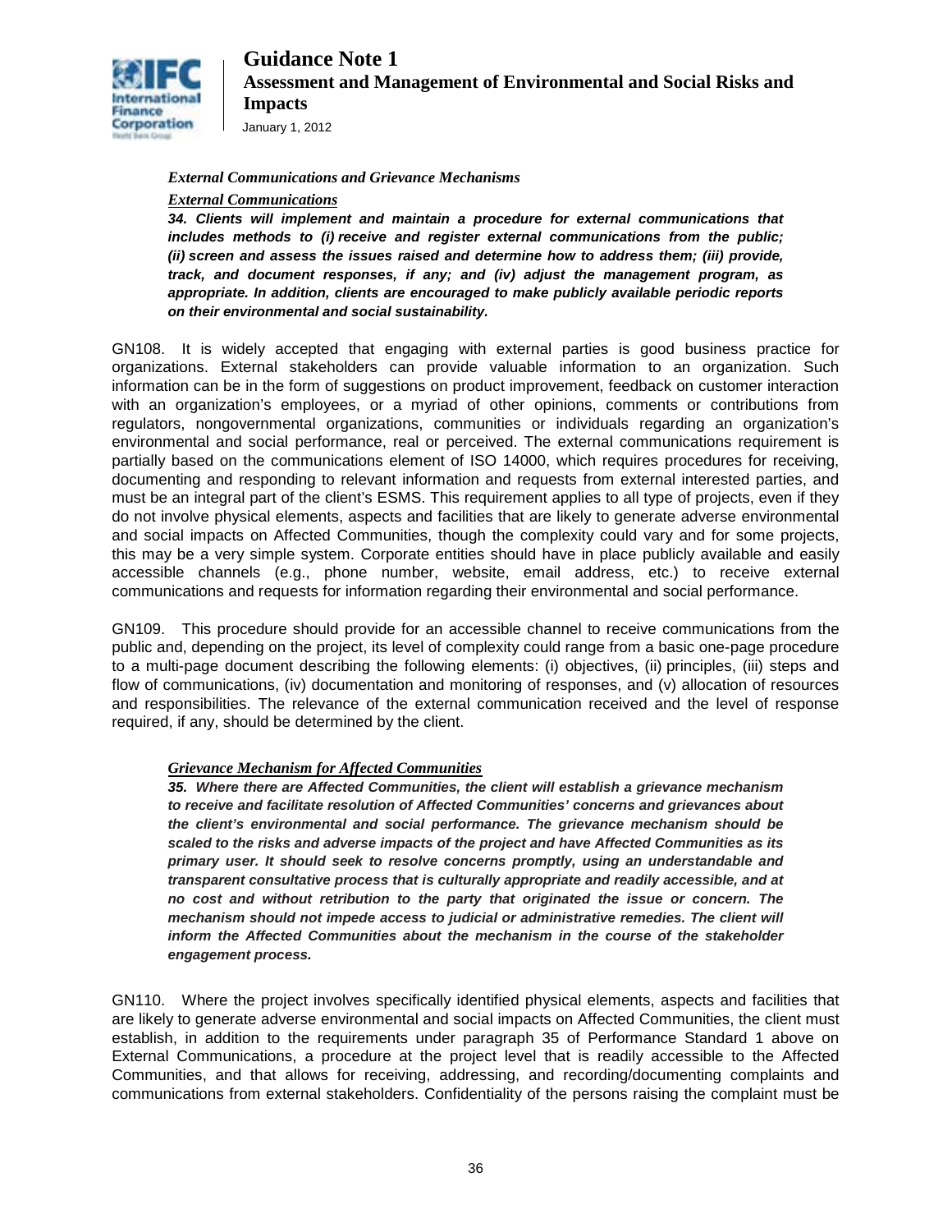***External Communications and Grievance Mechanisms***

***External Communications***

***34. Clients will implement and maintain a procedure for external communications that includes methods to (i) receive and register external communications from the public; (ii) screen and assess the issues raised and determine how to address them; (iii) provide, track, and document responses, if any; and (iv) adjust the management program, as appropriate. In addition, clients are encouraged to make publicly available periodic reports on their environmental and social sustainability.***

GN108. It is widely accepted that engaging with external parties is good business practice for organizations. External stakeholders can provide valuable information to an organization. Such information can be in the form of suggestions on product improvement, feedback on customer interaction with an organization's employees, or a myriad of other opinions, comments or contributions from regulators, nongovernmental organizations, communities or individuals regarding an organization's environmental and social performance, real or perceived. The external communications requirement is partially based on the communications element of ISO 14000, which requires procedures for receiving, documenting and responding to relevant information and requests from external interested parties, and must be an integral part of the client's ESMS. This requirement applies to all type of projects, even if they do not involve physical elements, aspects and facilities that are likely to generate adverse environmental and social impacts on Affected Communities, though the complexity could vary and for some projects, this may be a very simple system. Corporate entities should have in place publicly available and easily accessible channels (e.g., phone number, website, email address, etc.) to receive external communications and requests for information regarding their environmental and social performance.

GN109. This procedure should provide for an accessible channel to receive communications from the public and, depending on the project, its level of complexity could range from a basic one-page procedure to a multi-page document describing the following elements: (i) objectives, (ii) principles, (iii) steps and flow of communications, (iv) documentation and monitoring of responses, and (v) allocation of resources and responsibilities. The relevance of the external communication received and the level of response required, if any, should be determined by the client.

***Grievance Mechanism for Affected Communities***

***35. Where there are Affected Communities, the client will establish a grievance mechanism to receive and facilitate resolution of Affected Communities' concerns and grievances about the client's environmental and social performance. The grievance mechanism should be scaled to the risks and adverse impacts of the project and have Affected Communities as its primary user. It should seek to resolve concerns promptly, using an understandable and transparent consultative process that is culturally appropriate and readily accessible, and at no cost and without retribution to the party that originated the issue or concern. The mechanism should not impede access to judicial or administrative remedies. The client will inform the Affected Communities about the mechanism in the course of the stakeholder engagement process.***

GN110. Where the project involves specifically identified physical elements, aspects and facilities that are likely to generate adverse environmental and social impacts on Affected Communities, the client must establish, in addition to the requirements under paragraph 35 of Performance Standard 1 above on External Communications, a procedure at the project level that is readily accessible to the Affected Communities, and that allows for receiving, addressing, and recording/documenting complaints and communications from external stakeholders. Confidentiality of the persons raising the complaint must be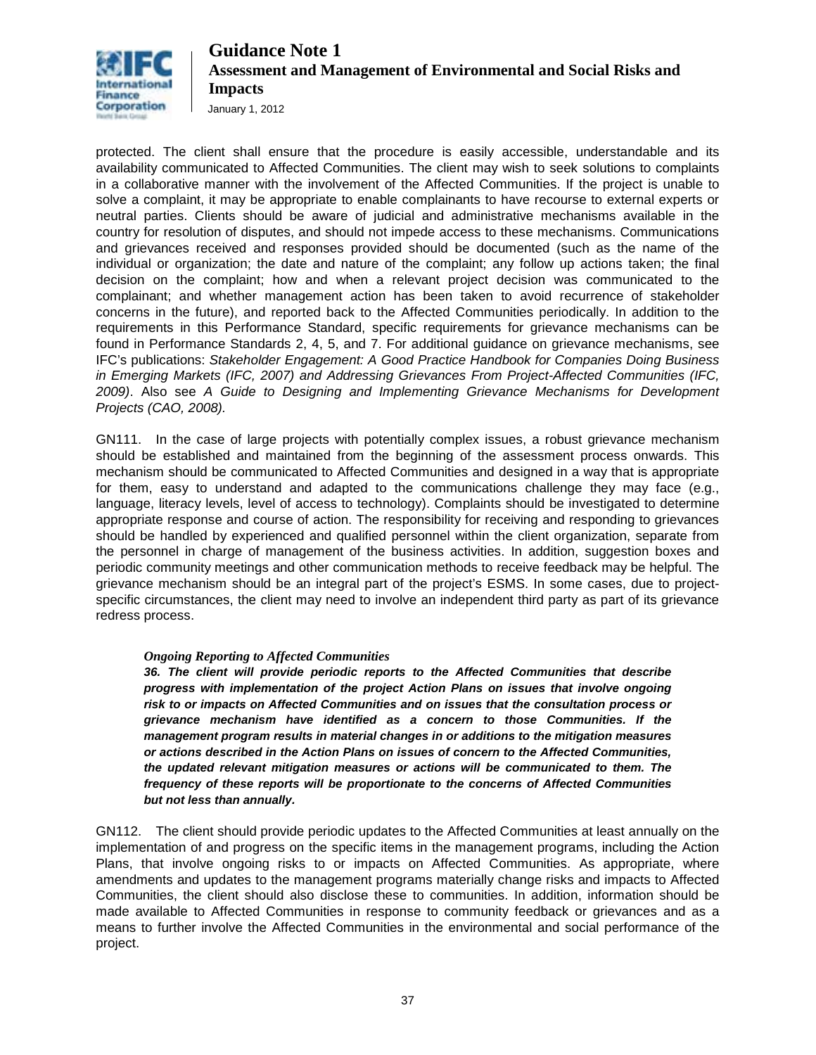protected. The client shall ensure that the procedure is easily accessible, understandable and its availability communicated to Affected Communities. The client may wish to seek solutions to complaints in a collaborative manner with the involvement of the Affected Communities. If the project is unable to solve a complaint, it may be appropriate to enable complainants to have recourse to external experts or neutral parties. Clients should be aware of judicial and administrative mechanisms available in the country for resolution of disputes, and should not impede access to these mechanisms. Communications and grievances received and responses provided should be documented (such as the name of the individual or organization; the date and nature of the complaint; any follow up actions taken; the final decision on the complaint; how and when a relevant project decision was communicated to the complainant; and whether management action has been taken to avoid recurrence of stakeholder concerns in the future), and reported back to the Affected Communities periodically. In addition to the requirements in this Performance Standard, specific requirements for grievance mechanisms can be found in Performance Standards 2, 4, 5, and 7. For additional guidance on grievance mechanisms, see IFC's publications: *Stakeholder Engagement: A Good Practice Handbook for Companies Doing Business in Emerging Markets (IFC, 2007) and Addressing Grievances From Project-Affected Communities (IFC, 2009)*. Also see *A Guide to Designing and Implementing Grievance Mechanisms for Development Projects (CAO, 2008).*

GN111. In the case of large projects with potentially complex issues, a robust grievance mechanism should be established and maintained from the beginning of the assessment process onwards. This mechanism should be communicated to Affected Communities and designed in a way that is appropriate for them, easy to understand and adapted to the communications challenge they may face (e.g., language, literacy levels, level of access to technology). Complaints should be investigated to determine appropriate response and course of action. The responsibility for receiving and responding to grievances should be handled by experienced and qualified personnel within the client organization, separate from the personnel in charge of management of the business activities. In addition, suggestion boxes and periodic community meetings and other communication methods to receive feedback may be helpful. The grievance mechanism should be an integral part of the project's ESMS. In some cases, due to project-specific circumstances, the client may need to involve an independent third party as part of its grievance redress process.

*Ongoing Reporting to Affected Communities*

***36. The client will provide periodic reports to the Affected Communities that describe progress with implementation of the project Action Plans on issues that involve ongoing risk to or impacts on Affected Communities and on issues that the consultation process or grievance mechanism have identified as a concern to those Communities. If the management program results in material changes in or additions to the mitigation measures or actions described in the Action Plans on issues of concern to the Affected Communities, the updated relevant mitigation measures or actions will be communicated to them. The frequency of these reports will be proportionate to the concerns of Affected Communities but not less than annually.***

GN112. The client should provide periodic updates to the Affected Communities at least annually on the implementation of and progress on the specific items in the management programs, including the Action Plans, that involve ongoing risks to or impacts on Affected Communities. As appropriate, where amendments and updates to the management programs materially change risks and impacts to Affected Communities, the client should also disclose these to communities. In addition, information should be made available to Affected Communities in response to community feedback or grievances and as a means to further involve the Affected Communities in the environmental and social performance of the project.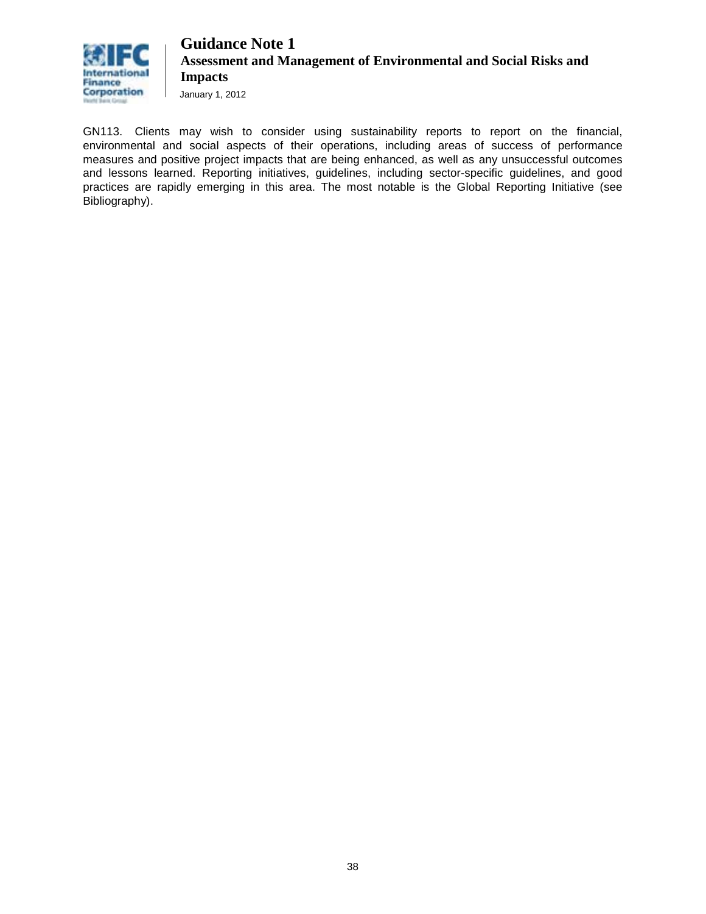GN113. Clients may wish to consider using sustainability reports to report on the financial, environmental and social aspects of their operations, including areas of success of performance measures and positive project impacts that are being enhanced, as well as any unsuccessful outcomes and lessons learned. Reporting initiatives, guidelines, including sector-specific guidelines, and good practices are rapidly emerging in this area. The most notable is the Global Reporting Initiative (see Bibliography).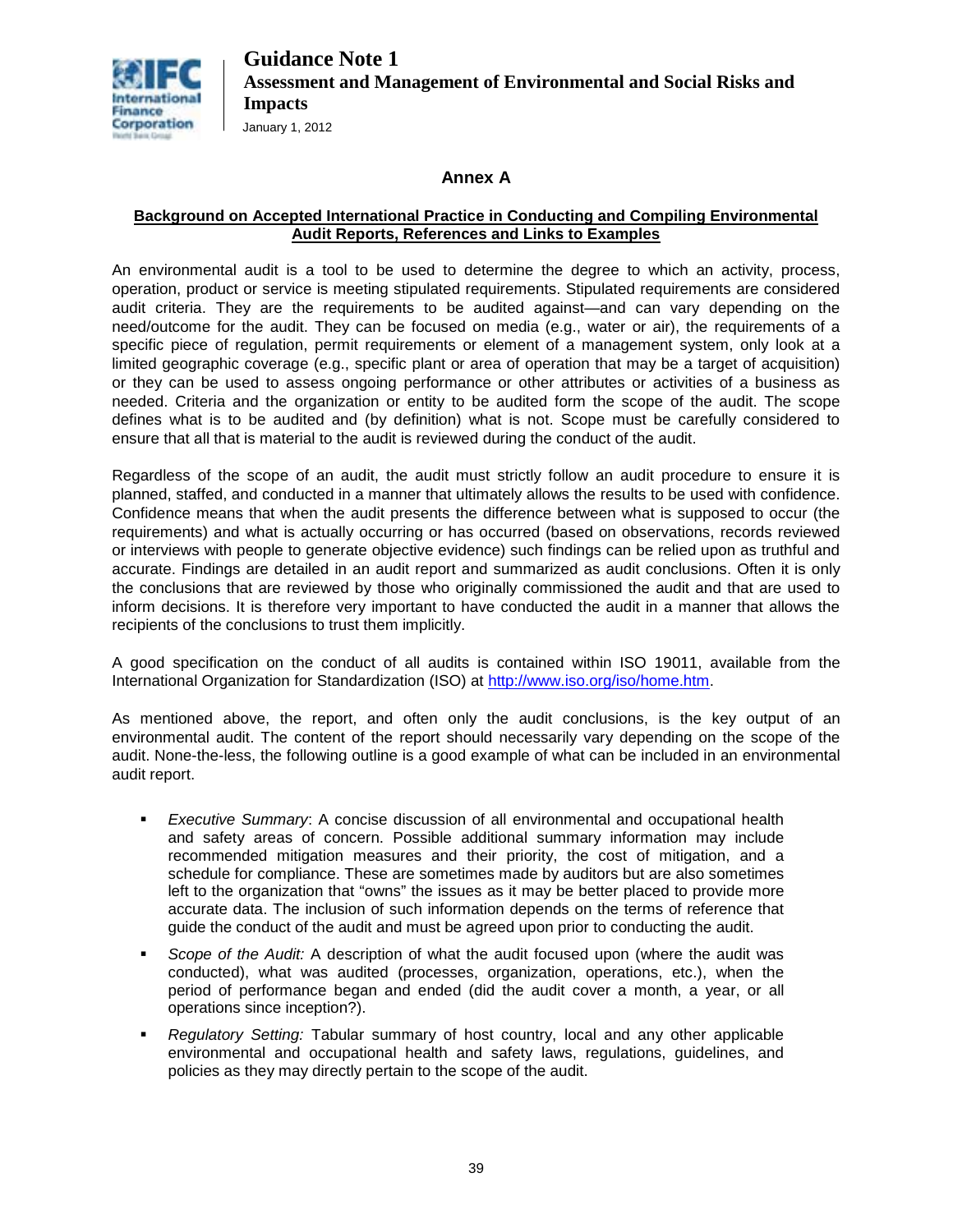## Annex A

**Background on Accepted International Practice in Conducting and Compiling Environmental Audit Reports, References and Links to Examples**

An environmental audit is a tool to be used to determine the degree to which an activity, process, operation, product or service is meeting stipulated requirements. Stipulated requirements are considered audit criteria. They are the requirements to be audited against—and can vary depending on the need/outcome for the audit. They can be focused on media (e.g., water or air), the requirements of a specific piece of regulation, permit requirements or element of a management system, only look at a limited geographic coverage (e.g., specific plant or area of operation that may be a target of acquisition) or they can be used to assess ongoing performance or other attributes or activities of a business as needed. Criteria and the organization or entity to be audited form the scope of the audit. The scope defines what is to be audited and (by definition) what is not. Scope must be carefully considered to ensure that all that is material to the audit is reviewed during the conduct of the audit.

Regardless of the scope of an audit, the audit must strictly follow an audit procedure to ensure it is planned, staffed, and conducted in a manner that ultimately allows the results to be used with confidence. Confidence means that when the audit presents the difference between what is supposed to occur (the requirements) and what is actually occurring or has occurred (based on observations, records reviewed or interviews with people to generate objective evidence) such findings can be relied upon as truthful and accurate. Findings are detailed in an audit report and summarized as audit conclusions. Often it is only the conclusions that are reviewed by those who originally commissioned the audit and that are used to inform decisions. It is therefore very important to have conducted the audit in a manner that allows the recipients of the conclusions to trust them implicitly.

A good specification on the conduct of all audits is contained within ISO 19011, available from the International Organization for Standardization (ISO) at http://www.iso.org/iso/home.htm.

As mentioned above, the report, and often only the audit conclusions, is the key output of an environmental audit. The content of the report should necessarily vary depending on the scope of the audit. None-the-less, the following outline is a good example of what can be included in an environmental audit report.

- *Executive Summary*: A concise discussion of all environmental and occupational health and safety areas of concern. Possible additional summary information may include recommended mitigation measures and their priority, the cost of mitigation, and a schedule for compliance. These are sometimes made by auditors but are also sometimes left to the organization that "owns" the issues as it may be better placed to provide more accurate data. The inclusion of such information depends on the terms of reference that guide the conduct of the audit and must be agreed upon prior to conducting the audit.
- *Scope of the Audit:* A description of what the audit focused upon (where the audit was conducted), what was audited (processes, organization, operations, etc.), when the period of performance began and ended (did the audit cover a month, a year, or all operations since inception?).
- *Regulatory Setting:* Tabular summary of host country, local and any other applicable environmental and occupational health and safety laws, regulations, guidelines, and policies as they may directly pertain to the scope of the audit.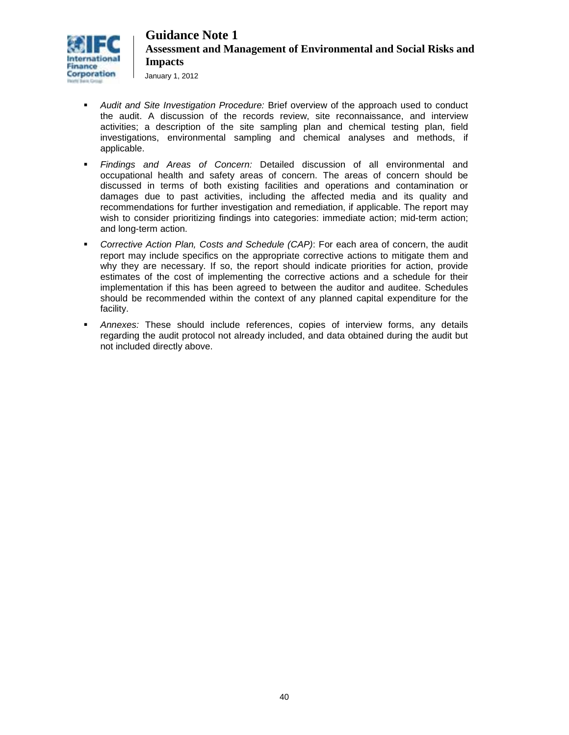- *Audit and Site Investigation Procedure:* Brief overview of the approach used to conduct the audit. A discussion of the records review, site reconnaissance, and interview activities; a description of the site sampling plan and chemical testing plan, field investigations, environmental sampling and chemical analyses and methods, if applicable.
- *Findings and Areas of Concern:* Detailed discussion of all environmental and occupational health and safety areas of concern. The areas of concern should be discussed in terms of both existing facilities and operations and contamination or damages due to past activities, including the affected media and its quality and recommendations for further investigation and remediation, if applicable. The report may wish to consider prioritizing findings into categories: immediate action; mid-term action; and long-term action.
- *Corrective Action Plan, Costs and Schedule (CAP)*: For each area of concern, the audit report may include specifics on the appropriate corrective actions to mitigate them and why they are necessary. If so, the report should indicate priorities for action, provide estimates of the cost of implementing the corrective actions and a schedule for their implementation if this has been agreed to between the auditor and auditee. Schedules should be recommended within the context of any planned capital expenditure for the facility.
- *Annexes:* These should include references, copies of interview forms, any details regarding the audit protocol not already included, and data obtained during the audit but not included directly above.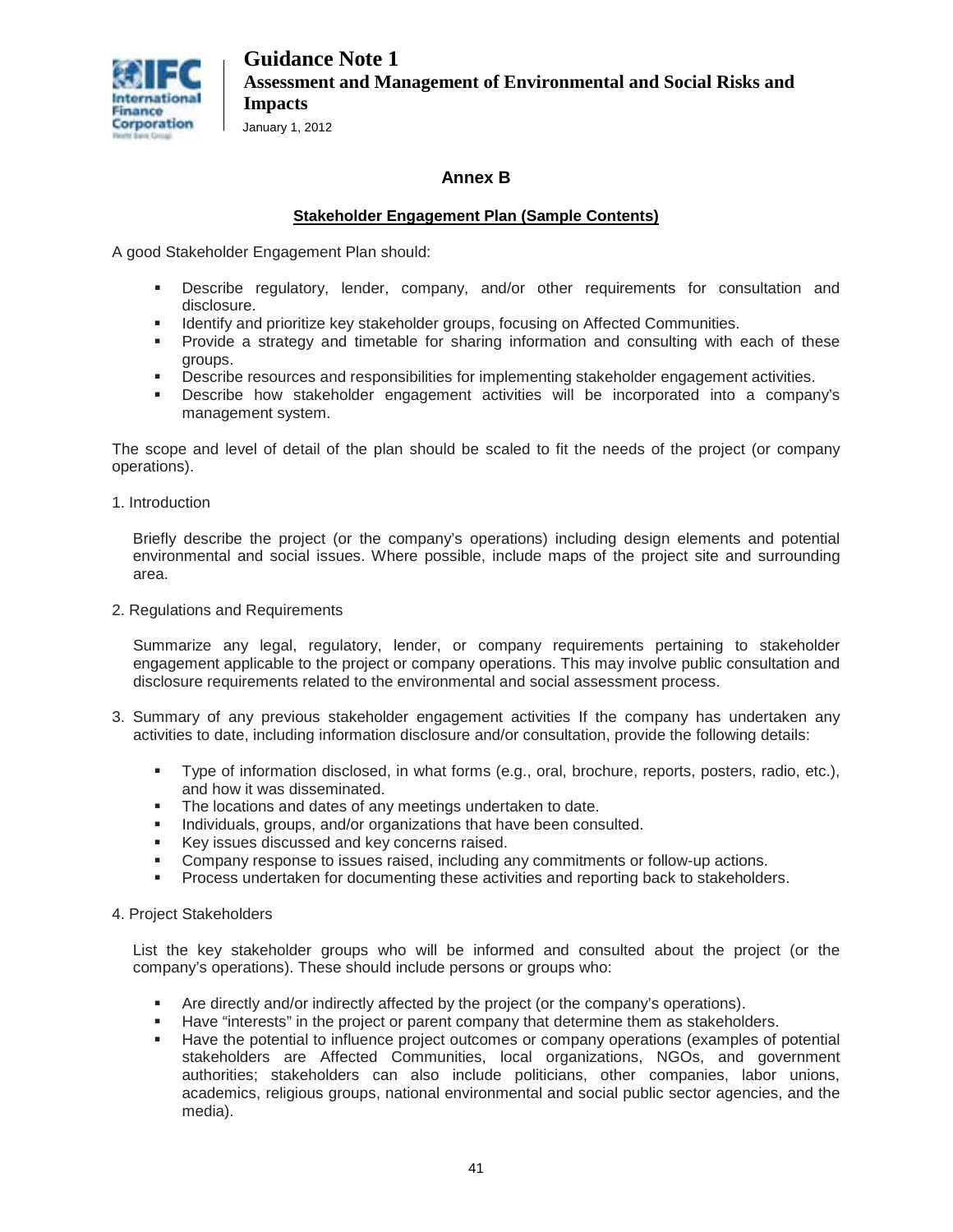## Annex B

### Stakeholder Engagement Plan (Sample Contents)

A good Stakeholder Engagement Plan should:

- Describe regulatory, lender, company, and/or other requirements for consultation and disclosure.
- Identify and prioritize key stakeholder groups, focusing on Affected Communities.
- Provide a strategy and timetable for sharing information and consulting with each of these groups.
- Describe resources and responsibilities for implementing stakeholder engagement activities.
- Describe how stakeholder engagement activities will be incorporated into a company's management system.

The scope and level of detail of the plan should be scaled to fit the needs of the project (or company operations).

1. Introduction

   Briefly describe the project (or the company's operations) including design elements and potential environmental and social issues. Where possible, include maps of the project site and surrounding area.

2. Regulations and Requirements

   Summarize any legal, regulatory, lender, or company requirements pertaining to stakeholder engagement applicable to the project or company operations. This may involve public consultation and disclosure requirements related to the environmental and social assessment process.

3. Summary of any previous stakeholder engagement activities If the company has undertaken any activities to date, including information disclosure and/or consultation, provide the following details:

   - Type of information disclosed, in what forms (e.g., oral, brochure, reports, posters, radio, etc.), and how it was disseminated.
   - The locations and dates of any meetings undertaken to date.
   - Individuals, groups, and/or organizations that have been consulted.
   - Key issues discussed and key concerns raised.
   - Company response to issues raised, including any commitments or follow-up actions.
   - Process undertaken for documenting these activities and reporting back to stakeholders.

4. Project Stakeholders

   List the key stakeholder groups who will be informed and consulted about the project (or the company's operations). These should include persons or groups who:

   - Are directly and/or indirectly affected by the project (or the company's operations).
   - Have "interests" in the project or parent company that determine them as stakeholders.
   - Have the potential to influence project outcomes or company operations (examples of potential stakeholders are Affected Communities, local organizations, NGOs, and government authorities; stakeholders can also include politicians, other companies, labor unions, academics, religious groups, national environmental and social public sector agencies, and the media).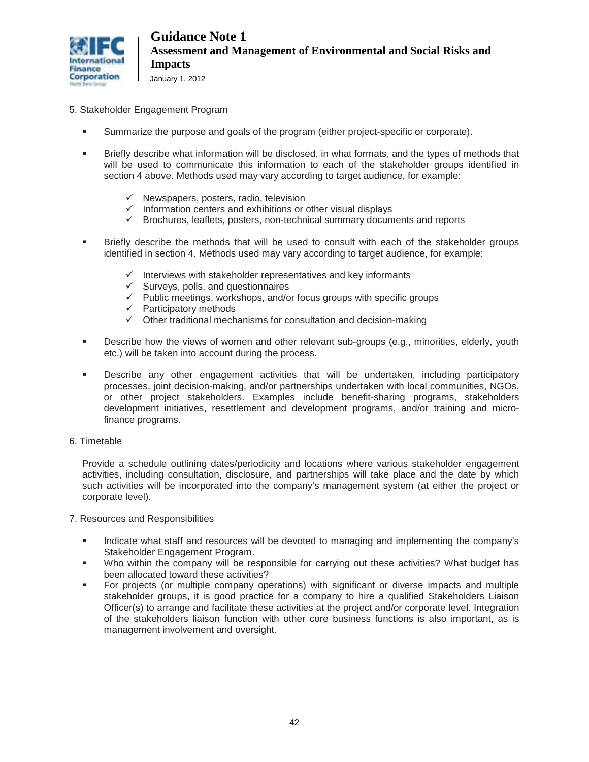5. Stakeholder Engagement Program

- Summarize the purpose and goals of the program (either project-specific or corporate).
- Briefly describe what information will be disclosed, in what formats, and the types of methods that will be used to communicate this information to each of the stakeholder groups identified in section 4 above. Methods used may vary according to target audience, for example:
  - ✓ Newspapers, posters, radio, television
  - ✓ Information centers and exhibitions or other visual displays
  - ✓ Brochures, leaflets, posters, non-technical summary documents and reports
- Briefly describe the methods that will be used to consult with each of the stakeholder groups identified in section 4. Methods used may vary according to target audience, for example:
  - ✓ Interviews with stakeholder representatives and key informants
  - ✓ Surveys, polls, and questionnaires
  - ✓ Public meetings, workshops, and/or focus groups with specific groups
  - ✓ Participatory methods
  - ✓ Other traditional mechanisms for consultation and decision-making
- Describe how the views of women and other relevant sub-groups (e.g., minorities, elderly, youth etc.) will be taken into account during the process.
- Describe any other engagement activities that will be undertaken, including participatory processes, joint decision-making, and/or partnerships undertaken with local communities, NGOs, or other project stakeholders. Examples include benefit-sharing programs, stakeholders development initiatives, resettlement and development programs, and/or training and micro-finance programs.

6. Timetable

Provide a schedule outlining dates/periodicity and locations where various stakeholder engagement activities, including consultation, disclosure, and partnerships will take place and the date by which such activities will be incorporated into the company's management system (at either the project or corporate level).

7. Resources and Responsibilities

- Indicate what staff and resources will be devoted to managing and implementing the company's Stakeholder Engagement Program.
- Who within the company will be responsible for carrying out these activities? What budget has been allocated toward these activities?
- For projects (or multiple company operations) with significant or diverse impacts and multiple stakeholder groups, it is good practice for a company to hire a qualified Stakeholders Liaison Officer(s) to arrange and facilitate these activities at the project and/or corporate level. Integration of the stakeholders liaison function with other core business functions is also important, as is management involvement and oversight.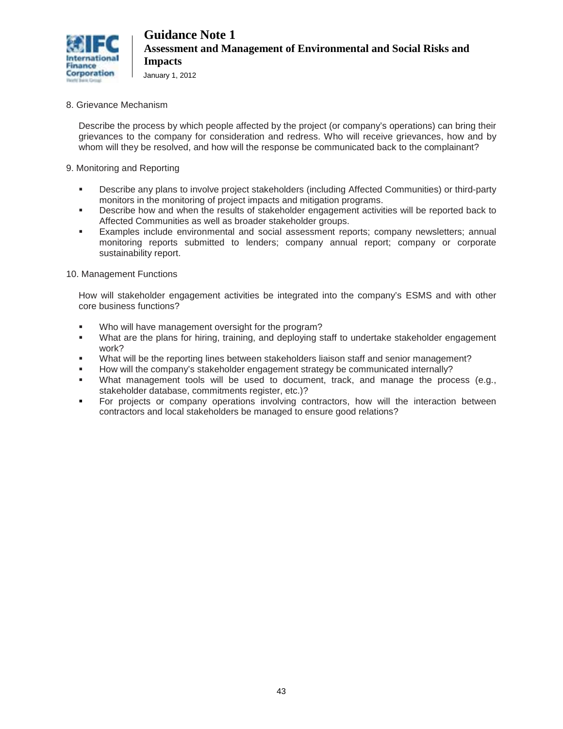8. Grievance Mechanism

Describe the process by which people affected by the project (or company's operations) can bring their grievances to the company for consideration and redress. Who will receive grievances, how and by whom will they be resolved, and how will the response be communicated back to the complainant?

9. Monitoring and Reporting

- Describe any plans to involve project stakeholders (including Affected Communities) or third-party monitors in the monitoring of project impacts and mitigation programs.
- Describe how and when the results of stakeholder engagement activities will be reported back to Affected Communities as well as broader stakeholder groups.
- Examples include environmental and social assessment reports; company newsletters; annual monitoring reports submitted to lenders; company annual report; company or corporate sustainability report.

10. Management Functions

How will stakeholder engagement activities be integrated into the company's ESMS and with other core business functions?

- Who will have management oversight for the program?
- What are the plans for hiring, training, and deploying staff to undertake stakeholder engagement work?
- What will be the reporting lines between stakeholders liaison staff and senior management?
- How will the company's stakeholder engagement strategy be communicated internally?
- What management tools will be used to document, track, and manage the process (e.g., stakeholder database, commitments register, etc.)?
- For projects or company operations involving contractors, how will the interaction between contractors and local stakeholders be managed to ensure good relations?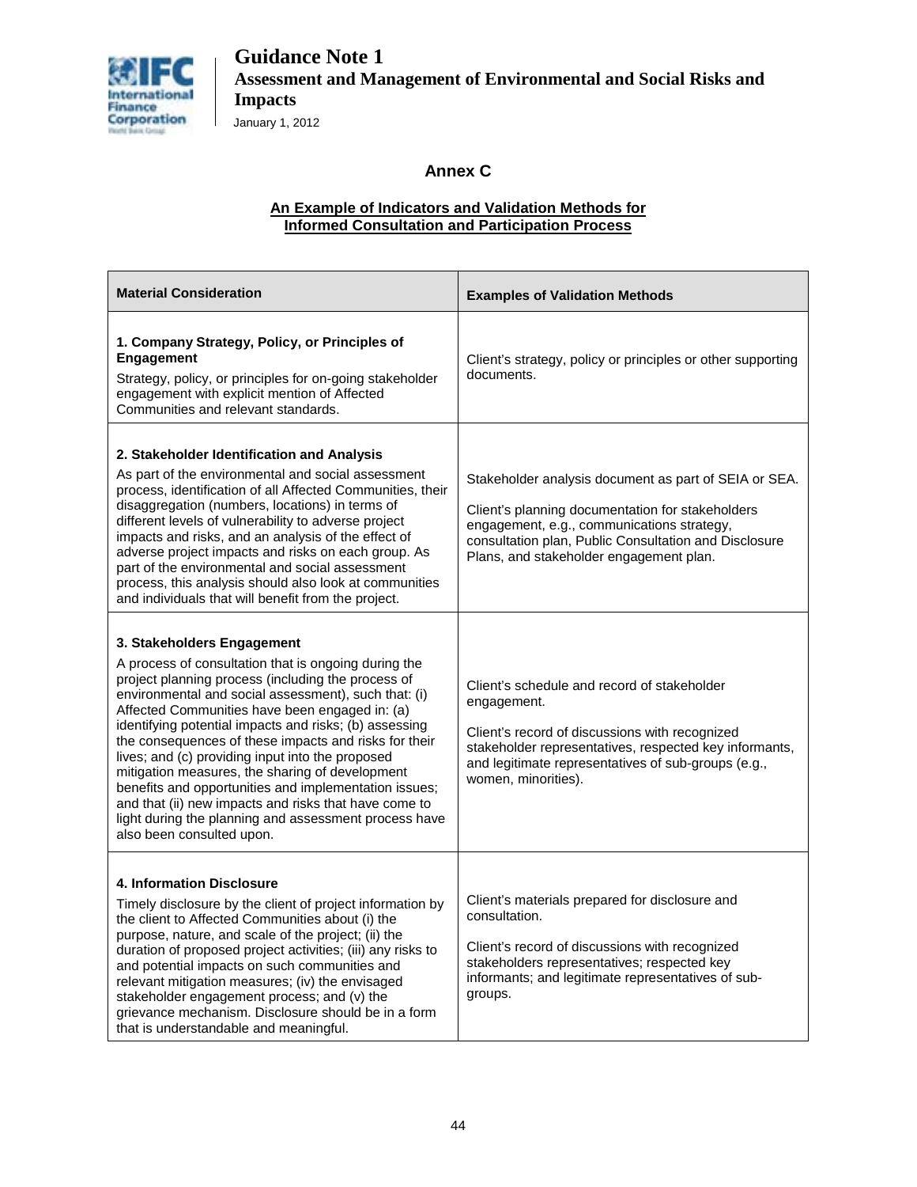## Annex C

**An Example of Indicators and Validation Methods for Informed Consultation and Participation Process**

| Material Consideration | Examples of Validation Methods |
|---|---|
| **1. Company Strategy, Policy, or Principles of Engagement**<br>Strategy, policy, or principles for on-going stakeholder engagement with explicit mention of Affected Communities and relevant standards. | Client's strategy, policy or principles or other supporting documents. |
| **2. Stakeholder Identification and Analysis**<br>As part of the environmental and social assessment process, identification of all Affected Communities, their disaggregation (numbers, locations) in terms of different levels of vulnerability to adverse project impacts and risks, and an analysis of the effect of adverse project impacts and risks on each group. As part of the environmental and social assessment process, this analysis should also look at communities and individuals that will benefit from the project. | Stakeholder analysis document as part of SEIA or SEA.<br><br>Client's planning documentation for stakeholders engagement, e.g., communications strategy, consultation plan, Public Consultation and Disclosure Plans, and stakeholder engagement plan. |
| **3. Stakeholders Engagement**<br>A process of consultation that is ongoing during the project planning process (including the process of environmental and social assessment), such that: (i) Affected Communities have been engaged in: (a) identifying potential impacts and risks; (b) assessing the consequences of these impacts and risks for their lives; and (c) providing input into the proposed mitigation measures, the sharing of development benefits and opportunities and implementation issues; and that (ii) new impacts and risks that have come to light during the planning and assessment process have also been consulted upon. | Client's schedule and record of stakeholder engagement.<br><br>Client's record of discussions with recognized stakeholder representatives, respected key informants, and legitimate representatives of sub-groups (e.g., women, minorities). |
| **4. Information Disclosure**<br>Timely disclosure by the client of project information by the client to Affected Communities about (i) the purpose, nature, and scale of the project; (ii) the duration of proposed project activities; (iii) any risks to and potential impacts on such communities and relevant mitigation measures; (iv) the envisaged stakeholder engagement process; and (v) the grievance mechanism. Disclosure should be in a form that is understandable and meaningful. | Client's materials prepared for disclosure and consultation.<br><br>Client's record of discussions with recognized stakeholders representatives; respected key informants; and legitimate representatives of sub-groups. |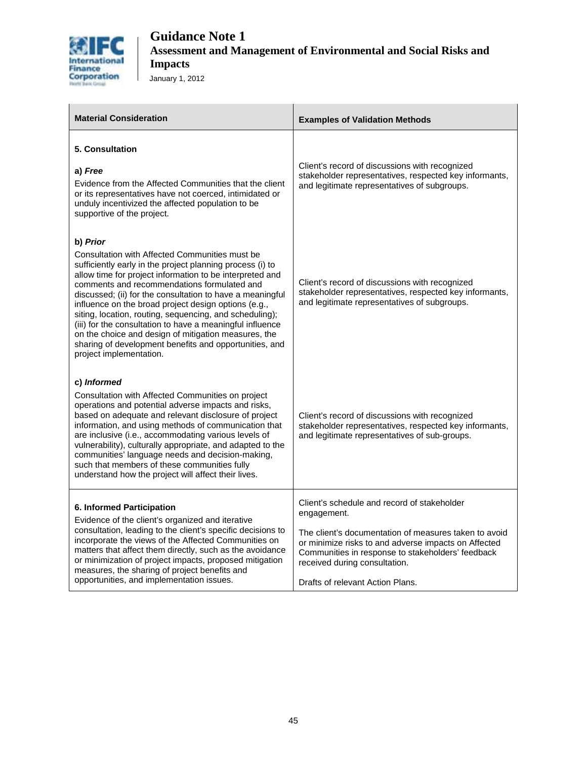| Material Consideration | Examples of Validation Methods |
|---|---|
| **5. Consultation** | |
| a) ***Free***<br>Evidence from the Affected Communities that the client or its representatives have not coerced, intimidated or unduly incentivized the affected population to be supportive of the project. | Client's record of discussions with recognized stakeholder representatives, respected key informants, and legitimate representatives of subgroups. |
| b) ***Prior***<br>Consultation with Affected Communities must be sufficiently early in the project planning process (i) to allow time for project information to be interpreted and comments and recommendations formulated and discussed; (ii) for the consultation to have a meaningful influence on the broad project design options (e.g., siting, location, routing, sequencing, and scheduling); (iii) for the consultation to have a meaningful influence on the choice and design of mitigation measures, the sharing of development benefits and opportunities, and project implementation. | Client's record of discussions with recognized stakeholder representatives, respected key informants, and legitimate representatives of subgroups. |
| c) ***Informed***<br>Consultation with Affected Communities on project operations and potential adverse impacts and risks, based on adequate and relevant disclosure of project information, and using methods of communication that are inclusive (i.e., accommodating various levels of vulnerability), culturally appropriate, and adapted to the communities' language needs and decision-making, such that members of these communities fully understand how the project will affect their lives. | Client's record of discussions with recognized stakeholder representatives, respected key informants, and legitimate representatives of sub-groups. |
| **6. Informed Participation**<br>Evidence of the client's organized and iterative consultation, leading to the client's specific decisions to incorporate the views of the Affected Communities on matters that affect them directly, such as the avoidance or minimization of project impacts, proposed mitigation measures, the sharing of project benefits and opportunities, and implementation issues. | Client's schedule and record of stakeholder engagement.<br><br>The client's documentation of measures taken to avoid or minimize risks to and adverse impacts on Affected Communities in response to stakeholders' feedback received during consultation.<br><br>Drafts of relevant Action Plans. |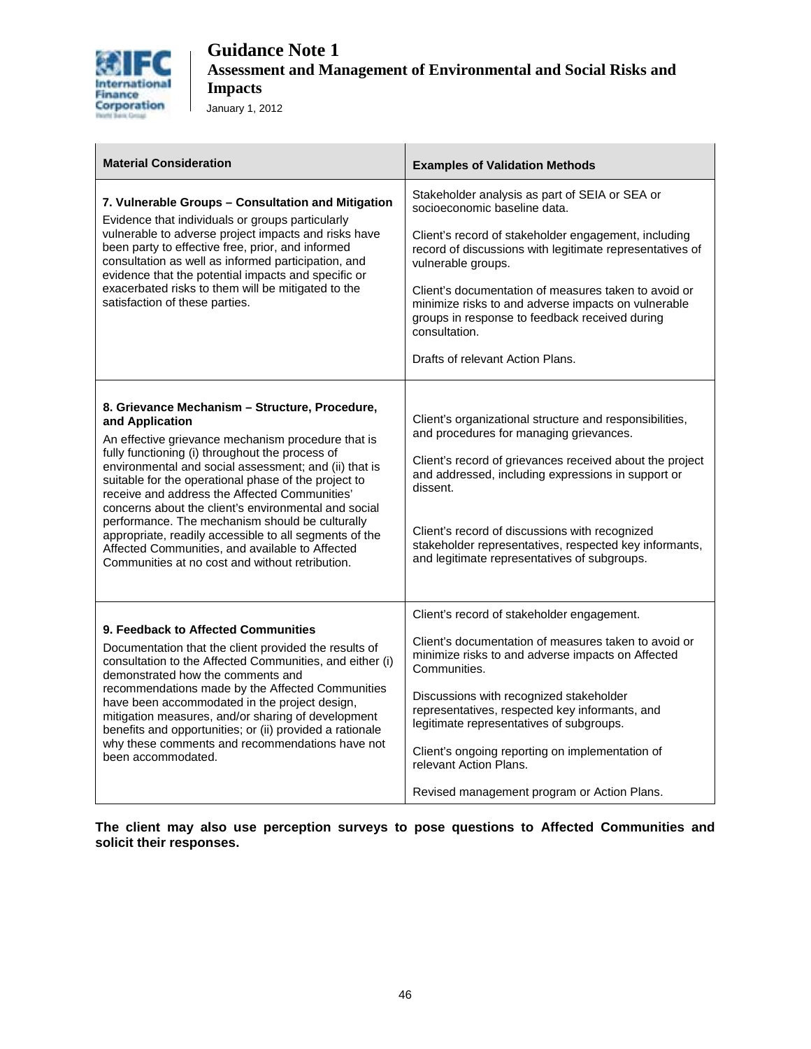| Material Consideration | Examples of Validation Methods |
|---|---|
| **7. Vulnerable Groups – Consultation and Mitigation**<br>Evidence that individuals or groups particularly vulnerable to adverse project impacts and risks have been party to effective free, prior, and informed consultation as well as informed participation, and evidence that the potential impacts and specific or exacerbated risks to them will be mitigated to the satisfaction of these parties. | Stakeholder analysis as part of SEIA or SEA or socioeconomic baseline data.<br><br>Client's record of stakeholder engagement, including record of discussions with legitimate representatives of vulnerable groups.<br><br>Client's documentation of measures taken to avoid or minimize risks to and adverse impacts on vulnerable groups in response to feedback received during consultation.<br><br>Drafts of relevant Action Plans. |
| **8. Grievance Mechanism – Structure, Procedure, and Application**<br>An effective grievance mechanism procedure that is fully functioning (i) throughout the process of environmental and social assessment; and (ii) that is suitable for the operational phase of the project to receive and address the Affected Communities' concerns about the client's environmental and social performance. The mechanism should be culturally appropriate, readily accessible to all segments of the Affected Communities, and available to Affected Communities at no cost and without retribution. | Client's organizational structure and responsibilities, and procedures for managing grievances.<br><br>Client's record of grievances received about the project and addressed, including expressions in support or dissent.<br><br>Client's record of discussions with recognized stakeholder representatives, respected key informants, and legitimate representatives of subgroups. |
| **9. Feedback to Affected Communities**<br>Documentation that the client provided the results of consultation to the Affected Communities, and either (i) demonstrated how the comments and recommendations made by the Affected Communities have been accommodated in the project design, mitigation measures, and/or sharing of development benefits and opportunities; or (ii) provided a rationale why these comments and recommendations have not been accommodated. | Client's record of stakeholder engagement.<br><br>Client's documentation of measures taken to avoid or minimize risks to and adverse impacts on Affected Communities.<br><br>Discussions with recognized stakeholder representatives, respected key informants, and legitimate representatives of subgroups.<br><br>Client's ongoing reporting on implementation of relevant Action Plans.<br><br>Revised management program or Action Plans. |

**The client may also use perception surveys to pose questions to Affected Communities and solicit their responses.**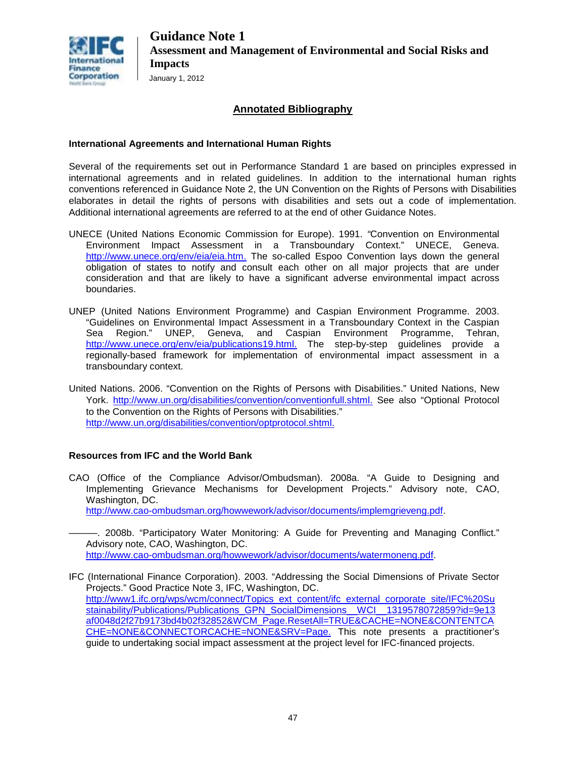## Annotated Bibliography

### International Agreements and International Human Rights

Several of the requirements set out in Performance Standard 1 are based on principles expressed in international agreements and in related guidelines. In addition to the international human rights conventions referenced in Guidance Note 2, the UN Convention on the Rights of Persons with Disabilities elaborates in detail the rights of persons with disabilities and sets out a code of implementation. Additional international agreements are referred to at the end of other Guidance Notes.

UNECE (United Nations Economic Commission for Europe). 1991. "Convention on Environmental Environment Impact Assessment in a Transboundary Context." UNECE, Geneva. http://www.unece.org/env/eia/eia.htm. The so-called Espoo Convention lays down the general obligation of states to notify and consult each other on all major projects that are under consideration and that are likely to have a significant adverse environmental impact across boundaries.

UNEP (United Nations Environment Programme) and Caspian Environment Programme. 2003. "Guidelines on Environmental Impact Assessment in a Transboundary Context in the Caspian Sea Region." UNEP, Geneva, and Caspian Environment Programme, Tehran, http://www.unece.org/env/eia/publications19.html. The step-by-step guidelines provide a regionally-based framework for implementation of environmental impact assessment in a transboundary context.

United Nations. 2006. "Convention on the Rights of Persons with Disabilities." United Nations, New York. http://www.un.org/disabilities/convention/conventionfull.shtml. See also "Optional Protocol to the Convention on the Rights of Persons with Disabilities." http://www.un.org/disabilities/convention/optprotocol.shtml.

### Resources from IFC and the World Bank

CAO (Office of the Compliance Advisor/Ombudsman). 2008a. "A Guide to Designing and Implementing Grievance Mechanisms for Development Projects." Advisory note, CAO, Washington, DC. http://www.cao-ombudsman.org/howwework/advisor/documents/implemgrieveng.pdf.

———. 2008b. "Participatory Water Monitoring: A Guide for Preventing and Managing Conflict." Advisory note, CAO, Washington, DC. http://www.cao-ombudsman.org/howwework/advisor/documents/watermoneng.pdf.

IFC (International Finance Corporation). 2003. "Addressing the Social Dimensions of Private Sector Projects." Good Practice Note 3, IFC, Washington, DC. http://www1.ifc.org/wps/wcm/connect/Topics_ext_content/ifc_external_corporate_site/IFC%20Sustainability/Publications/Publications_GPN_SocialDimensions__WCI__1319578072859?id=9e13af0048d2f27b9173bd4b02f32852&WCM_Page.ResetAll=TRUE&CACHE=NONE&CONTENTCACHE=NONE&CONNECTORCACHE=NONE&SRV=Page. This note presents a practitioner's guide to undertaking social impact assessment at the project level for IFC-financed projects.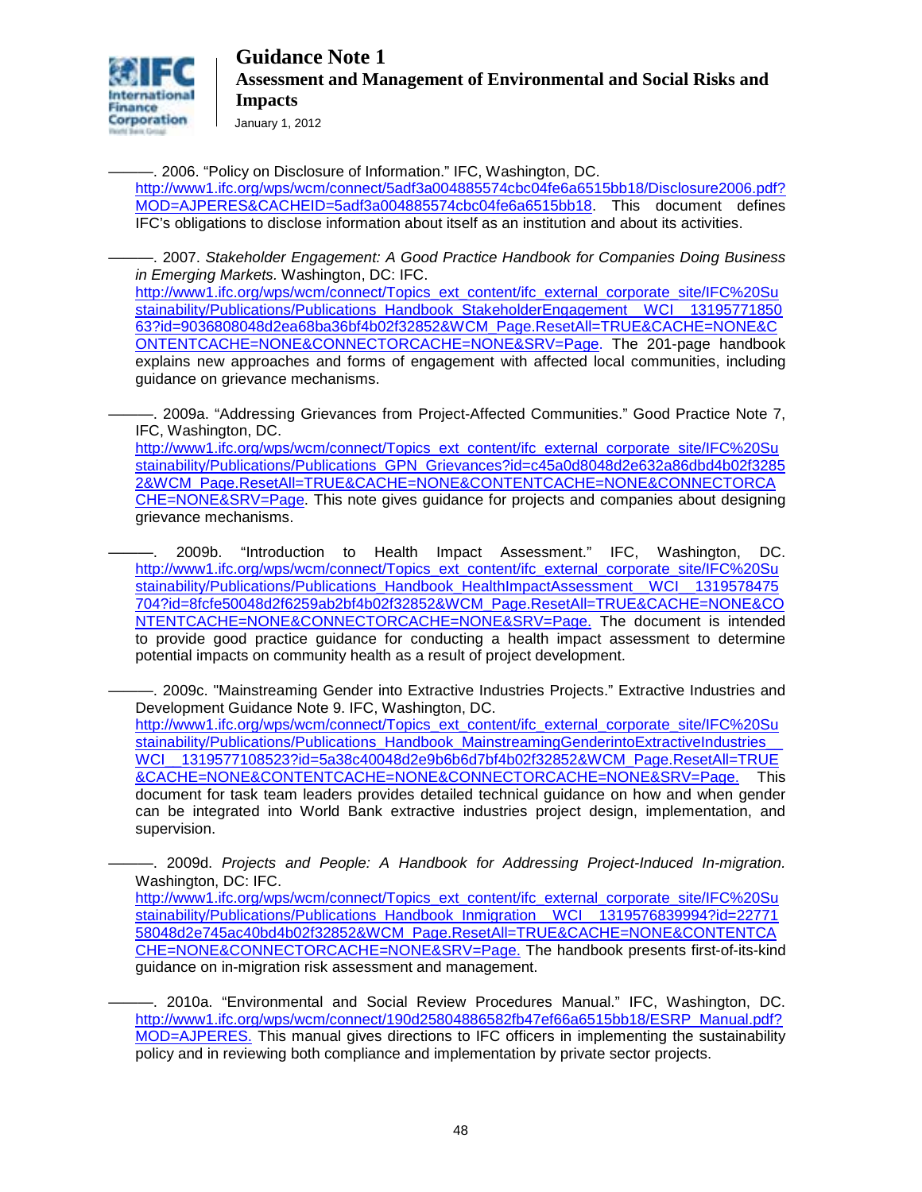———. 2006. “Policy on Disclosure of Information.” IFC, Washington, DC. http://www1.ifc.org/wps/wcm/connect/5adf3a004885574cbc04fe6a6515bb18/Disclosure2006.pdf?MOD=AJPERES&CACHEID=5adf3a004885574cbc04fe6a6515bb18. This document defines IFC’s obligations to disclose information about itself as an institution and about its activities.

———. 2007. *Stakeholder Engagement: A Good Practice Handbook for Companies Doing Business in Emerging Markets.* Washington, DC: IFC. http://www1.ifc.org/wps/wcm/connect/Topics_ext_content/ifc_external_corporate_site/IFC%20Sustainability/Publications/Publications_Handbook_StakeholderEngagement__WCI__1319577185063?id=9036808048d2ea68ba36bf4b02f32852&WCM_Page.ResetAll=TRUE&CACHE=NONE&CONTENTCACHE=NONE&CONNECTORCACHE=NONE&SRV=Page. The 201-page handbook explains new approaches and forms of engagement with affected local communities, including guidance on grievance mechanisms.

———. 2009a. “Addressing Grievances from Project-Affected Communities.” Good Practice Note 7, IFC, Washington, DC. http://www1.ifc.org/wps/wcm/connect/Topics_ext_content/ifc_external_corporate_site/IFC%20Sustainability/Publications/Publications_GPN_Grievances?id=c45a0d8048d2e632a86dbd4b02f32852&WCM_Page.ResetAll=TRUE&CACHE=NONE&CONTENTCACHE=NONE&CONNECTORCACHE=NONE&SRV=Page. This note gives guidance for projects and companies about designing grievance mechanisms.

———. 2009b. “Introduction to Health Impact Assessment.” IFC, Washington, DC. http://www1.ifc.org/wps/wcm/connect/Topics_ext_content/ifc_external_corporate_site/IFC%20Sustainability/Publications/Publications_Handbook_HealthImpactAssessment__WCI__1319578475704?id=8fcfe50048d2f6259ab2bf4b02f32852&WCM_Page.ResetAll=TRUE&CACHE=NONE&CONTENTCACHE=NONE&CONNECTORCACHE=NONE&SRV=Page. The document is intended to provide good practice guidance for conducting a health impact assessment to determine potential impacts on community health as a result of project development.

———. 2009c. "Mainstreaming Gender into Extractive Industries Projects.” Extractive Industries and Development Guidance Note 9. IFC, Washington, DC. http://www1.ifc.org/wps/wcm/connect/Topics_ext_content/ifc_external_corporate_site/IFC%20Sustainability/Publications/Publications_Handbook_MainstreamingGenderintoExtractiveIndustries__WCI__1319577108523?id=5a38c40048d2e9b6b6d7bf4b02f32852&WCM_Page.ResetAll=TRUE&CACHE=NONE&CONTENTCACHE=NONE&CONNECTORCACHE=NONE&SRV=Page. This document for task team leaders provides detailed technical guidance on how and when gender can be integrated into World Bank extractive industries project design, implementation, and supervision.

———. 2009d. *Projects and People: A Handbook for Addressing Project-Induced In-migration.* Washington, DC: IFC. http://www1.ifc.org/wps/wcm/connect/Topics_ext_content/ifc_external_corporate_site/IFC%20Sustainability/Publications/Publications_Handbook_Inmigration__WCI__1319576839994?id=2277158048d2e745ac40bd4b02f32852&WCM_Page.ResetAll=TRUE&CACHE=NONE&CONTENTCACHE=NONE&CONNECTORCACHE=NONE&SRV=Page. The handbook presents first-of-its-kind guidance on in-migration risk assessment and management.

———. 2010a. “Environmental and Social Review Procedures Manual.” IFC, Washington, DC. http://www1.ifc.org/wps/wcm/connect/190d25804886582fb47ef66a6515bb18/ESRP_Manual.pdf?MOD=AJPERES. This manual gives directions to IFC officers in implementing the sustainability policy and in reviewing both compliance and implementation by private sector projects.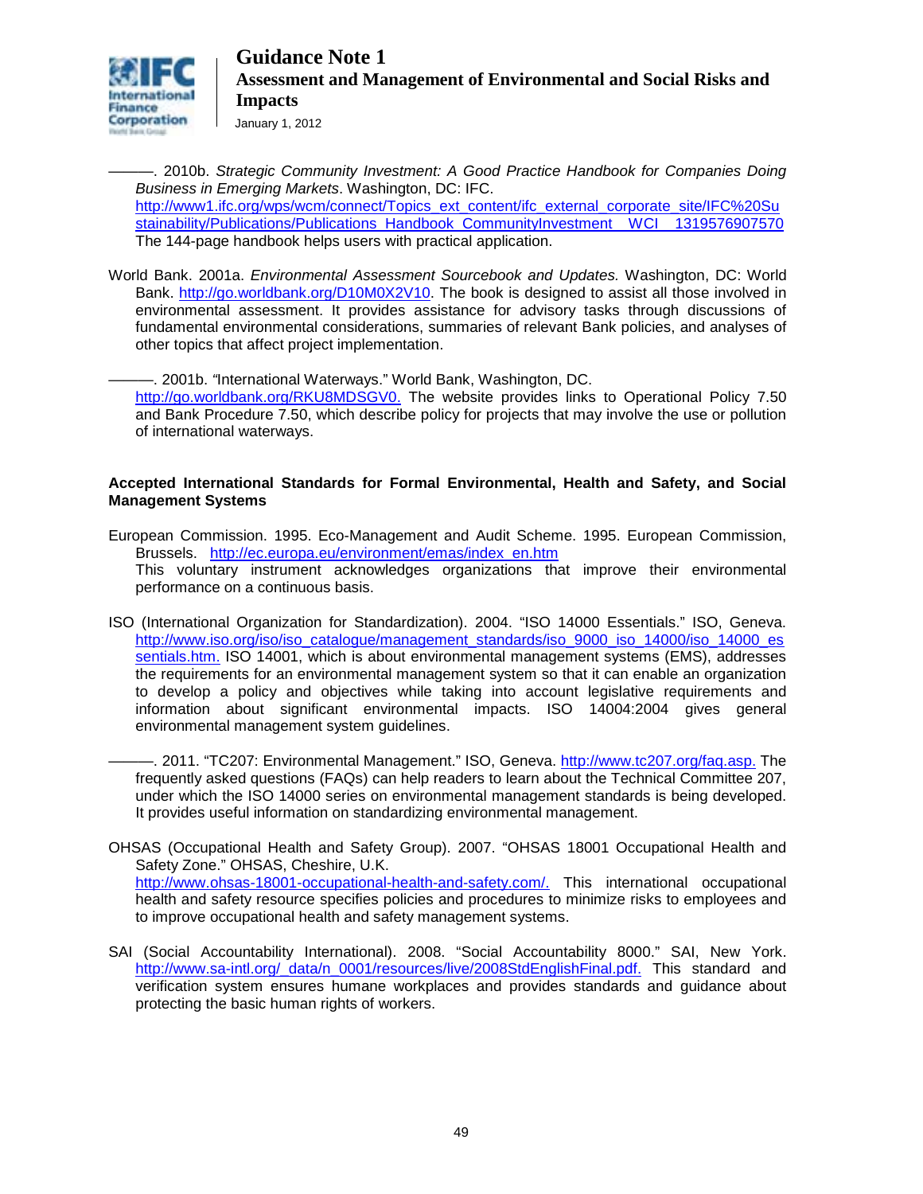———. 2010b. *Strategic Community Investment: A Good Practice Handbook for Companies Doing Business in Emerging Markets*. Washington, DC: IFC. http://www1.ifc.org/wps/wcm/connect/Topics_ext_content/ifc_external_corporate_site/IFC%20Sustainability/Publications/Publications_Handbook_CommunityInvestment__WCI__1319576907570 The 144-page handbook helps users with practical application.

World Bank. 2001a. *Environmental Assessment Sourcebook and Updates.* Washington, DC: World Bank. http://go.worldbank.org/D10M0X2V10. The book is designed to assist all those involved in environmental assessment. It provides assistance for advisory tasks through discussions of fundamental environmental considerations, summaries of relevant Bank policies, and analyses of other topics that affect project implementation.

———. 2001b. "International Waterways." World Bank, Washington, DC. http://go.worldbank.org/RKU8MDSGV0. The website provides links to Operational Policy 7.50 and Bank Procedure 7.50, which describe policy for projects that may involve the use or pollution of international waterways.

**Accepted International Standards for Formal Environmental, Health and Safety, and Social Management Systems**

European Commission. 1995. Eco-Management and Audit Scheme. 1995. European Commission, Brussels. http://ec.europa.eu/environment/emas/index_en.htm This voluntary instrument acknowledges organizations that improve their environmental performance on a continuous basis.

ISO (International Organization for Standardization). 2004. "ISO 14000 Essentials." ISO, Geneva. http://www.iso.org/iso/iso_catalogue/management_standards/iso_9000_iso_14000/iso_14000_essentials.htm. ISO 14001, which is about environmental management systems (EMS), addresses the requirements for an environmental management system so that it can enable an organization to develop a policy and objectives while taking into account legislative requirements and information about significant environmental impacts. ISO 14004:2004 gives general environmental management system guidelines.

———. 2011. "TC207: Environmental Management." ISO, Geneva. http://www.tc207.org/faq.asp. The frequently asked questions (FAQs) can help readers to learn about the Technical Committee 207, under which the ISO 14000 series on environmental management standards is being developed. It provides useful information on standardizing environmental management.

OHSAS (Occupational Health and Safety Group). 2007. "OHSAS 18001 Occupational Health and Safety Zone." OHSAS, Cheshire, U.K. http://www.ohsas-18001-occupational-health-and-safety.com/. This international occupational health and safety resource specifies policies and procedures to minimize risks to employees and to improve occupational health and safety management systems.

SAI (Social Accountability International). 2008. "Social Accountability 8000." SAI, New York. http://www.sa-intl.org/_data/n_0001/resources/live/2008StdEnglishFinal.pdf. This standard and verification system ensures humane workplaces and provides standards and guidance about protecting the basic human rights of workers.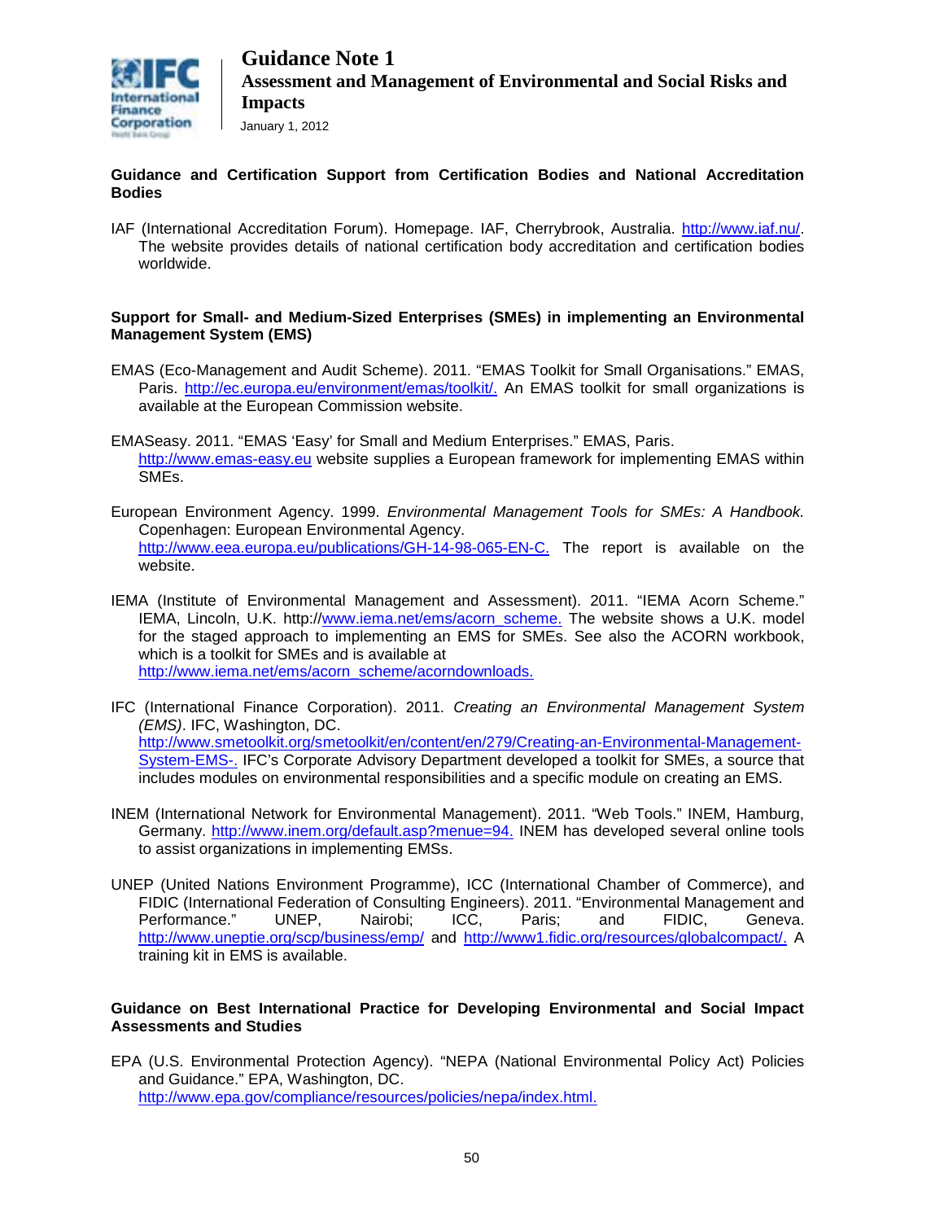**Guidance and Certification Support from Certification Bodies and National Accreditation Bodies**

IAF (International Accreditation Forum). Homepage. IAF, Cherrybrook, Australia. http://www.iaf.nu/. The website provides details of national certification body accreditation and certification bodies worldwide.

**Support for Small- and Medium-Sized Enterprises (SMEs) in implementing an Environmental Management System (EMS)**

EMAS (Eco-Management and Audit Scheme). 2011. "EMAS Toolkit for Small Organisations." EMAS, Paris. http://ec.europa.eu/environment/emas/toolkit/. An EMAS toolkit for small organizations is available at the European Commission website.

EMASeasy. 2011. "EMAS 'Easy' for Small and Medium Enterprises." EMAS, Paris. http://www.emas-easy.eu website supplies a European framework for implementing EMAS within SMEs.

European Environment Agency. 1999. *Environmental Management Tools for SMEs: A Handbook.* Copenhagen: European Environmental Agency. http://www.eea.europa.eu/publications/GH-14-98-065-EN-C. The report is available on the website.

IEMA (Institute of Environmental Management and Assessment). 2011. "IEMA Acorn Scheme." IEMA, Lincoln, U.K. http://www.iema.net/ems/acorn_scheme. The website shows a U.K. model for the staged approach to implementing an EMS for SMEs. See also the ACORN workbook, which is a toolkit for SMEs and is available at http://www.iema.net/ems/acorn_scheme/acorndownloads.

IFC (International Finance Corporation). 2011. *Creating an Environmental Management System (EMS)*. IFC, Washington, DC. http://www.smetoolkit.org/smetoolkit/en/content/en/279/Creating-an-Environmental-Management-System-EMS-. IFC's Corporate Advisory Department developed a toolkit for SMEs, a source that includes modules on environmental responsibilities and a specific module on creating an EMS.

INEM (International Network for Environmental Management). 2011. "Web Tools." INEM, Hamburg, Germany. http://www.inem.org/default.asp?menue=94. INEM has developed several online tools to assist organizations in implementing EMSs.

UNEP (United Nations Environment Programme), ICC (International Chamber of Commerce), and FIDIC (International Federation of Consulting Engineers). 2011. "Environmental Management and Performance." UNEP, Nairobi; ICC, Paris; and FIDIC, Geneva. http://www.uneptie.org/scp/business/emp/ and http://www1.fidic.org/resources/globalcompact/. A training kit in EMS is available.

**Guidance on Best International Practice for Developing Environmental and Social Impact Assessments and Studies**

EPA (U.S. Environmental Protection Agency). "NEPA (National Environmental Policy Act) Policies and Guidance." EPA, Washington, DC. http://www.epa.gov/compliance/resources/policies/nepa/index.html.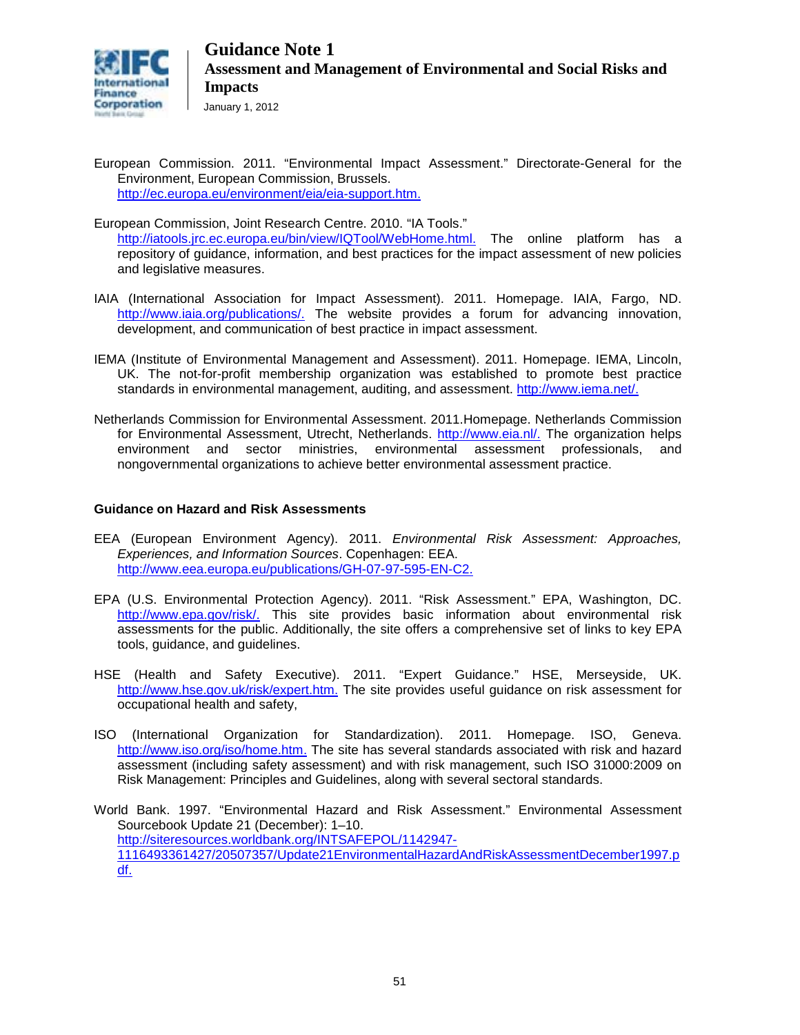European Commission. 2011. “Environmental Impact Assessment.” Directorate-General for the Environment, European Commission, Brussels. http://ec.europa.eu/environment/eia/eia-support.htm.

European Commission, Joint Research Centre. 2010. “IA Tools.” http://iatools.jrc.ec.europa.eu/bin/view/IQTool/WebHome.html. The online platform has a repository of guidance, information, and best practices for the impact assessment of new policies and legislative measures.

IAIA (International Association for Impact Assessment). 2011. Homepage. IAIA, Fargo, ND. http://www.iaia.org/publications/. The website provides a forum for advancing innovation, development, and communication of best practice in impact assessment.

IEMA (Institute of Environmental Management and Assessment). 2011. Homepage. IEMA, Lincoln, UK. The not-for-profit membership organization was established to promote best practice standards in environmental management, auditing, and assessment. http://www.iema.net/.

Netherlands Commission for Environmental Assessment. 2011.Homepage. Netherlands Commission for Environmental Assessment, Utrecht, Netherlands. http://www.eia.nl/. The organization helps environment and sector ministries, environmental assessment professionals, and nongovernmental organizations to achieve better environmental assessment practice.

**Guidance on Hazard and Risk Assessments**

EEA (European Environment Agency). 2011. *Environmental Risk Assessment: Approaches, Experiences, and Information Sources*. Copenhagen: EEA. http://www.eea.europa.eu/publications/GH-07-97-595-EN-C2.

EPA (U.S. Environmental Protection Agency). 2011. “Risk Assessment.” EPA, Washington, DC. http://www.epa.gov/risk/. This site provides basic information about environmental risk assessments for the public. Additionally, the site offers a comprehensive set of links to key EPA tools, guidance, and guidelines.

HSE (Health and Safety Executive). 2011. “Expert Guidance.” HSE, Merseyside, UK. http://www.hse.gov.uk/risk/expert.htm. The site provides useful guidance on risk assessment for occupational health and safety,

ISO (International Organization for Standardization). 2011. Homepage. ISO, Geneva. http://www.iso.org/iso/home.htm. The site has several standards associated with risk and hazard assessment (including safety assessment) and with risk management, such ISO 31000:2009 on Risk Management: Principles and Guidelines, along with several sectoral standards.

World Bank. 1997. “Environmental Hazard and Risk Assessment.” Environmental Assessment Sourcebook Update 21 (December): 1–10. http://siteresources.worldbank.org/INTSAFEPOL/1142947-1116493361427/20507357/Update21EnvironmentalHazardAndRiskAssessmentDecember1997.pdf.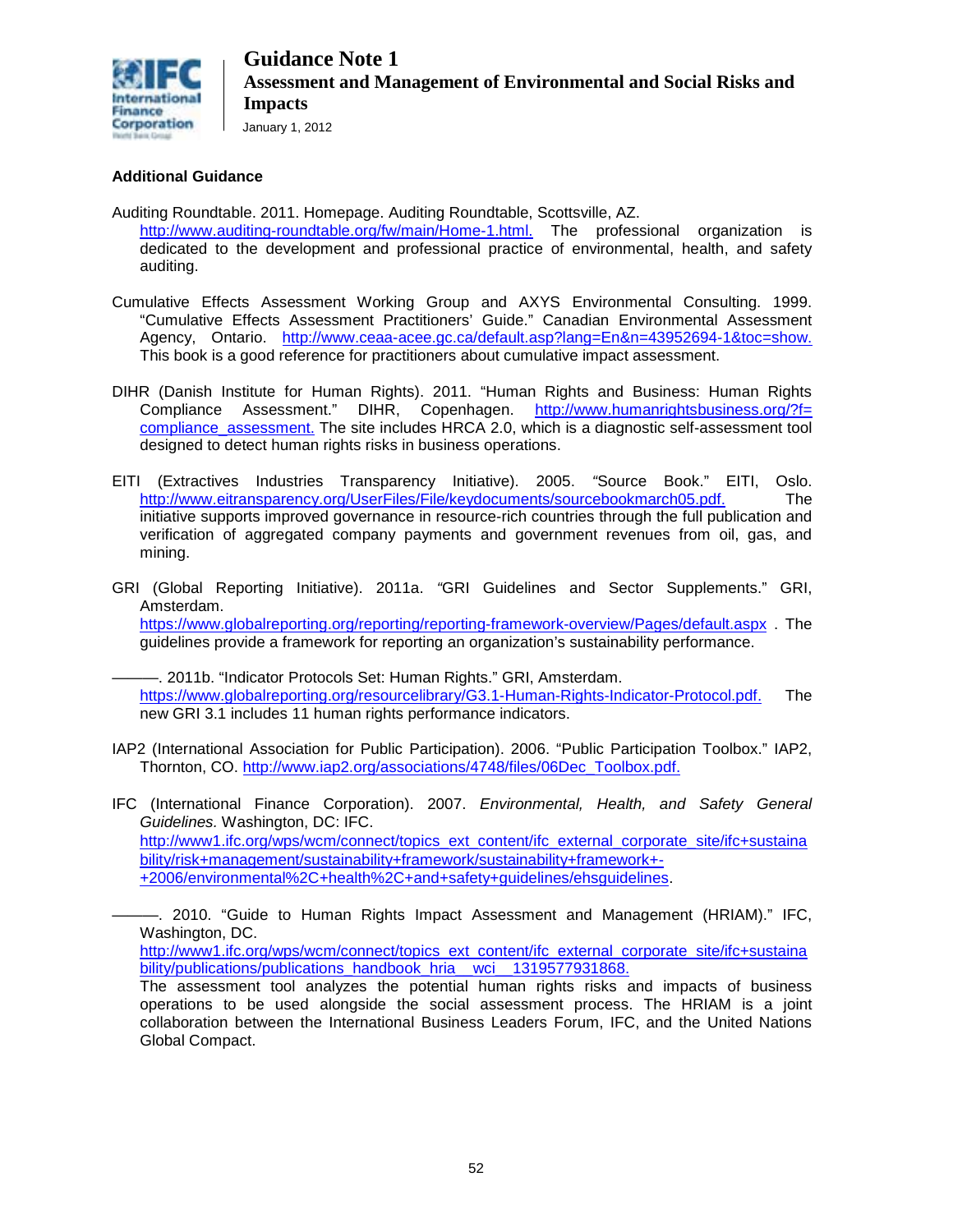**Additional Guidance**

Auditing Roundtable. 2011. Homepage. Auditing Roundtable, Scottsville, AZ. http://www.auditing-roundtable.org/fw/main/Home-1.html. The professional organization is dedicated to the development and professional practice of environmental, health, and safety auditing.

Cumulative Effects Assessment Working Group and AXYS Environmental Consulting. 1999. "Cumulative Effects Assessment Practitioners' Guide." Canadian Environmental Assessment Agency, Ontario. http://www.ceaa-acee.gc.ca/default.asp?lang=En&n=43952694-1&toc=show. This book is a good reference for practitioners about cumulative impact assessment.

DIHR (Danish Institute for Human Rights). 2011. "Human Rights and Business: Human Rights Compliance Assessment." DIHR, Copenhagen. http://www.humanrightsbusiness.org/?f=compliance_assessment. The site includes HRCA 2.0, which is a diagnostic self-assessment tool designed to detect human rights risks in business operations.

EITI (Extractives Industries Transparency Initiative). 2005. "Source Book." EITI, Oslo. http://www.eitransparency.org/UserFiles/File/keydocuments/sourcebookmarch05.pdf. The initiative supports improved governance in resource-rich countries through the full publication and verification of aggregated company payments and government revenues from oil, gas, and mining.

GRI (Global Reporting Initiative). 2011a. "GRI Guidelines and Sector Supplements." GRI, Amsterdam. https://www.globalreporting.org/reporting/reporting-framework-overview/Pages/default.aspx . The guidelines provide a framework for reporting an organization's sustainability performance.

———. 2011b. "Indicator Protocols Set: Human Rights." GRI, Amsterdam. https://www.globalreporting.org/resourcelibrary/G3.1-Human-Rights-Indicator-Protocol.pdf. The new GRI 3.1 includes 11 human rights performance indicators.

IAP2 (International Association for Public Participation). 2006. "Public Participation Toolbox." IAP2, Thornton, CO. http://www.iap2.org/associations/4748/files/06Dec_Toolbox.pdf.

IFC (International Finance Corporation). 2007. *Environmental, Health, and Safety General Guidelines.* Washington, DC: IFC. http://www1.ifc.org/wps/wcm/connect/topics_ext_content/ifc_external_corporate_site/ifc+sustainability/risk+management/sustainability+framework/sustainability+framework+-+2006/environmental%2C+health%2C+and+safety+guidelines/ehsguidelines.

———. 2010. "Guide to Human Rights Impact Assessment and Management (HRIAM)." IFC, Washington, DC. http://www1.ifc.org/wps/wcm/connect/topics_ext_content/ifc_external_corporate_site/ifc+sustainability/publications/publications_handbook_hria__wci__1319577931868. The assessment tool analyzes the potential human rights risks and impacts of business operations to be used alongside the social assessment process. The HRIAM is a joint collaboration between the International Business Leaders Forum, IFC, and the United Nations Global Compact.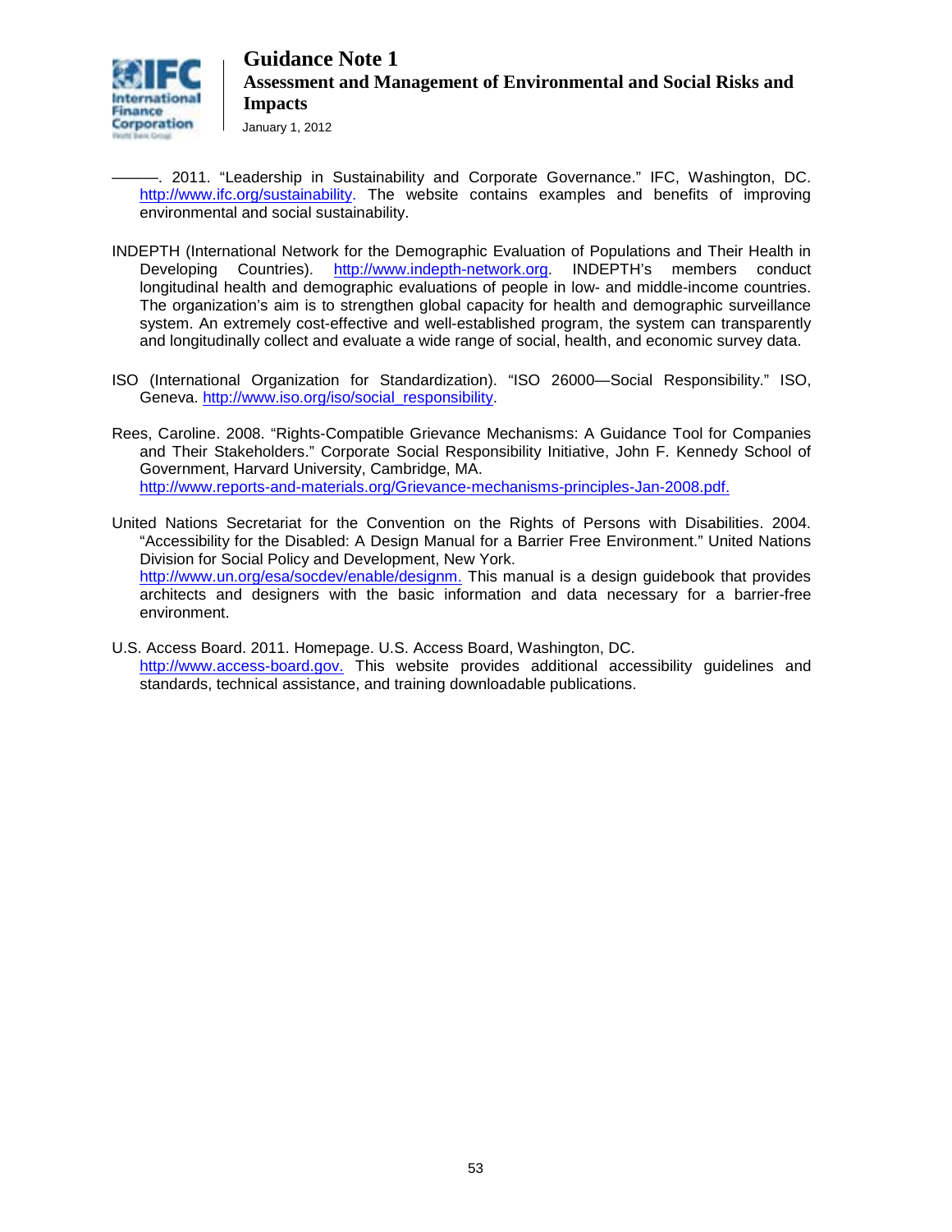———. 2011. "Leadership in Sustainability and Corporate Governance." IFC, Washington, DC. http://www.ifc.org/sustainability. The website contains examples and benefits of improving environmental and social sustainability.

INDEPTH (International Network for the Demographic Evaluation of Populations and Their Health in Developing Countries). http://www.indepth-network.org. INDEPTH's members conduct longitudinal health and demographic evaluations of people in low- and middle-income countries. The organization's aim is to strengthen global capacity for health and demographic surveillance system. An extremely cost-effective and well-established program, the system can transparently and longitudinally collect and evaluate a wide range of social, health, and economic survey data.

ISO (International Organization for Standardization). "ISO 26000—Social Responsibility." ISO, Geneva. http://www.iso.org/iso/social_responsibility.

Rees, Caroline. 2008. "Rights-Compatible Grievance Mechanisms: A Guidance Tool for Companies and Their Stakeholders." Corporate Social Responsibility Initiative, John F. Kennedy School of Government, Harvard University, Cambridge, MA. http://www.reports-and-materials.org/Grievance-mechanisms-principles-Jan-2008.pdf.

United Nations Secretariat for the Convention on the Rights of Persons with Disabilities. 2004. "Accessibility for the Disabled: A Design Manual for a Barrier Free Environment." United Nations Division for Social Policy and Development, New York. http://www.un.org/esa/socdev/enable/designm. This manual is a design guidebook that provides architects and designers with the basic information and data necessary for a barrier-free environment.

U.S. Access Board. 2011. Homepage. U.S. Access Board, Washington, DC. http://www.access-board.gov. This website provides additional accessibility guidelines and standards, technical assistance, and training downloadable publications.